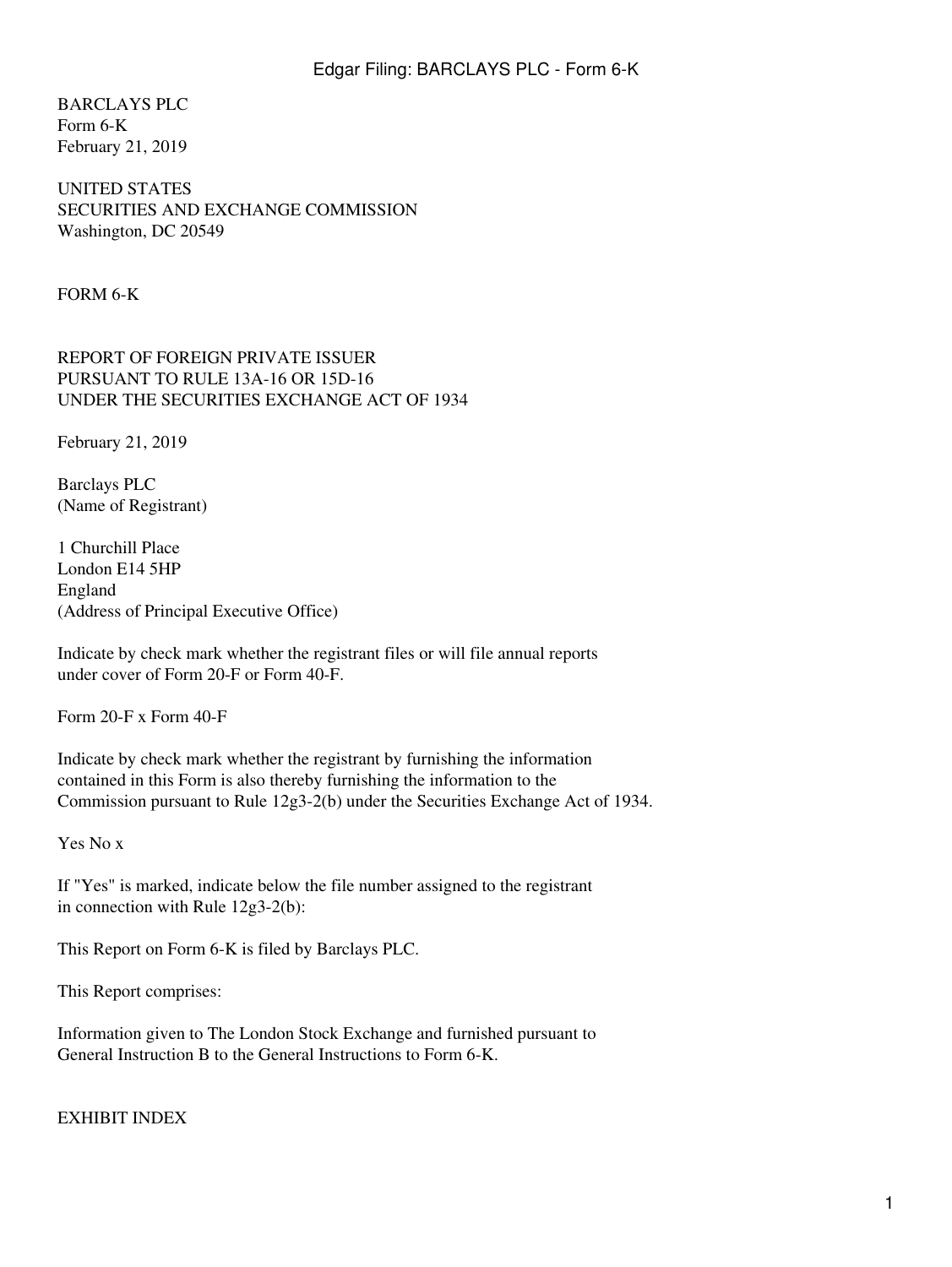BARCLAYS PLC
Form 6-K
February 21, 2019

UNITED STATES
SECURITIES AND EXCHANGE COMMISSION
Washington, DC 20549

FORM 6-K

REPORT OF FOREIGN PRIVATE ISSUER
PURSUANT TO RULE 13A-16 OR 15D-16
UNDER THE SECURITIES EXCHANGE ACT OF 1934

February 21, 2019

Barclays PLC
(Name of Registrant)

1 Churchill Place
London E14 5HP
England
(Address of Principal Executive Office)

Indicate by check mark whether the registrant files or will file annual reports under cover of Form 20-F or Form 40-F.

Form 20-F x Form 40-F

Indicate by check mark whether the registrant by furnishing the information contained in this Form is also thereby furnishing the information to the Commission pursuant to Rule 12g3-2(b) under the Securities Exchange Act of 1934.

Yes No x

If "Yes" is marked, indicate below the file number assigned to the registrant in connection with Rule 12g3-2(b):

This Report on Form 6-K is filed by Barclays PLC.

This Report comprises:

Information given to The London Stock Exchange and furnished pursuant to General Instruction B to the General Instructions to Form 6-K.

EXHIBIT INDEX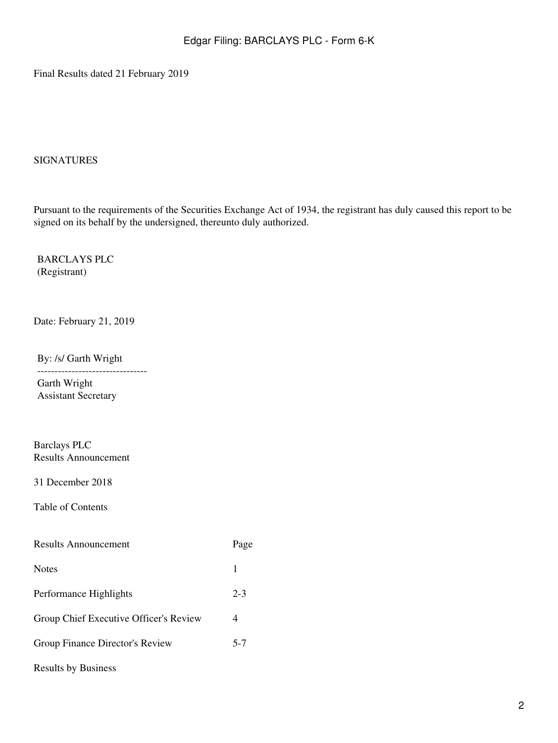Final Results dated 21 February 2019

SIGNATURES

Pursuant to the requirements of the Securities Exchange Act of 1934, the registrant has duly caused this report to be signed on its behalf by the undersigned, thereunto duly authorized.

BARCLAYS PLC
(Registrant)

Date: February 21, 2019

By: /s/ Garth Wright

--------------------------------

Garth Wright
Assistant Secretary

Barclays PLC
Results Announcement

31 December 2018

Table of Contents

| Results Announcement | Page |
| --- | --- |
| Notes | 1 |
| Performance Highlights | 2-3 |
| Group Chief Executive Officer's Review | 4 |
| Group Finance Director's Review | 5-7 |
| Results by Business | |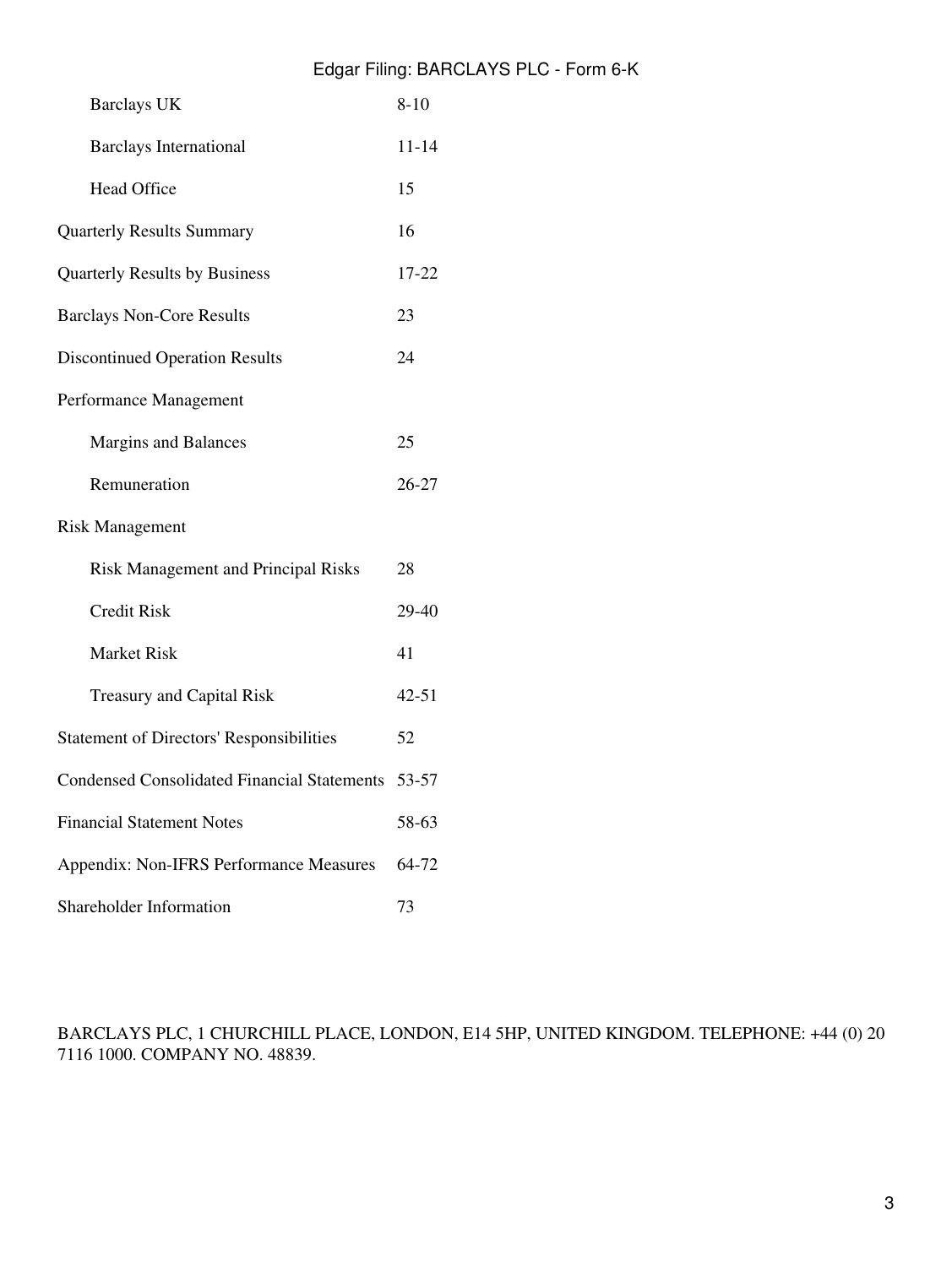| | |
|---|---|
| Barclays UK | 8-10 |
| Barclays International | 11-14 |
| Head Office | 15 |
| Quarterly Results Summary | 16 |
| Quarterly Results by Business | 17-22 |
| Barclays Non-Core Results | 23 |
| Discontinued Operation Results | 24 |
| Performance Management | |
| Margins and Balances | 25 |
| Remuneration | 26-27 |
| Risk Management | |
| Risk Management and Principal Risks | 28 |
| Credit Risk | 29-40 |
| Market Risk | 41 |
| Treasury and Capital Risk | 42-51 |
| Statement of Directors' Responsibilities | 52 |
| Condensed Consolidated Financial Statements | 53-57 |
| Financial Statement Notes | 58-63 |
| Appendix: Non-IFRS Performance Measures | 64-72 |
| Shareholder Information | 73 |

BARCLAYS PLC, 1 CHURCHILL PLACE, LONDON, E14 5HP, UNITED KINGDOM. TELEPHONE: +44 (0) 20 7116 1000. COMPANY NO. 48839.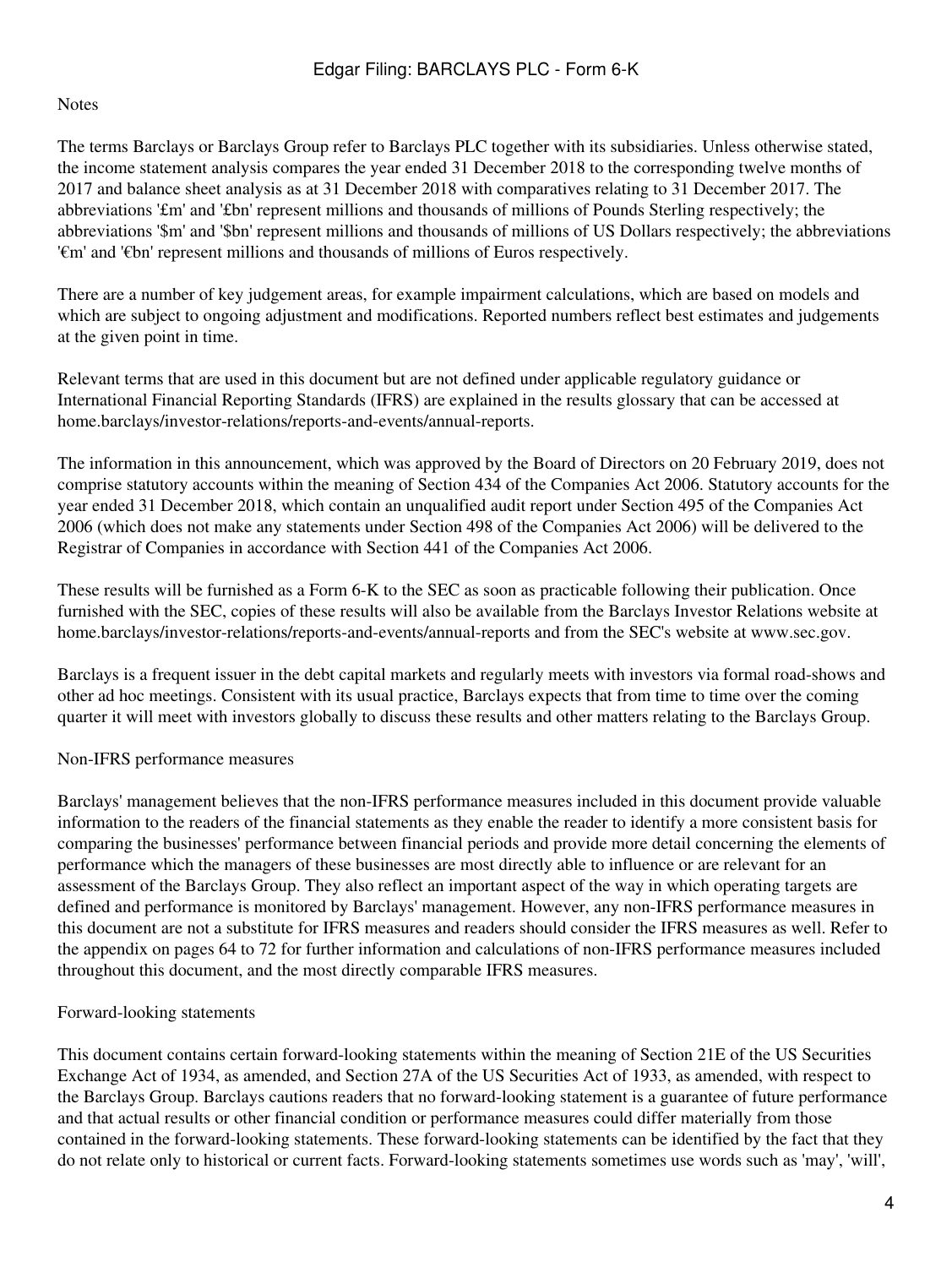Notes

The terms Barclays or Barclays Group refer to Barclays PLC together with its subsidiaries. Unless otherwise stated, the income statement analysis compares the year ended 31 December 2018 to the corresponding twelve months of 2017 and balance sheet analysis as at 31 December 2018 with comparatives relating to 31 December 2017. The abbreviations '£m' and '£bn' represent millions and thousands of millions of Pounds Sterling respectively; the abbreviations '$m' and '$bn' represent millions and thousands of millions of US Dollars respectively; the abbreviations '€m' and '€bn' represent millions and thousands of millions of Euros respectively.

There are a number of key judgement areas, for example impairment calculations, which are based on models and which are subject to ongoing adjustment and modifications. Reported numbers reflect best estimates and judgements at the given point in time.

Relevant terms that are used in this document but are not defined under applicable regulatory guidance or International Financial Reporting Standards (IFRS) are explained in the results glossary that can be accessed at home.barclays/investor-relations/reports-and-events/annual-reports.

The information in this announcement, which was approved by the Board of Directors on 20 February 2019, does not comprise statutory accounts within the meaning of Section 434 of the Companies Act 2006. Statutory accounts for the year ended 31 December 2018, which contain an unqualified audit report under Section 495 of the Companies Act 2006 (which does not make any statements under Section 498 of the Companies Act 2006) will be delivered to the Registrar of Companies in accordance with Section 441 of the Companies Act 2006.

These results will be furnished as a Form 6-K to the SEC as soon as practicable following their publication. Once furnished with the SEC, copies of these results will also be available from the Barclays Investor Relations website at home.barclays/investor-relations/reports-and-events/annual-reports and from the SEC's website at www.sec.gov.

Barclays is a frequent issuer in the debt capital markets and regularly meets with investors via formal road-shows and other ad hoc meetings. Consistent with its usual practice, Barclays expects that from time to time over the coming quarter it will meet with investors globally to discuss these results and other matters relating to the Barclays Group.

Non-IFRS performance measures

Barclays' management believes that the non-IFRS performance measures included in this document provide valuable information to the readers of the financial statements as they enable the reader to identify a more consistent basis for comparing the businesses' performance between financial periods and provide more detail concerning the elements of performance which the managers of these businesses are most directly able to influence or are relevant for an assessment of the Barclays Group. They also reflect an important aspect of the way in which operating targets are defined and performance is monitored by Barclays' management. However, any non-IFRS performance measures in this document are not a substitute for IFRS measures and readers should consider the IFRS measures as well. Refer to the appendix on pages 64 to 72 for further information and calculations of non-IFRS performance measures included throughout this document, and the most directly comparable IFRS measures.

Forward-looking statements

This document contains certain forward-looking statements within the meaning of Section 21E of the US Securities Exchange Act of 1934, as amended, and Section 27A of the US Securities Act of 1933, as amended, with respect to the Barclays Group. Barclays cautions readers that no forward-looking statement is a guarantee of future performance and that actual results or other financial condition or performance measures could differ materially from those contained in the forward-looking statements. These forward-looking statements can be identified by the fact that they do not relate only to historical or current facts. Forward-looking statements sometimes use words such as 'may', 'will',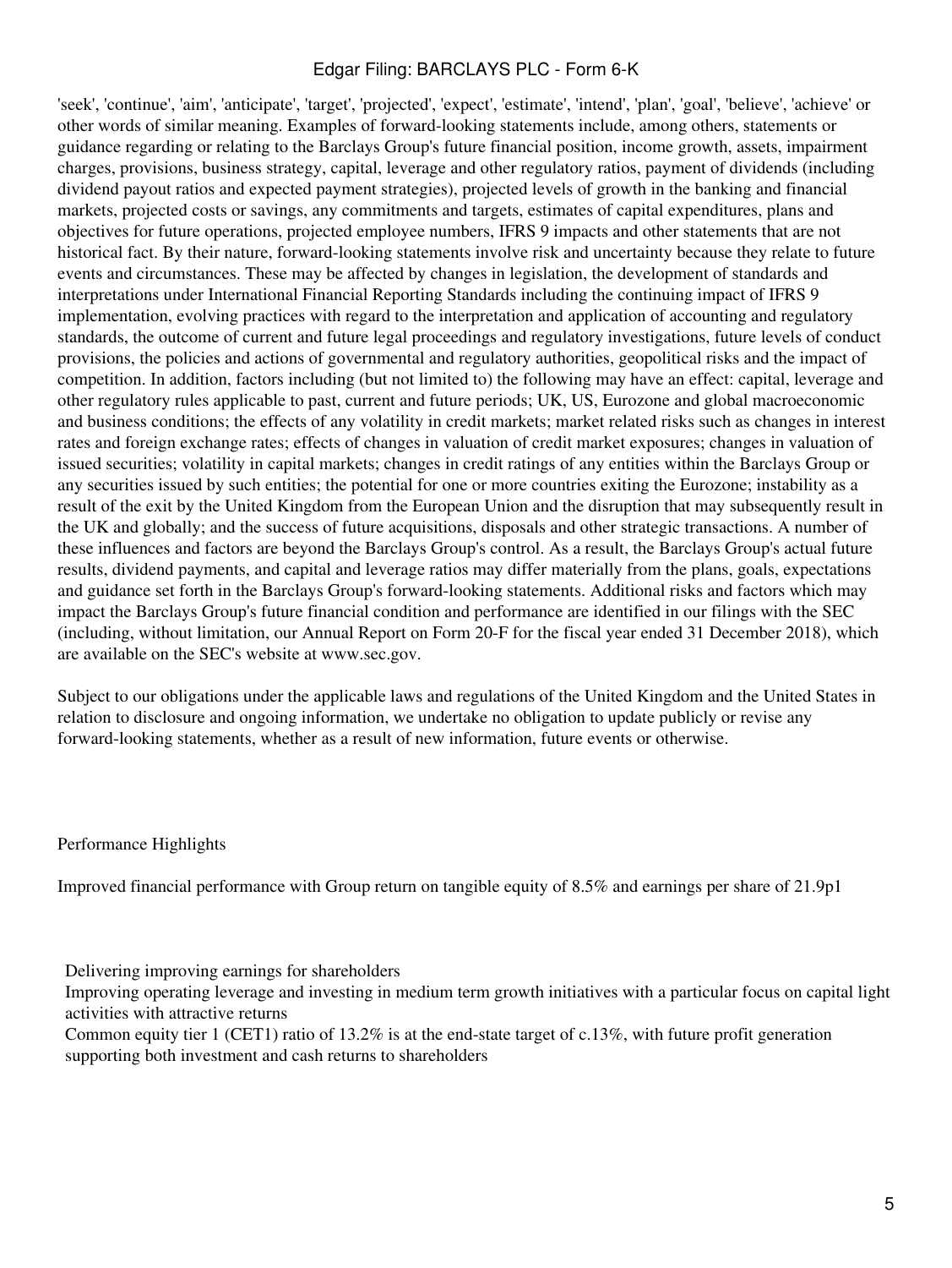'seek', 'continue', 'aim', 'anticipate', 'target', 'projected', 'expect', 'estimate', 'intend', 'plan', 'goal', 'believe', 'achieve' or other words of similar meaning. Examples of forward-looking statements include, among others, statements or guidance regarding or relating to the Barclays Group's future financial position, income growth, assets, impairment charges, provisions, business strategy, capital, leverage and other regulatory ratios, payment of dividends (including dividend payout ratios and expected payment strategies), projected levels of growth in the banking and financial markets, projected costs or savings, any commitments and targets, estimates of capital expenditures, plans and objectives for future operations, projected employee numbers, IFRS 9 impacts and other statements that are not historical fact. By their nature, forward-looking statements involve risk and uncertainty because they relate to future events and circumstances. These may be affected by changes in legislation, the development of standards and interpretations under International Financial Reporting Standards including the continuing impact of IFRS 9 implementation, evolving practices with regard to the interpretation and application of accounting and regulatory standards, the outcome of current and future legal proceedings and regulatory investigations, future levels of conduct provisions, the policies and actions of governmental and regulatory authorities, geopolitical risks and the impact of competition. In addition, factors including (but not limited to) the following may have an effect: capital, leverage and other regulatory rules applicable to past, current and future periods; UK, US, Eurozone and global macroeconomic and business conditions; the effects of any volatility in credit markets; market related risks such as changes in interest rates and foreign exchange rates; effects of changes in valuation of credit market exposures; changes in valuation of issued securities; volatility in capital markets; changes in credit ratings of any entities within the Barclays Group or any securities issued by such entities; the potential for one or more countries exiting the Eurozone; instability as a result of the exit by the United Kingdom from the European Union and the disruption that may subsequently result in the UK and globally; and the success of future acquisitions, disposals and other strategic transactions. A number of these influences and factors are beyond the Barclays Group's control. As a result, the Barclays Group's actual future results, dividend payments, and capital and leverage ratios may differ materially from the plans, goals, expectations and guidance set forth in the Barclays Group's forward-looking statements. Additional risks and factors which may impact the Barclays Group's future financial condition and performance are identified in our filings with the SEC (including, without limitation, our Annual Report on Form 20-F for the fiscal year ended 31 December 2018), which are available on the SEC's website at www.sec.gov.

Subject to our obligations under the applicable laws and regulations of the United Kingdom and the United States in relation to disclosure and ongoing information, we undertake no obligation to update publicly or revise any forward-looking statements, whether as a result of new information, future events or otherwise.

## Performance Highlights

Improved financial performance with Group return on tangible equity of 8.5% and earnings per share of 21.9p[1]

- Delivering improving earnings for shareholders
- Improving operating leverage and investing in medium term growth initiatives with a particular focus on capital light activities with attractive returns
- Common equity tier 1 (CET1) ratio of 13.2% is at the end-state target of c.13%, with future profit generation supporting both investment and cash returns to shareholders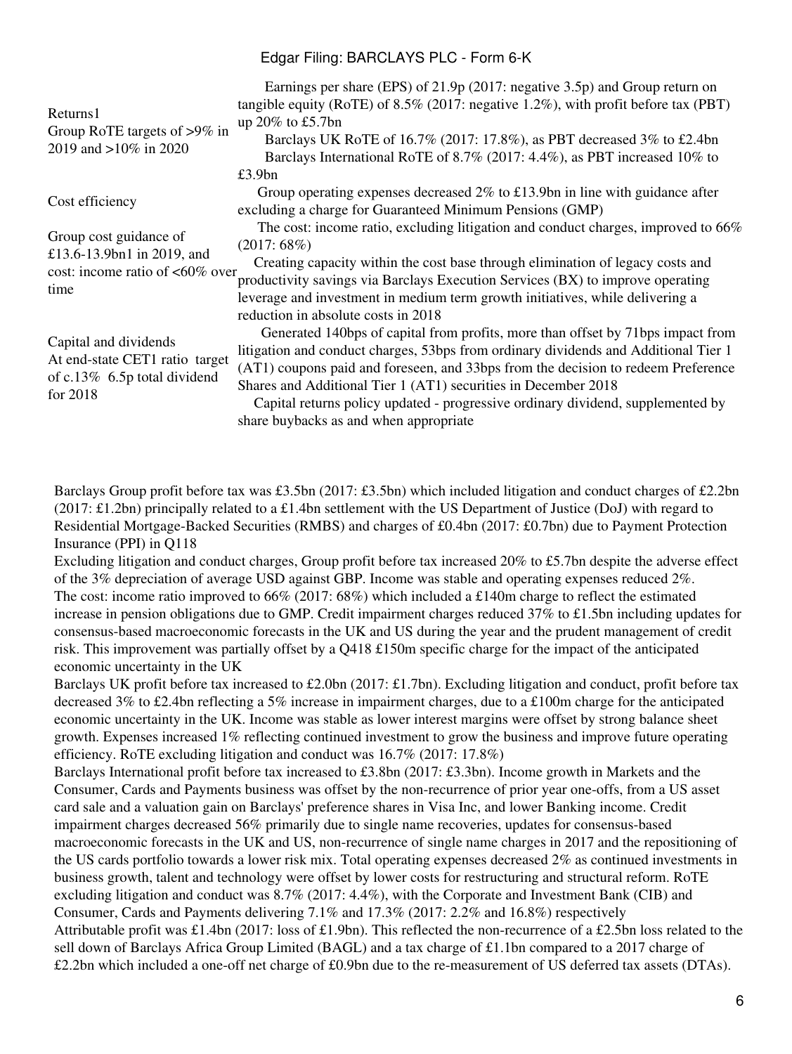| | |
|---|---|
| Returns1<br>Group RoTE targets of >9% in 2019 and >10% in 2020 | Earnings per share (EPS) of 21.9p (2017: negative 3.5p) and Group return on tangible equity (RoTE) of 8.5% (2017: negative 1.2%), with profit before tax (PBT) up 20% to £5.7bn<br>Barclays UK RoTE of 16.7% (2017: 17.8%), as PBT decreased 3% to £2.4bn<br>Barclays International RoTE of 8.7% (2017: 4.4%), as PBT increased 10% to £3.9bn |
| Cost efficiency<br><br>Group cost guidance of £13.6-13.9bn1 in 2019, and cost: income ratio of <60% over time | Group operating expenses decreased 2% to £13.9bn in line with guidance after excluding a charge for Guaranteed Minimum Pensions (GMP)<br>The cost: income ratio, excluding litigation and conduct charges, improved to 66% (2017: 68%)<br>Creating capacity within the cost base through elimination of legacy costs and productivity savings via Barclays Execution Services (BX) to improve operating leverage and investment in medium term growth initiatives, while delivering a reduction in absolute costs in 2018 |
| Capital and dividends<br>At end-state CET1 ratio target of c.13% 6.5p total dividend for 2018 | Generated 140bps of capital from profits, more than offset by 71bps impact from litigation and conduct charges, 53bps from ordinary dividends and Additional Tier 1 (AT1) coupons paid and foreseen, and 33bps from the decision to redeem Preference Shares and Additional Tier 1 (AT1) securities in December 2018<br>Capital returns policy updated - progressive ordinary dividend, supplemented by share buybacks as and when appropriate |

Barclays Group profit before tax was £3.5bn (2017: £3.5bn) which included litigation and conduct charges of £2.2bn (2017: £1.2bn) principally related to a £1.4bn settlement with the US Department of Justice (DoJ) with regard to Residential Mortgage-Backed Securities (RMBS) and charges of £0.4bn (2017: £0.7bn) due to Payment Protection Insurance (PPI) in Q118

Excluding litigation and conduct charges, Group profit before tax increased 20% to £5.7bn despite the adverse effect of the 3% depreciation of average USD against GBP. Income was stable and operating expenses reduced 2%.

The cost: income ratio improved to 66% (2017: 68%) which included a £140m charge to reflect the estimated increase in pension obligations due to GMP. Credit impairment charges reduced 37% to £1.5bn including updates for consensus-based macroeconomic forecasts in the UK and US during the year and the prudent management of credit risk. This improvement was partially offset by a Q418 £150m specific charge for the impact of the anticipated economic uncertainty in the UK

Barclays UK profit before tax increased to £2.0bn (2017: £1.7bn). Excluding litigation and conduct, profit before tax decreased 3% to £2.4bn reflecting a 5% increase in impairment charges, due to a £100m charge for the anticipated economic uncertainty in the UK. Income was stable as lower interest margins were offset by strong balance sheet growth. Expenses increased 1% reflecting continued investment to grow the business and improve future operating efficiency. RoTE excluding litigation and conduct was 16.7% (2017: 17.8%)

Barclays International profit before tax increased to £3.8bn (2017: £3.3bn). Income growth in Markets and the Consumer, Cards and Payments business was offset by the non-recurrence of prior year one-offs, from a US asset card sale and a valuation gain on Barclays' preference shares in Visa Inc, and lower Banking income. Credit impairment charges decreased 56% primarily due to single name recoveries, updates for consensus-based macroeconomic forecasts in the UK and US, non-recurrence of single name charges in 2017 and the repositioning of the US cards portfolio towards a lower risk mix. Total operating expenses decreased 2% as continued investments in business growth, talent and technology were offset by lower costs for restructuring and structural reform. RoTE excluding litigation and conduct was 8.7% (2017: 4.4%), with the Corporate and Investment Bank (CIB) and Consumer, Cards and Payments delivering 7.1% and 17.3% (2017: 2.2% and 16.8%) respectively

Attributable profit was £1.4bn (2017: loss of £1.9bn). This reflected the non-recurrence of a £2.5bn loss related to the sell down of Barclays Africa Group Limited (BAGL) and a tax charge of £1.1bn compared to a 2017 charge of £2.2bn which included a one-off net charge of £0.9bn due to the re-measurement of US deferred tax assets (DTAs).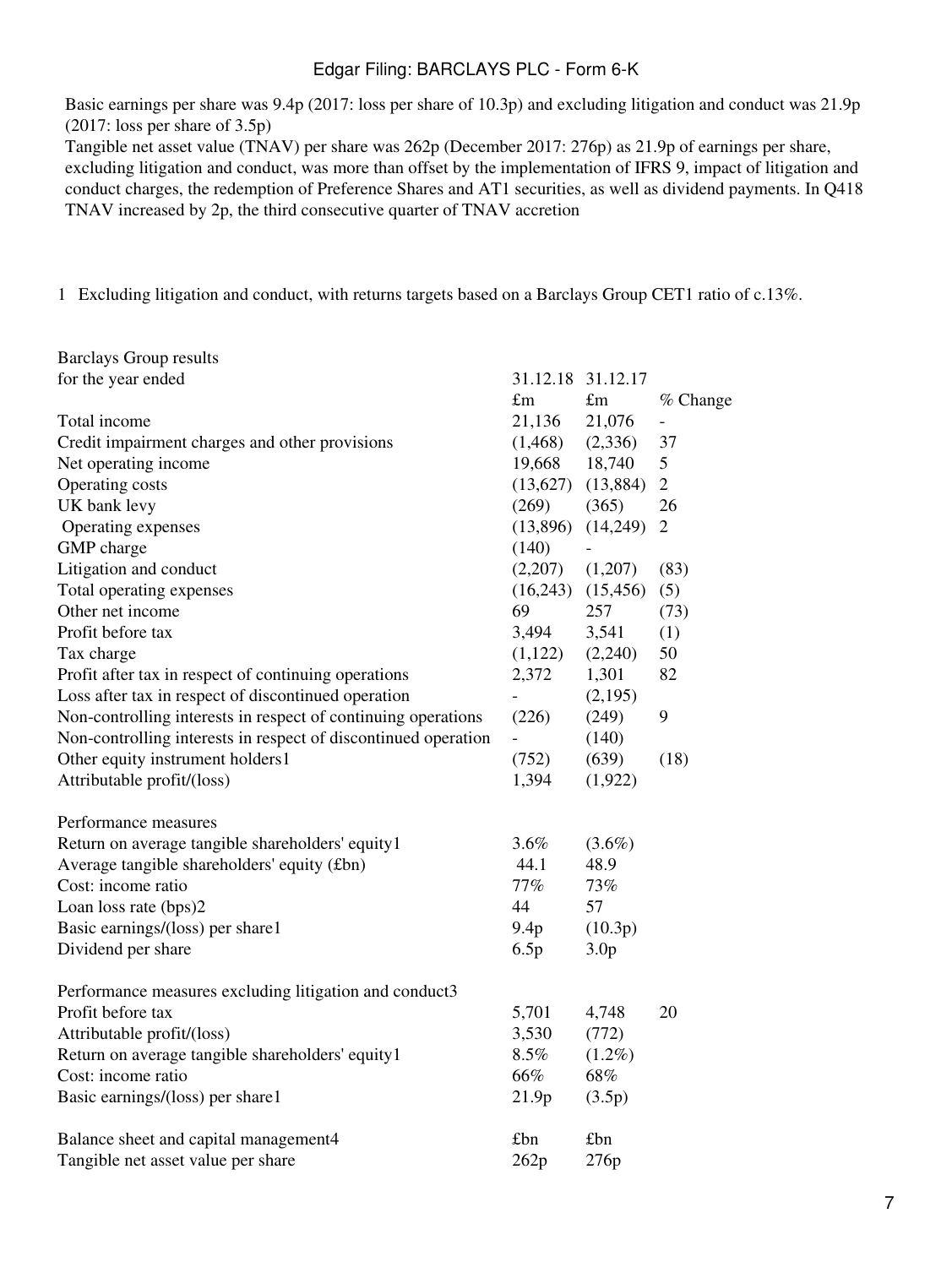- Basic earnings per share was 9.4p (2017: loss per share of 10.3p) and excluding litigation and conduct was 21.9p (2017: loss per share of 3.5p)
- Tangible net asset value (TNAV) per share was 262p (December 2017: 276p) as 21.9p of earnings per share, excluding litigation and conduct, was more than offset by the implementation of IFRS 9, impact of litigation and conduct charges, the redemption of Preference Shares and AT1 securities, as well as dividend payments. In Q418 TNAV increased by 2p, the third consecutive quarter of TNAV accretion

1 Excluding litigation and conduct, with returns targets based on a Barclays Group CET1 ratio of c.13%.

| Barclays Group results for the year ended | 31.12.18 | 31.12.17 | |
|---|---|---|---|
| | £m | £m | % Change |
| Total income | 21,136 | 21,076 | - |
| Credit impairment charges and other provisions | (1,468) | (2,336) | 37 |
| Net operating income | 19,668 | 18,740 | 5 |
| Operating costs | (13,627) | (13,884) | 2 |
| UK bank levy | (269) | (365) | 26 |
| Operating expenses | (13,896) | (14,249) | 2 |
| GMP charge | (140) | - | |
| Litigation and conduct | (2,207) | (1,207) | (83) |
| Total operating expenses | (16,243) | (15,456) | (5) |
| Other net income | 69 | 257 | (73) |
| Profit before tax | 3,494 | 3,541 | (1) |
| Tax charge | (1,122) | (2,240) | 50 |
| Profit after tax in respect of continuing operations | 2,372 | 1,301 | 82 |
| Loss after tax in respect of discontinued operation | - | (2,195) | |
| Non-controlling interests in respect of continuing operations | (226) | (249) | 9 |
| Non-controlling interests in respect of discontinued operation | - | (140) | |
| Other equity instrument holders1 | (752) | (639) | (18) |
| Attributable profit/(loss) | 1,394 | (1,922) | |
| | | | |
| Performance measures | | | |
| Return on average tangible shareholders' equity1 | 3.6% | (3.6%) | |
| Average tangible shareholders' equity (£bn) | 44.1 | 48.9 | |
| Cost: income ratio | 77% | 73% | |
| Loan loss rate (bps)2 | 44 | 57 | |
| Basic earnings/(loss) per share1 | 9.4p | (10.3p) | |
| Dividend per share | 6.5p | 3.0p | |
| | | | |
| Performance measures excluding litigation and conduct3 | | | |
| Profit before tax | 5,701 | 4,748 | 20 |
| Attributable profit/(loss) | 3,530 | (772) | |
| Return on average tangible shareholders' equity1 | 8.5% | (1.2%) | |
| Cost: income ratio | 66% | 68% | |
| Basic earnings/(loss) per share1 | 21.9p | (3.5p) | |
| | | | |
| Balance sheet and capital management4 | £bn | £bn | |
| Tangible net asset value per share | 262p | 276p | |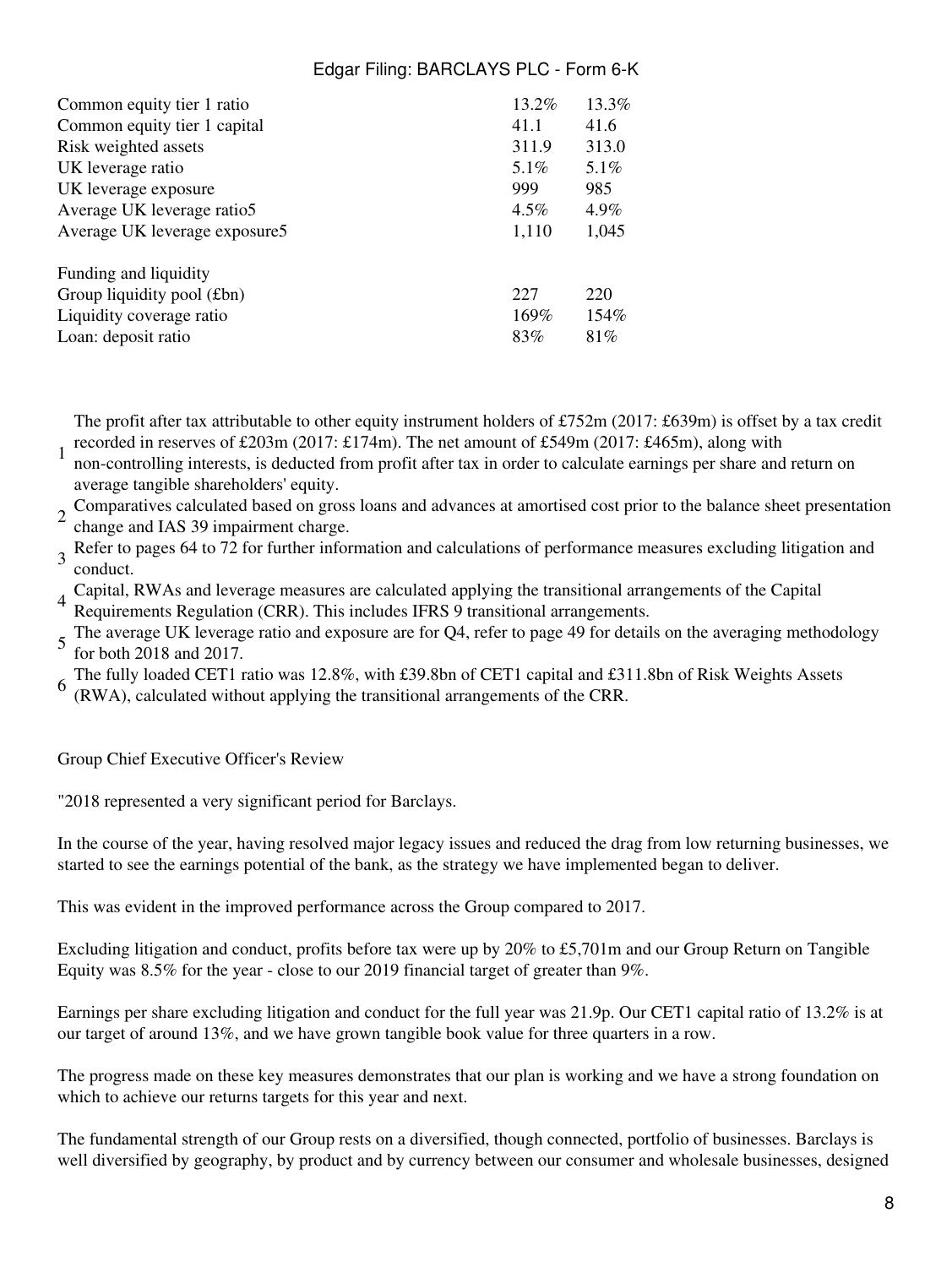| | | |
|---|---|---|
| Common equity tier 1 ratio | 13.2% | 13.3% |
| Common equity tier 1 capital | 41.1 | 41.6 |
| Risk weighted assets | 311.9 | 313.0 |
| UK leverage ratio | 5.1% | 5.1% |
| UK leverage exposure | 999 | 985 |
| Average UK leverage ratio[5] | 4.5% | 4.9% |
| Average UK leverage exposure[5] | 1,110 | 1,045 |
| | | |
| Funding and liquidity | | |
| Group liquidity pool (£bn) | 227 | 220 |
| Liquidity coverage ratio | 169% | 154% |
| Loan: deposit ratio | 83% | 81% |

1. The profit after tax attributable to other equity instrument holders of £752m (2017: £639m) is offset by a tax credit recorded in reserves of £203m (2017: £174m). The net amount of £549m (2017: £465m), along with non-controlling interests, is deducted from profit after tax in order to calculate earnings per share and return on average tangible shareholders' equity.
2. Comparatives calculated based on gross loans and advances at amortised cost prior to the balance sheet presentation change and IAS 39 impairment charge.
3. Refer to pages 64 to 72 for further information and calculations of performance measures excluding litigation and conduct.
4. Capital, RWAs and leverage measures are calculated applying the transitional arrangements of the Capital Requirements Regulation (CRR). This includes IFRS 9 transitional arrangements.
5. The average UK leverage ratio and exposure are for Q4, refer to page 49 for details on the averaging methodology for both 2018 and 2017.
6. The fully loaded CET1 ratio was 12.8%, with £39.8bn of CET1 capital and £311.8bn of Risk Weights Assets (RWA), calculated without applying the transitional arrangements of the CRR.

Group Chief Executive Officer's Review

"2018 represented a very significant period for Barclays.

In the course of the year, having resolved major legacy issues and reduced the drag from low returning businesses, we started to see the earnings potential of the bank, as the strategy we have implemented began to deliver.

This was evident in the improved performance across the Group compared to 2017.

Excluding litigation and conduct, profits before tax were up by 20% to £5,701m and our Group Return on Tangible Equity was 8.5% for the year - close to our 2019 financial target of greater than 9%.

Earnings per share excluding litigation and conduct for the full year was 21.9p. Our CET1 capital ratio of 13.2% is at our target of around 13%, and we have grown tangible book value for three quarters in a row.

The progress made on these key measures demonstrates that our plan is working and we have a strong foundation on which to achieve our returns targets for this year and next.

The fundamental strength of our Group rests on a diversified, though connected, portfolio of businesses. Barclays is well diversified by geography, by product and by currency between our consumer and wholesale businesses, designed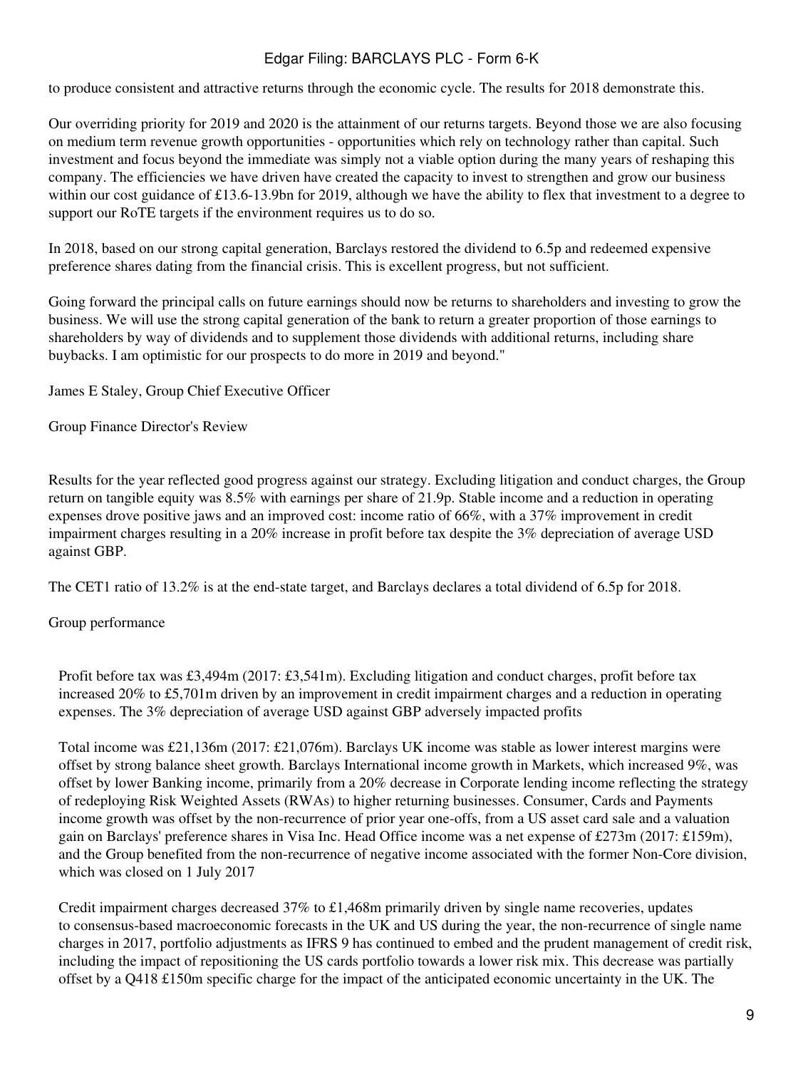to produce consistent and attractive returns through the economic cycle. The results for 2018 demonstrate this.

Our overriding priority for 2019 and 2020 is the attainment of our returns targets. Beyond those we are also focusing on medium term revenue growth opportunities - opportunities which rely on technology rather than capital. Such investment and focus beyond the immediate was simply not a viable option during the many years of reshaping this company. The efficiencies we have driven have created the capacity to invest to strengthen and grow our business within our cost guidance of £13.6-13.9bn for 2019, although we have the ability to flex that investment to a degree to support our RoTE targets if the environment requires us to do so.

In 2018, based on our strong capital generation, Barclays restored the dividend to 6.5p and redeemed expensive preference shares dating from the financial crisis. This is excellent progress, but not sufficient.

Going forward the principal calls on future earnings should now be returns to shareholders and investing to grow the business. We will use the strong capital generation of the bank to return a greater proportion of those earnings to shareholders by way of dividends and to supplement those dividends with additional returns, including share buybacks. I am optimistic for our prospects to do more in 2019 and beyond."

James E Staley, Group Chief Executive Officer

## Group Finance Director's Review

Results for the year reflected good progress against our strategy. Excluding litigation and conduct charges, the Group return on tangible equity was 8.5% with earnings per share of 21.9p. Stable income and a reduction in operating expenses drove positive jaws and an improved cost: income ratio of 66%, with a 37% improvement in credit impairment charges resulting in a 20% increase in profit before tax despite the 3% depreciation of average USD against GBP.

The CET1 ratio of 13.2% is at the end-state target, and Barclays declares a total dividend of 6.5p for 2018.

### Group performance

- Profit before tax was £3,494m (2017: £3,541m). Excluding litigation and conduct charges, profit before tax increased 20% to £5,701m driven by an improvement in credit impairment charges and a reduction in operating expenses. The 3% depreciation of average USD against GBP adversely impacted profits

- Total income was £21,136m (2017: £21,076m). Barclays UK income was stable as lower interest margins were offset by strong balance sheet growth. Barclays International income growth in Markets, which increased 9%, was offset by lower Banking income, primarily from a 20% decrease in Corporate lending income reflecting the strategy of redeploying Risk Weighted Assets (RWAs) to higher returning businesses. Consumer, Cards and Payments income growth was offset by the non-recurrence of prior year one-offs, from a US asset card sale and a valuation gain on Barclays' preference shares in Visa Inc. Head Office income was a net expense of £273m (2017: £159m), and the Group benefited from the non-recurrence of negative income associated with the former Non-Core division, which was closed on 1 July 2017

- Credit impairment charges decreased 37% to £1,468m primarily driven by single name recoveries, updates to consensus-based macroeconomic forecasts in the UK and US during the year, the non-recurrence of single name charges in 2017, portfolio adjustments as IFRS 9 has continued to embed and the prudent management of credit risk, including the impact of repositioning the US cards portfolio towards a lower risk mix. This decrease was partially offset by a Q418 £150m specific charge for the impact of the anticipated economic uncertainty in the UK. The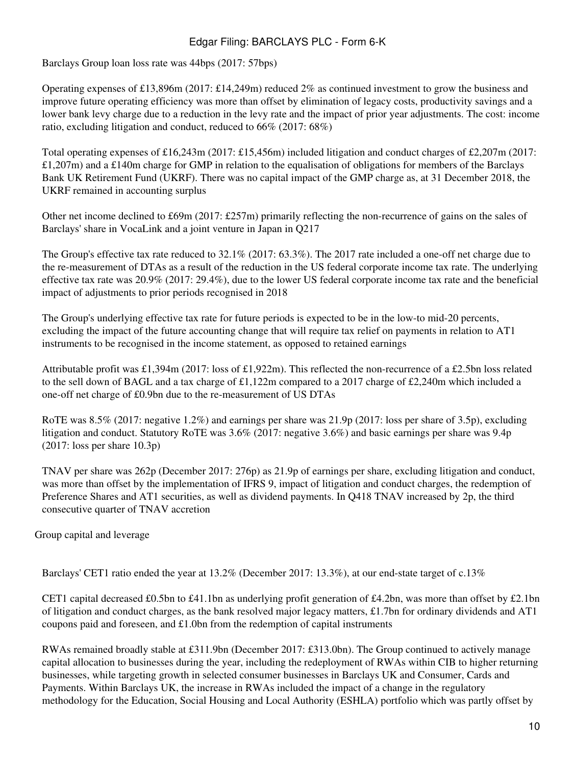Barclays Group loan loss rate was 44bps (2017: 57bps)

Operating expenses of £13,896m (2017: £14,249m) reduced 2% as continued investment to grow the business and improve future operating efficiency was more than offset by elimination of legacy costs, productivity savings and a lower bank levy charge due to a reduction in the levy rate and the impact of prior year adjustments. The cost: income ratio, excluding litigation and conduct, reduced to 66% (2017: 68%)

Total operating expenses of £16,243m (2017: £15,456m) included litigation and conduct charges of £2,207m (2017: £1,207m) and a £140m charge for GMP in relation to the equalisation of obligations for members of the Barclays Bank UK Retirement Fund (UKRF). There was no capital impact of the GMP charge as, at 31 December 2018, the UKRF remained in accounting surplus

Other net income declined to £69m (2017: £257m) primarily reflecting the non-recurrence of gains on the sales of Barclays' share in VocaLink and a joint venture in Japan in Q217

The Group's effective tax rate reduced to 32.1% (2017: 63.3%). The 2017 rate included a one-off net charge due to the re-measurement of DTAs as a result of the reduction in the US federal corporate income tax rate. The underlying effective tax rate was 20.9% (2017: 29.4%), due to the lower US federal corporate income tax rate and the beneficial impact of adjustments to prior periods recognised in 2018

The Group's underlying effective tax rate for future periods is expected to be in the low-to mid-20 percents, excluding the impact of the future accounting change that will require tax relief on payments in relation to AT1 instruments to be recognised in the income statement, as opposed to retained earnings

Attributable profit was £1,394m (2017: loss of £1,922m). This reflected the non-recurrence of a £2.5bn loss related to the sell down of BAGL and a tax charge of £1,122m compared to a 2017 charge of £2,240m which included a one-off net charge of £0.9bn due to the re-measurement of US DTAs

RoTE was 8.5% (2017: negative 1.2%) and earnings per share was 21.9p (2017: loss per share of 3.5p), excluding litigation and conduct. Statutory RoTE was 3.6% (2017: negative 3.6%) and basic earnings per share was 9.4p (2017: loss per share 10.3p)

TNAV per share was 262p (December 2017: 276p) as 21.9p of earnings per share, excluding litigation and conduct, was more than offset by the implementation of IFRS 9, impact of litigation and conduct charges, the redemption of Preference Shares and AT1 securities, as well as dividend payments. In Q418 TNAV increased by 2p, the third consecutive quarter of TNAV accretion

Group capital and leverage

Barclays' CET1 ratio ended the year at 13.2% (December 2017: 13.3%), at our end-state target of c.13%

CET1 capital decreased £0.5bn to £41.1bn as underlying profit generation of £4.2bn, was more than offset by £2.1bn of litigation and conduct charges, as the bank resolved major legacy matters, £1.7bn for ordinary dividends and AT1 coupons paid and foreseen, and £1.0bn from the redemption of capital instruments

RWAs remained broadly stable at £311.9bn (December 2017: £313.0bn). The Group continued to actively manage capital allocation to businesses during the year, including the redeployment of RWAs within CIB to higher returning businesses, while targeting growth in selected consumer businesses in Barclays UK and Consumer, Cards and Payments. Within Barclays UK, the increase in RWAs included the impact of a change in the regulatory methodology for the Education, Social Housing and Local Authority (ESHLA) portfolio which was partly offset by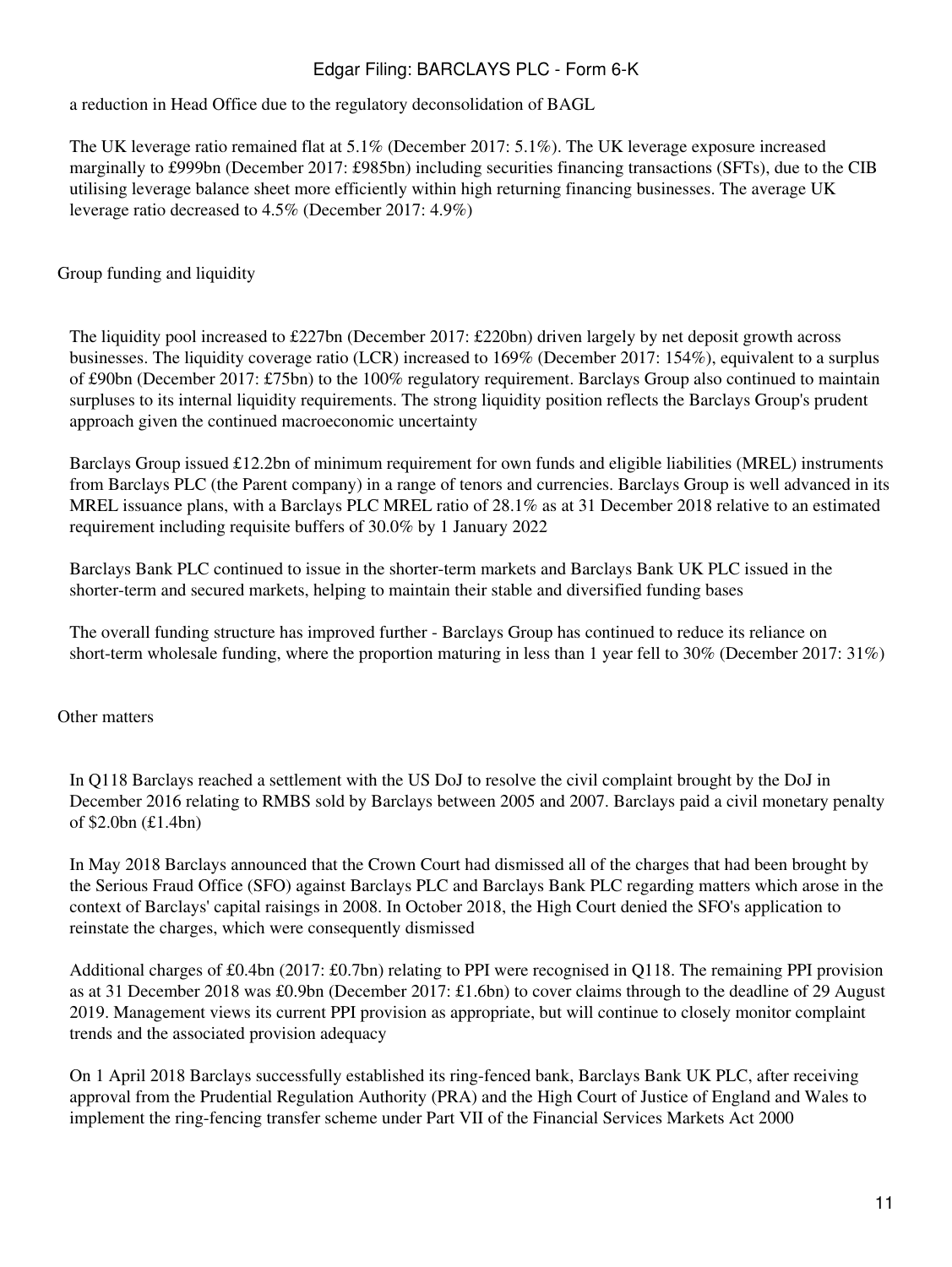a reduction in Head Office due to the regulatory deconsolidation of BAGL

The UK leverage ratio remained flat at 5.1% (December 2017: 5.1%). The UK leverage exposure increased marginally to £999bn (December 2017: £985bn) including securities financing transactions (SFTs), due to the CIB utilising leverage balance sheet more efficiently within high returning financing businesses. The average UK leverage ratio decreased to 4.5% (December 2017: 4.9%)

## Group funding and liquidity

The liquidity pool increased to £227bn (December 2017: £220bn) driven largely by net deposit growth across businesses. The liquidity coverage ratio (LCR) increased to 169% (December 2017: 154%), equivalent to a surplus of £90bn (December 2017: £75bn) to the 100% regulatory requirement. Barclays Group also continued to maintain surpluses to its internal liquidity requirements. The strong liquidity position reflects the Barclays Group's prudent approach given the continued macroeconomic uncertainty

Barclays Group issued £12.2bn of minimum requirement for own funds and eligible liabilities (MREL) instruments from Barclays PLC (the Parent company) in a range of tenors and currencies. Barclays Group is well advanced in its MREL issuance plans, with a Barclays PLC MREL ratio of 28.1% as at 31 December 2018 relative to an estimated requirement including requisite buffers of 30.0% by 1 January 2022

Barclays Bank PLC continued to issue in the shorter-term markets and Barclays Bank UK PLC issued in the shorter-term and secured markets, helping to maintain their stable and diversified funding bases

The overall funding structure has improved further - Barclays Group has continued to reduce its reliance on short-term wholesale funding, where the proportion maturing in less than 1 year fell to 30% (December 2017: 31%)

## Other matters

In Q118 Barclays reached a settlement with the US DoJ to resolve the civil complaint brought by the DoJ in December 2016 relating to RMBS sold by Barclays between 2005 and 2007. Barclays paid a civil monetary penalty of $2.0bn (£1.4bn)

In May 2018 Barclays announced that the Crown Court had dismissed all of the charges that had been brought by the Serious Fraud Office (SFO) against Barclays PLC and Barclays Bank PLC regarding matters which arose in the context of Barclays' capital raisings in 2008. In October 2018, the High Court denied the SFO's application to reinstate the charges, which were consequently dismissed

Additional charges of £0.4bn (2017: £0.7bn) relating to PPI were recognised in Q118. The remaining PPI provision as at 31 December 2018 was £0.9bn (December 2017: £1.6bn) to cover claims through to the deadline of 29 August 2019. Management views its current PPI provision as appropriate, but will continue to closely monitor complaint trends and the associated provision adequacy

On 1 April 2018 Barclays successfully established its ring-fenced bank, Barclays Bank UK PLC, after receiving approval from the Prudential Regulation Authority (PRA) and the High Court of Justice of England and Wales to implement the ring-fencing transfer scheme under Part VII of the Financial Services Markets Act 2000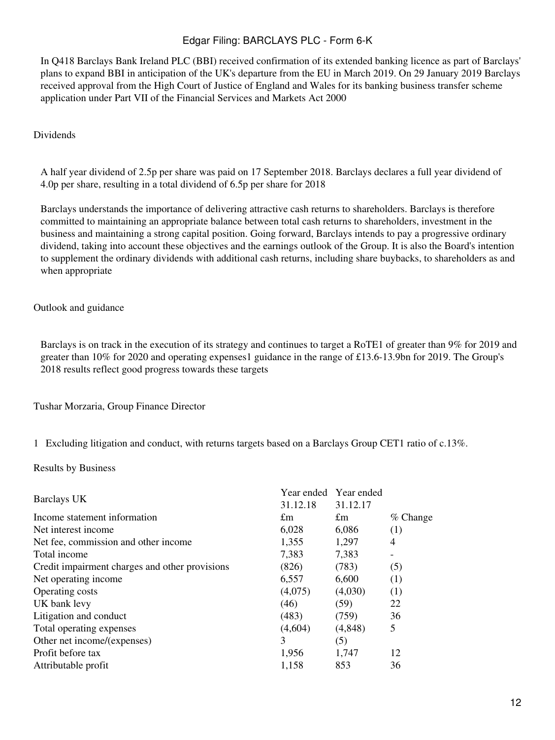In Q418 Barclays Bank Ireland PLC (BBI) received confirmation of its extended banking licence as part of Barclays' plans to expand BBI in anticipation of the UK's departure from the EU in March 2019. On 29 January 2019 Barclays received approval from the High Court of Justice of England and Wales for its banking business transfer scheme application under Part VII of the Financial Services and Markets Act 2000

Dividends

A half year dividend of 2.5p per share was paid on 17 September 2018. Barclays declares a full year dividend of 4.0p per share, resulting in a total dividend of 6.5p per share for 2018

Barclays understands the importance of delivering attractive cash returns to shareholders. Barclays is therefore committed to maintaining an appropriate balance between total cash returns to shareholders, investment in the business and maintaining a strong capital position. Going forward, Barclays intends to pay a progressive ordinary dividend, taking into account these objectives and the earnings outlook of the Group. It is also the Board's intention to supplement the ordinary dividends with additional cash returns, including share buybacks, to shareholders as and when appropriate

Outlook and guidance

Barclays is on track in the execution of its strategy and continues to target a RoTE[1] of greater than 9% for 2019 and greater than 10% for 2020 and operating expenses[1] guidance in the range of £13.6-13.9bn for 2019. The Group's 2018 results reflect good progress towards these targets

Tushar Morzaria, Group Finance Director

1 Excluding litigation and conduct, with returns targets based on a Barclays Group CET1 ratio of c.13%.

Results by Business

| Barclays UK | Year ended 31.12.18 | Year ended 31.12.17 | |
|---|---|---|---|
| Income statement information | £m | £m | % Change |
| Net interest income | 6,028 | 6,086 | (1) |
| Net fee, commission and other income | 1,355 | 1,297 | 4 |
| Total income | 7,383 | 7,383 | - |
| Credit impairment charges and other provisions | (826) | (783) | (5) |
| Net operating income | 6,557 | 6,600 | (1) |
| Operating costs | (4,075) | (4,030) | (1) |
| UK bank levy | (46) | (59) | 22 |
| Litigation and conduct | (483) | (759) | 36 |
| Total operating expenses | (4,604) | (4,848) | 5 |
| Other net income/(expenses) | 3 | (5) | |
| Profit before tax | 1,956 | 1,747 | 12 |
| Attributable profit | 1,158 | 853 | 36 |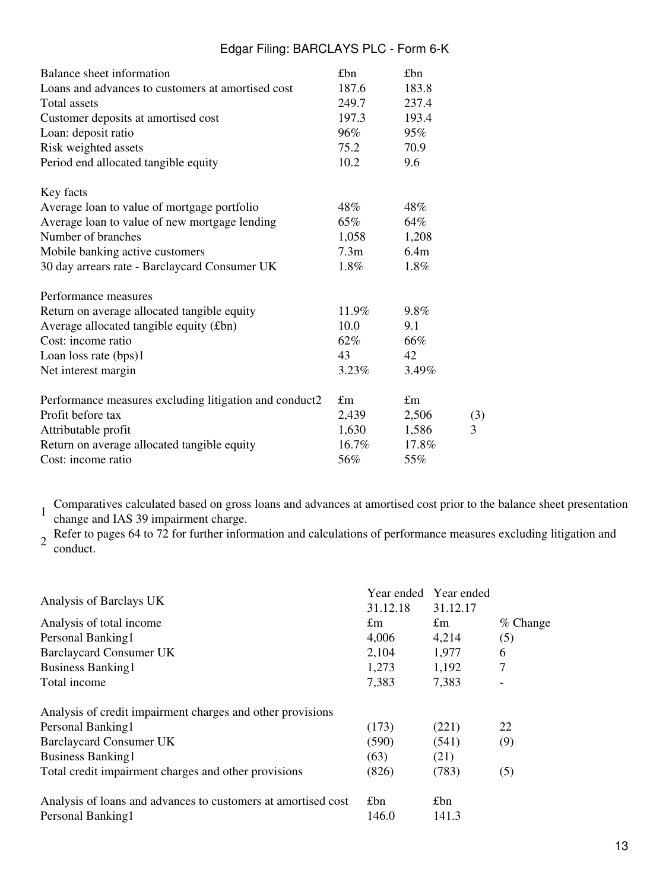| Balance sheet information | £bn | £bn | |
|---|---|---|---|
| Loans and advances to customers at amortised cost | 187.6 | 183.8 | |
| Total assets | 249.7 | 237.4 | |
| Customer deposits at amortised cost | 197.3 | 193.4 | |
| Loan: deposit ratio | 96% | 95% | |
| Risk weighted assets | 75.2 | 70.9 | |
| Period end allocated tangible equity | 10.2 | 9.6 | |
| | | | |
| Key facts | | | |
| Average loan to value of mortgage portfolio | 48% | 48% | |
| Average loan to value of new mortgage lending | 65% | 64% | |
| Number of branches | 1,058 | 1,208 | |
| Mobile banking active customers | 7.3m | 6.4m | |
| 30 day arrears rate - Barclaycard Consumer UK | 1.8% | 1.8% | |
| | | | |
| Performance measures | | | |
| Return on average allocated tangible equity | 11.9% | 9.8% | |
| Average allocated tangible equity (£bn) | 10.0 | 9.1 | |
| Cost: income ratio | 62% | 66% | |
| Loan loss rate (bps)[1] | 43 | 42 | |
| Net interest margin | 3.23% | 3.49% | |
| | | | |
| Performance measures excluding litigation and conduct[2] | £m | £m | |
| Profit before tax | 2,439 | 2,506 | (3) |
| Attributable profit | 1,630 | 1,586 | 3 |
| Return on average allocated tangible equity | 16.7% | 17.8% | |
| Cost: income ratio | 56% | 55% | |

1 Comparatives calculated based on gross loans and advances at amortised cost prior to the balance sheet presentation change and IAS 39 impairment charge.

2 Refer to pages 64 to 72 for further information and calculations of performance measures excluding litigation and conduct.

| Analysis of Barclays UK | Year ended 31.12.18 | Year ended 31.12.17 | |
|---|---|---|---|
| Analysis of total income | £m | £m | % Change |
| Personal Banking[1] | 4,006 | 4,214 | (5) |
| Barclaycard Consumer UK | 2,104 | 1,977 | 6 |
| Business Banking[1] | 1,273 | 1,192 | 7 |
| Total income | 7,383 | 7,383 | - |
| | | | |
| Analysis of credit impairment charges and other provisions | | | |
| Personal Banking[1] | (173) | (221) | 22 |
| Barclaycard Consumer UK | (590) | (541) | (9) |
| Business Banking[1] | (63) | (21) | |
| Total credit impairment charges and other provisions | (826) | (783) | (5) |
| | | | |
| Analysis of loans and advances to customers at amortised cost | £bn | £bn | |
| Personal Banking[1] | 146.0 | 141.3 | |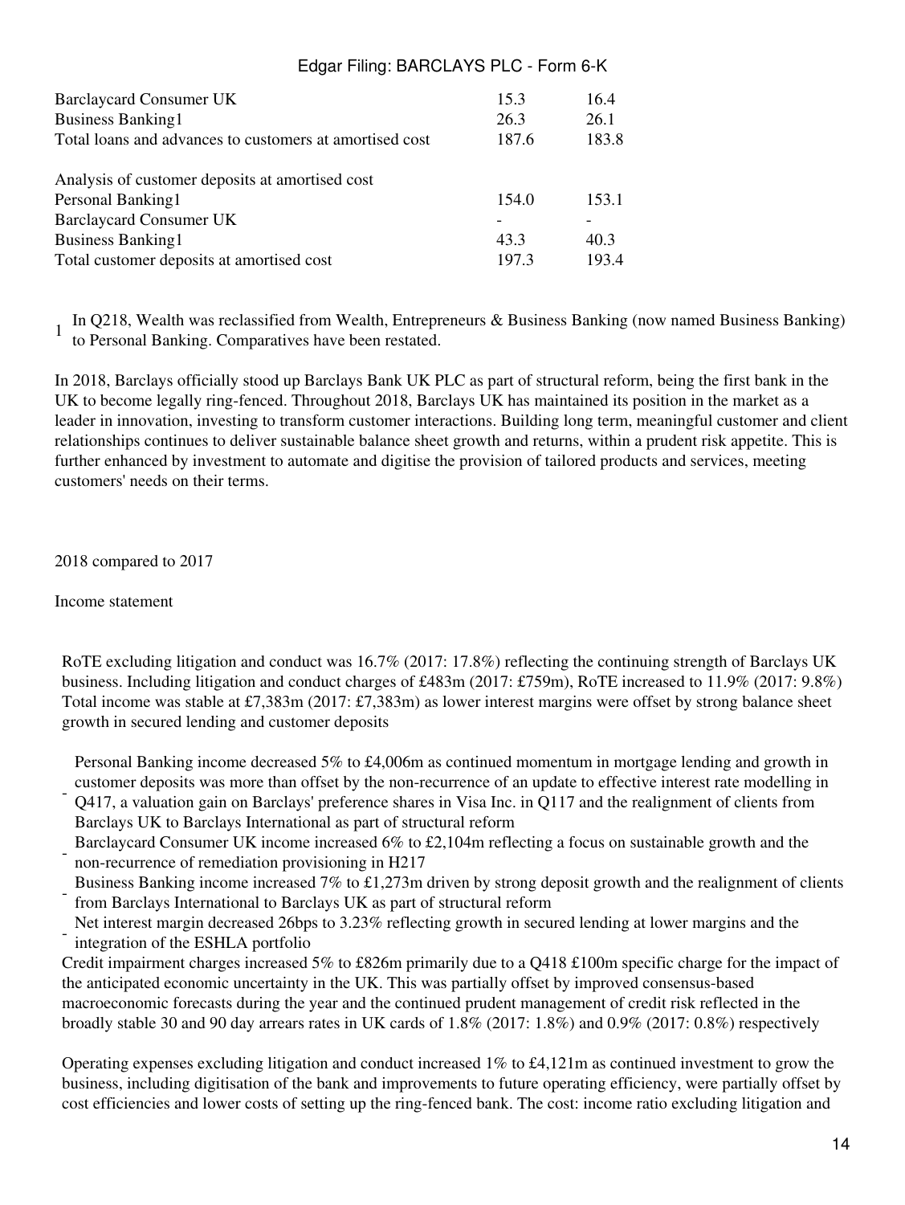| | | |
|---|---|---|
| Barclaycard Consumer UK | 15.3 | 16.4 |
| Business Banking[1] | 26.3 | 26.1 |
| Total loans and advances to customers at amortised cost | 187.6 | 183.8 |
| | | |
| Analysis of customer deposits at amortised cost | | |
| Personal Banking[1] | 154.0 | 153.1 |
| Barclaycard Consumer UK | - | - |
| Business Banking[1] | 43.3 | 40.3 |
| Total customer deposits at amortised cost | 197.3 | 193.4 |

[1] In Q218, Wealth was reclassified from Wealth, Entrepreneurs & Business Banking (now named Business Banking) to Personal Banking. Comparatives have been restated.

In 2018, Barclays officially stood up Barclays Bank UK PLC as part of structural reform, being the first bank in the UK to become legally ring-fenced. Throughout 2018, Barclays UK has maintained its position in the market as a leader in innovation, investing to transform customer interactions. Building long term, meaningful customer and client relationships continues to deliver sustainable balance sheet growth and returns, within a prudent risk appetite. This is further enhanced by investment to automate and digitise the provision of tailored products and services, meeting customers' needs on their terms.

2018 compared to 2017

Income statement

RoTE excluding litigation and conduct was 16.7% (2017: 17.8%) reflecting the continuing strength of Barclays UK business. Including litigation and conduct charges of £483m (2017: £759m), RoTE increased to 11.9% (2017: 9.8%)

Total income was stable at £7,383m (2017: £7,383m) as lower interest margins were offset by strong balance sheet growth in secured lending and customer deposits

- Personal Banking income decreased 5% to £4,006m as continued momentum in mortgage lending and growth in customer deposits was more than offset by the non-recurrence of an update to effective interest rate modelling in Q417, a valuation gain on Barclays' preference shares in Visa Inc. in Q117 and the realignment of clients from Barclays UK to Barclays International as part of structural reform
- Barclaycard Consumer UK income increased 6% to £2,104m reflecting a focus on sustainable growth and the non-recurrence of remediation provisioning in H217
- Business Banking income increased 7% to £1,273m driven by strong deposit growth and the realignment of clients from Barclays International to Barclays UK as part of structural reform
- Net interest margin decreased 26bps to 3.23% reflecting growth in secured lending at lower margins and the integration of the ESHLA portfolio

Credit impairment charges increased 5% to £826m primarily due to a Q418 £100m specific charge for the impact of the anticipated economic uncertainty in the UK. This was partially offset by improved consensus-based macroeconomic forecasts during the year and the continued prudent management of credit risk reflected in the broadly stable 30 and 90 day arrears rates in UK cards of 1.8% (2017: 1.8%) and 0.9% (2017: 0.8%) respectively

Operating expenses excluding litigation and conduct increased 1% to £4,121m as continued investment to grow the business, including digitisation of the bank and improvements to future operating efficiency, were partially offset by cost efficiencies and lower costs of setting up the ring-fenced bank. The cost: income ratio excluding litigation and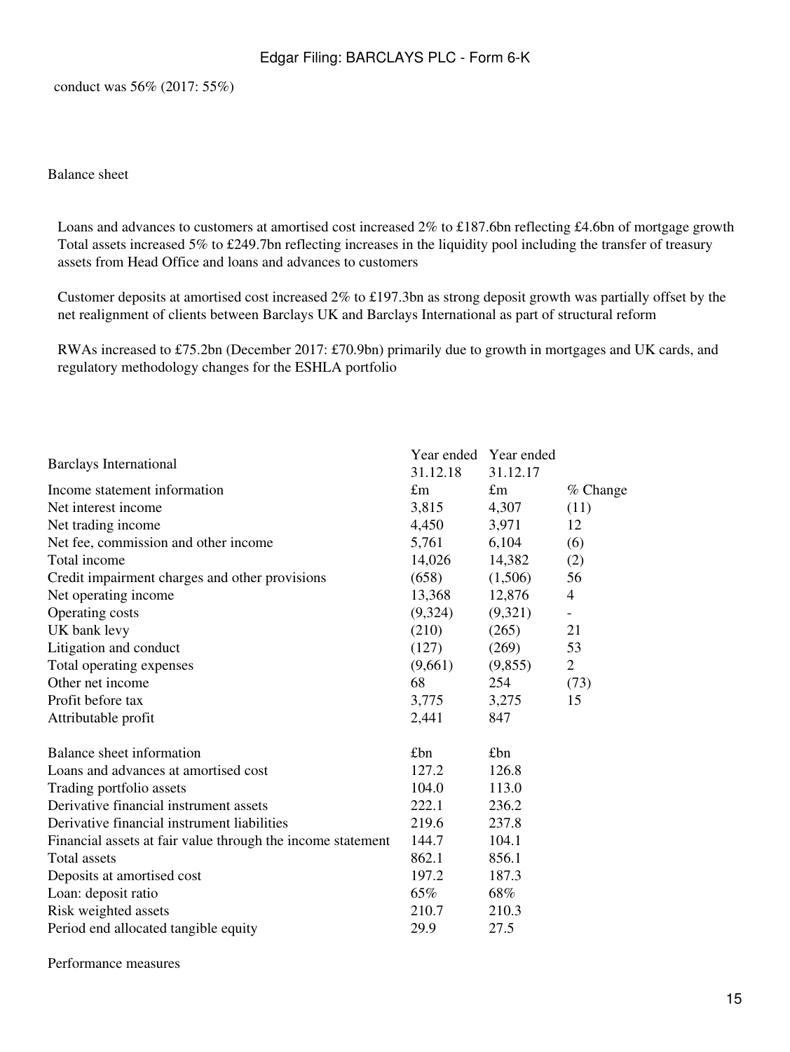conduct was 56% (2017: 55%)

Balance sheet

- Loans and advances to customers at amortised cost increased 2% to £187.6bn reflecting £4.6bn of mortgage growth
- Total assets increased 5% to £249.7bn reflecting increases in the liquidity pool including the transfer of treasury assets from Head Office and loans and advances to customers
- Customer deposits at amortised cost increased 2% to £197.3bn as strong deposit growth was partially offset by the net realignment of clients between Barclays UK and Barclays International as part of structural reform
- RWAs increased to £75.2bn (December 2017: £70.9bn) primarily due to growth in mortgages and UK cards, and regulatory methodology changes for the ESHLA portfolio

| Barclays International | Year ended 31.12.18 | Year ended 31.12.17 | |
|---|---|---|---|
| Income statement information | £m | £m | % Change |
| Net interest income | 3,815 | 4,307 | (11) |
| Net trading income | 4,450 | 3,971 | 12 |
| Net fee, commission and other income | 5,761 | 6,104 | (6) |
| Total income | 14,026 | 14,382 | (2) |
| Credit impairment charges and other provisions | (658) | (1,506) | 56 |
| Net operating income | 13,368 | 12,876 | 4 |
| Operating costs | (9,324) | (9,321) | - |
| UK bank levy | (210) | (265) | 21 |
| Litigation and conduct | (127) | (269) | 53 |
| Total operating expenses | (9,661) | (9,855) | 2 |
| Other net income | 68 | 254 | (73) |
| Profit before tax | 3,775 | 3,275 | 15 |
| Attributable profit | 2,441 | 847 | |
| | | | |
| Balance sheet information | £bn | £bn | |
| Loans and advances at amortised cost | 127.2 | 126.8 | |
| Trading portfolio assets | 104.0 | 113.0 | |
| Derivative financial instrument assets | 222.1 | 236.2 | |
| Derivative financial instrument liabilities | 219.6 | 237.8 | |
| Financial assets at fair value through the income statement | 144.7 | 104.1 | |
| Total assets | 862.1 | 856.1 | |
| Deposits at amortised cost | 197.2 | 187.3 | |
| Loan: deposit ratio | 65% | 68% | |
| Risk weighted assets | 210.7 | 210.3 | |
| Period end allocated tangible equity | 29.9 | 27.5 | |

Performance measures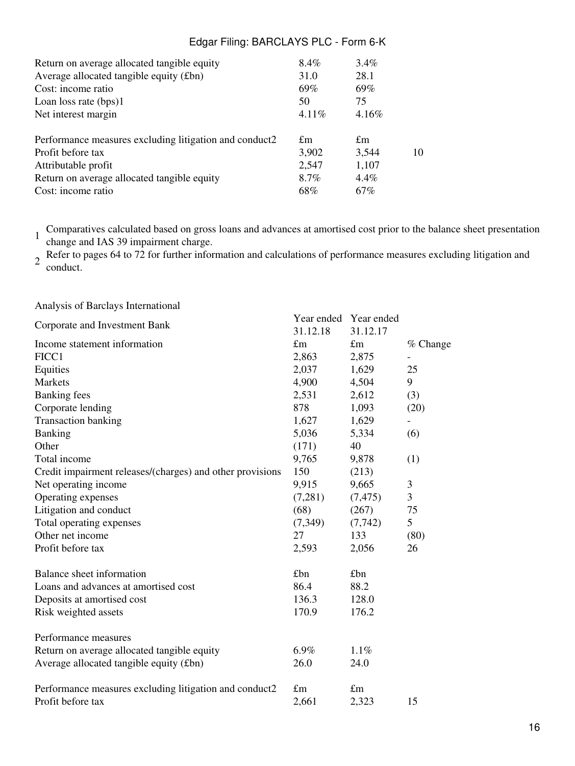| | | | |
|---|---|---|---|
| Return on average allocated tangible equity | 8.4% | 3.4% | |
| Average allocated tangible equity (£bn) | 31.0 | 28.1 | |
| Cost: income ratio | 69% | 69% | |
| Loan loss rate (bps)[1] | 50 | 75 | |
| Net interest margin | 4.11% | 4.16% | |
| | | | |
| Performance measures excluding litigation and conduct[2] | £m | £m | |
| Profit before tax | 3,902 | 3,544 | 10 |
| Attributable profit | 2,547 | 1,107 | |
| Return on average allocated tangible equity | 8.7% | 4.4% | |
| Cost: income ratio | 68% | 67% | |

1 Comparatives calculated based on gross loans and advances at amortised cost prior to the balance sheet presentation change and IAS 39 impairment charge.

2 Refer to pages 64 to 72 for further information and calculations of performance measures excluding litigation and conduct.

Analysis of Barclays International

| Corporate and Investment Bank | Year ended 31.12.18 | Year ended 31.12.17 | |
|---|---|---|---|
| Income statement information | £m | £m | % Change |
| FICC[1] | 2,863 | 2,875 | - |
| Equities | 2,037 | 1,629 | 25 |
| Markets | 4,900 | 4,504 | 9 |
| Banking fees | 2,531 | 2,612 | (3) |
| Corporate lending | 878 | 1,093 | (20) |
| Transaction banking | 1,627 | 1,629 | - |
| Banking | 5,036 | 5,334 | (6) |
| Other | (171) | 40 | |
| Total income | 9,765 | 9,878 | (1) |
| Credit impairment releases/(charges) and other provisions | 150 | (213) | |
| Net operating income | 9,915 | 9,665 | 3 |
| Operating expenses | (7,281) | (7,475) | 3 |
| Litigation and conduct | (68) | (267) | 75 |
| Total operating expenses | (7,349) | (7,742) | 5 |
| Other net income | 27 | 133 | (80) |
| Profit before tax | 2,593 | 2,056 | 26 |
| | | | |
| Balance sheet information | £bn | £bn | |
| Loans and advances at amortised cost | 86.4 | 88.2 | |
| Deposits at amortised cost | 136.3 | 128.0 | |
| Risk weighted assets | 170.9 | 176.2 | |
| | | | |
| Performance measures | | | |
| Return on average allocated tangible equity | 6.9% | 1.1% | |
| Average allocated tangible equity (£bn) | 26.0 | 24.0 | |
| | | | |
| Performance measures excluding litigation and conduct[2] | £m | £m | |
| Profit before tax | 2,661 | 2,323 | 15 |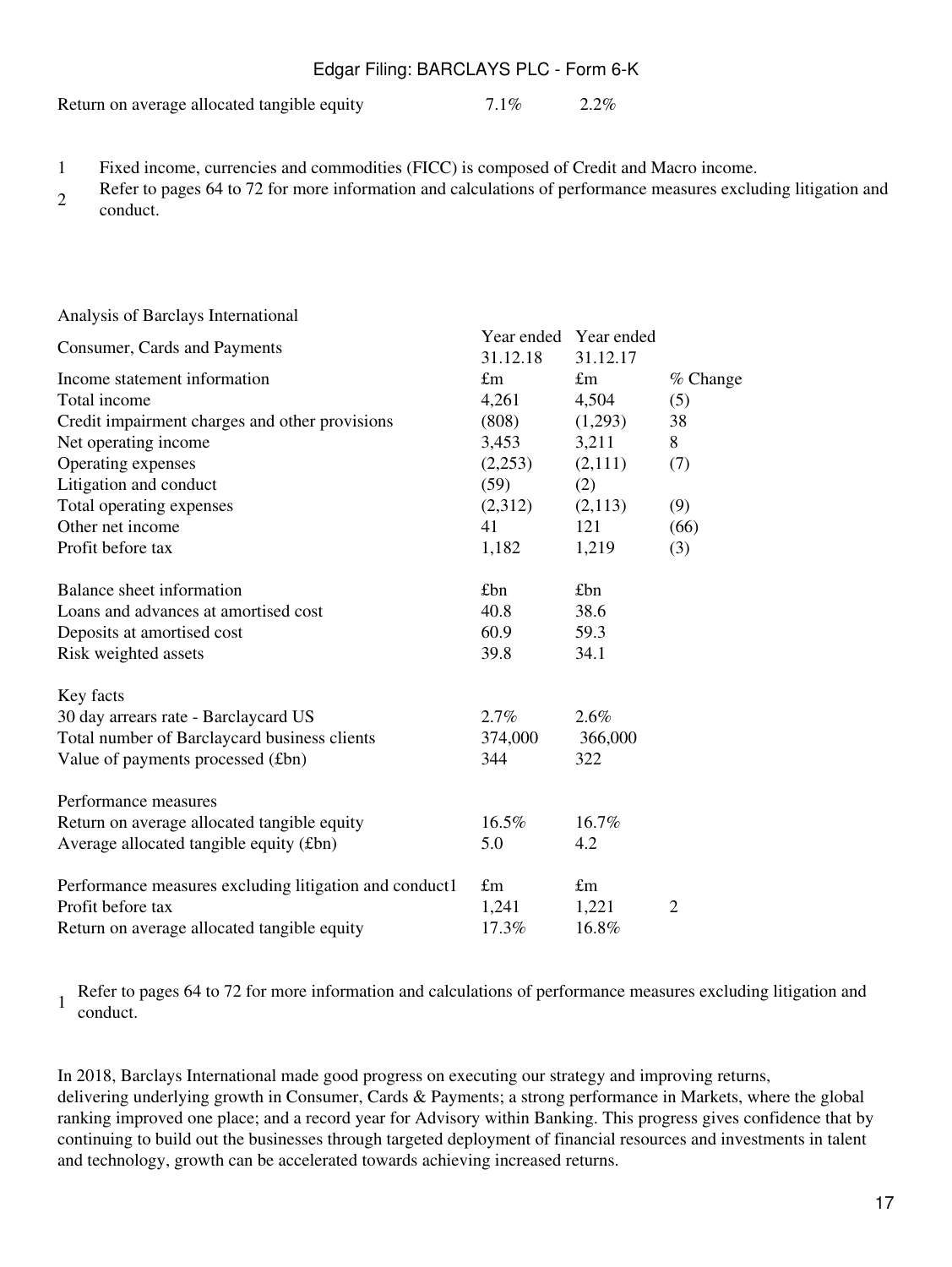| Return on average allocated tangible equity | 7.1% | 2.2% |
|---|---|---|

1 Fixed income, currencies and commodities (FICC) is composed of Credit and Macro income.
2 Refer to pages 64 to 72 for more information and calculations of performance measures excluding litigation and conduct.

Analysis of Barclays International

| Consumer, Cards and Payments | Year ended 31.12.18 | Year ended 31.12.17 | |
|---|---|---|---|
| Income statement information | £m | £m | % Change |
| Total income | 4,261 | 4,504 | (5) |
| Credit impairment charges and other provisions | (808) | (1,293) | 38 |
| Net operating income | 3,453 | 3,211 | 8 |
| Operating expenses | (2,253) | (2,111) | (7) |
| Litigation and conduct | (59) | (2) | |
| Total operating expenses | (2,312) | (2,113) | (9) |
| Other net income | 41 | 121 | (66) |
| Profit before tax | 1,182 | 1,219 | (3) |
| | | | |
| Balance sheet information | £bn | £bn | |
| Loans and advances at amortised cost | 40.8 | 38.6 | |
| Deposits at amortised cost | 60.9 | 59.3 | |
| Risk weighted assets | 39.8 | 34.1 | |
| | | | |
| Key facts | | | |
| 30 day arrears rate - Barclaycard US | 2.7% | 2.6% | |
| Total number of Barclaycard business clients | 374,000 | 366,000 | |
| Value of payments processed (£bn) | 344 | 322 | |
| | | | |
| Performance measures | | | |
| Return on average allocated tangible equity | 16.5% | 16.7% | |
| Average allocated tangible equity (£bn) | 5.0 | 4.2 | |
| | | | |
| Performance measures excluding litigation and conduct[1] | £m | £m | |
| Profit before tax | 1,241 | 1,221 | 2 |
| Return on average allocated tangible equity | 17.3% | 16.8% | |

1 Refer to pages 64 to 72 for more information and calculations of performance measures excluding litigation and conduct.

In 2018, Barclays International made good progress on executing our strategy and improving returns, delivering underlying growth in Consumer, Cards & Payments; a strong performance in Markets, where the global ranking improved one place; and a record year for Advisory within Banking. This progress gives confidence that by continuing to build out the businesses through targeted deployment of financial resources and investments in talent and technology, growth can be accelerated towards achieving increased returns.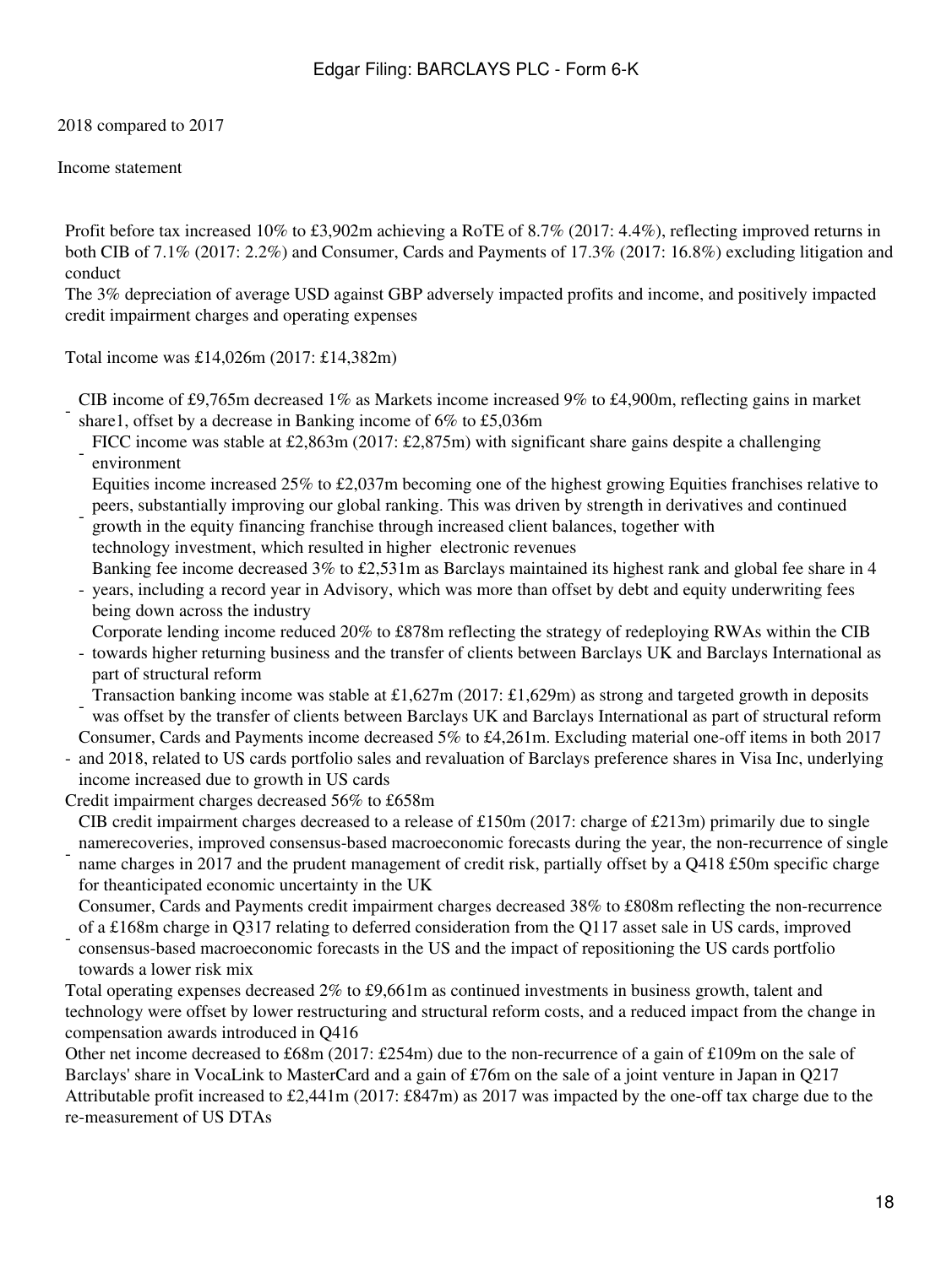2018 compared to 2017

Income statement

Profit before tax increased 10% to £3,902m achieving a RoTE of 8.7% (2017: 4.4%), reflecting improved returns in both CIB of 7.1% (2017: 2.2%) and Consumer, Cards and Payments of 17.3% (2017: 16.8%) excluding litigation and conduct

The 3% depreciation of average USD against GBP adversely impacted profits and income, and positively impacted credit impairment charges and operating expenses

Total income was £14,026m (2017: £14,382m)

- CIB income of £9,765m decreased 1% as Markets income increased 9% to £4,900m, reflecting gains in market share1, offset by a decrease in Banking income of 6% to £5,036m
  - FICC income was stable at £2,863m (2017: £2,875m) with significant share gains despite a challenging environment
  - Equities income increased 25% to £2,037m becoming one of the highest growing Equities franchises relative to peers, substantially improving our global ranking. This was driven by strength in derivatives and continued growth in the equity financing franchise through increased client balances, together with technology investment, which resulted in higher electronic revenues
  - Banking fee income decreased 3% to £2,531m as Barclays maintained its highest rank and global fee share in 4 years, including a record year in Advisory, which was more than offset by debt and equity underwriting fees being down across the industry
  - Corporate lending income reduced 20% to £878m reflecting the strategy of redeploying RWAs within the CIB towards higher returning business and the transfer of clients between Barclays UK and Barclays International as part of structural reform
  - Transaction banking income was stable at £1,627m (2017: £1,629m) as strong and targeted growth in deposits was offset by the transfer of clients between Barclays UK and Barclays International as part of structural reform
- Consumer, Cards and Payments income decreased 5% to £4,261m. Excluding material one-off items in both 2017 and 2018, related to US cards portfolio sales and revaluation of Barclays preference shares in Visa Inc, underlying income increased due to growth in US cards

Credit impairment charges decreased 56% to £658m

- CIB credit impairment charges decreased to a release of £150m (2017: charge of £213m) primarily due to single namerecoveries, improved consensus-based macroeconomic forecasts during the year, the non-recurrence of single name charges in 2017 and the prudent management of credit risk, partially offset by a Q418 £50m specific charge for theanticipated economic uncertainty in the UK
- Consumer, Cards and Payments credit impairment charges decreased 38% to £808m reflecting the non-recurrence of a £168m charge in Q317 relating to deferred consideration from the Q117 asset sale in US cards, improved consensus-based macroeconomic forecasts in the US and the impact of repositioning the US cards portfolio towards a lower risk mix

Total operating expenses decreased 2% to £9,661m as continued investments in business growth, talent and technology were offset by lower restructuring and structural reform costs, and a reduced impact from the change in compensation awards introduced in Q416

Other net income decreased to £68m (2017: £254m) due to the non-recurrence of a gain of £109m on the sale of Barclays' share in VocaLink to MasterCard and a gain of £76m on the sale of a joint venture in Japan in Q217

Attributable profit increased to £2,441m (2017: £847m) as 2017 was impacted by the one-off tax charge due to the re-measurement of US DTAs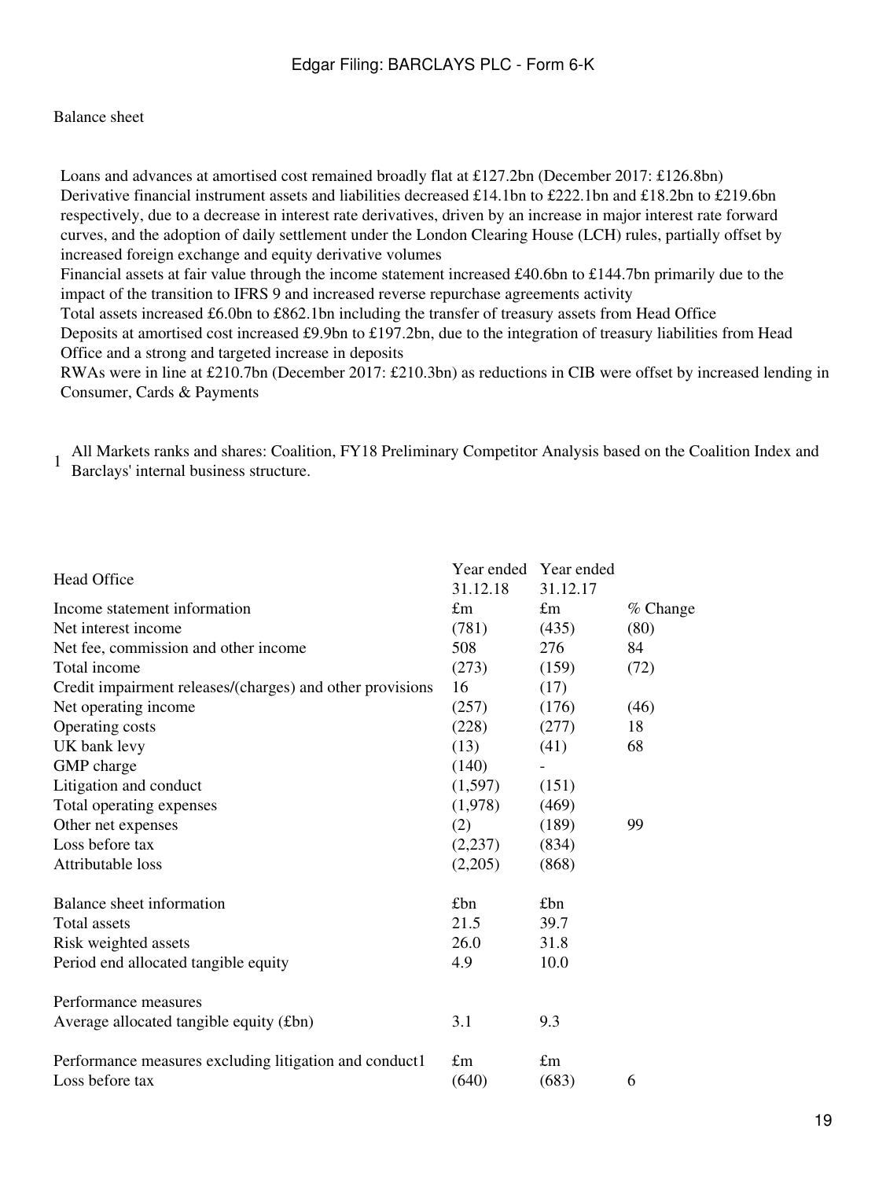Balance sheet

- Loans and advances at amortised cost remained broadly flat at £127.2bn (December 2017: £126.8bn)
- Derivative financial instrument assets and liabilities decreased £14.1bn to £222.1bn and £18.2bn to £219.6bn respectively, due to a decrease in interest rate derivatives, driven by an increase in major interest rate forward curves, and the adoption of daily settlement under the London Clearing House (LCH) rules, partially offset by increased foreign exchange and equity derivative volumes
- Financial assets at fair value through the income statement increased £40.6bn to £144.7bn primarily due to the impact of the transition to IFRS 9 and increased reverse repurchase agreements activity
- Total assets increased £6.0bn to £862.1bn including the transfer of treasury assets from Head Office
- Deposits at amortised cost increased £9.9bn to £197.2bn, due to the integration of treasury liabilities from Head Office and a strong and targeted increase in deposits
- RWAs were in line at £210.7bn (December 2017: £210.3bn) as reductions in CIB were offset by increased lending in Consumer, Cards & Payments

[1] All Markets ranks and shares: Coalition, FY18 Preliminary Competitor Analysis based on the Coalition Index and Barclays' internal business structure.

| Head Office | Year ended 31.12.18 | Year ended 31.12.17 | |
|---|---|---|---|
| Income statement information | £m | £m | % Change |
| Net interest income | (781) | (435) | (80) |
| Net fee, commission and other income | 508 | 276 | 84 |
| Total income | (273) | (159) | (72) |
| Credit impairment releases/(charges) and other provisions | 16 | (17) | |
| Net operating income | (257) | (176) | (46) |
| Operating costs | (228) | (277) | 18 |
| UK bank levy | (13) | (41) | 68 |
| GMP charge | (140) | - | |
| Litigation and conduct | (1,597) | (151) | |
| Total operating expenses | (1,978) | (469) | |
| Other net expenses | (2) | (189) | 99 |
| Loss before tax | (2,237) | (834) | |
| Attributable loss | (2,205) | (868) | |
| | | | |
| Balance sheet information | £bn | £bn | |
| Total assets | 21.5 | 39.7 | |
| Risk weighted assets | 26.0 | 31.8 | |
| Period end allocated tangible equity | 4.9 | 10.0 | |
| | | | |
| Performance measures | | | |
| Average allocated tangible equity (£bn) | 3.1 | 9.3 | |
| | | | |
| Performance measures excluding litigation and conduct[1] | £m | £m | |
| Loss before tax | (640) | (683) | 6 |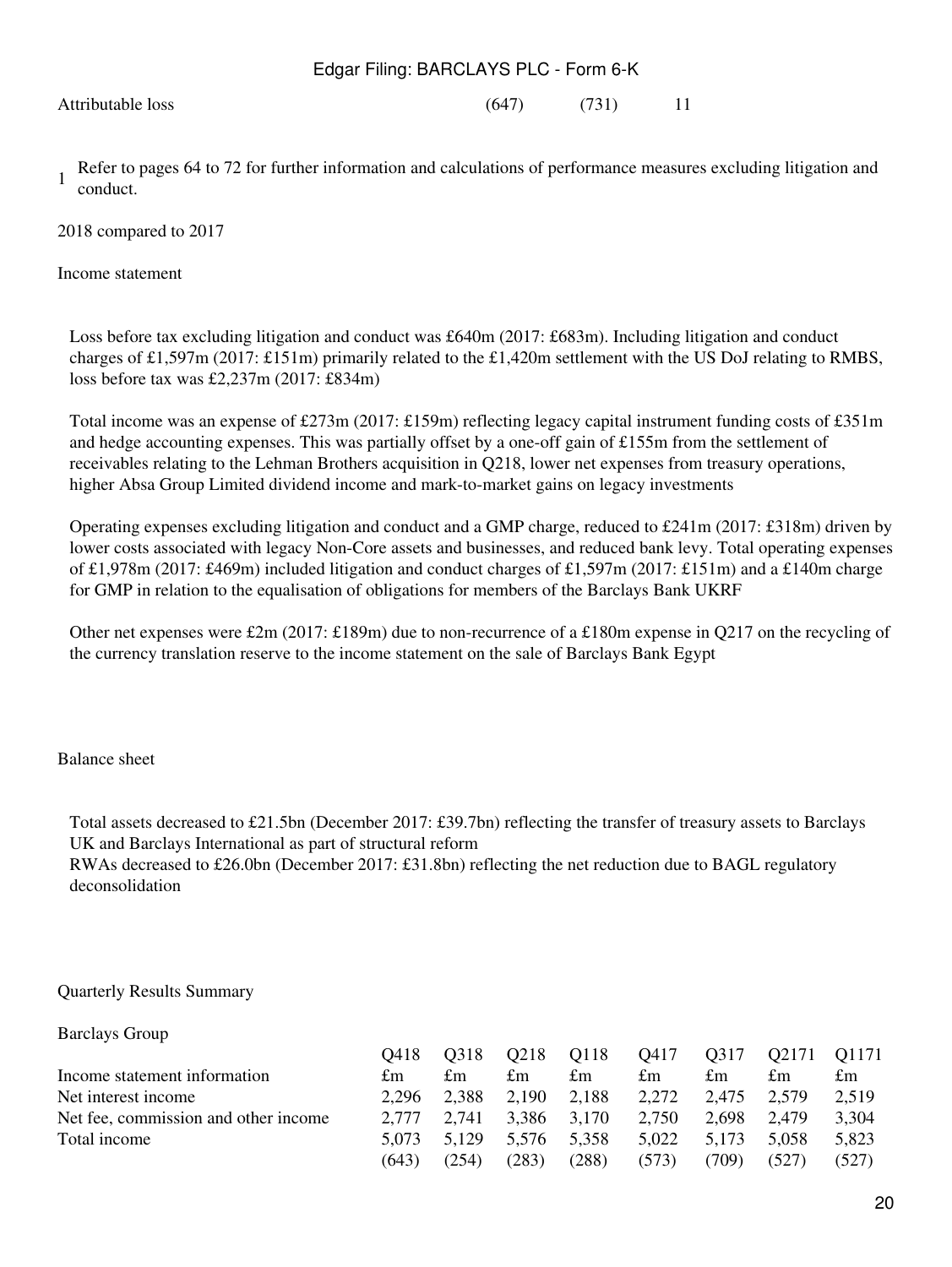| Attributable loss | (647) | (731) | 11 |
|---|---|---|---|

1 Refer to pages 64 to 72 for further information and calculations of performance measures excluding litigation and conduct.

2018 compared to 2017

Income statement

- Loss before tax excluding litigation and conduct was £640m (2017: £683m). Including litigation and conduct charges of £1,597m (2017: £151m) primarily related to the £1,420m settlement with the US DoJ relating to RMBS, loss before tax was £2,237m (2017: £834m)
- Total income was an expense of £273m (2017: £159m) reflecting legacy capital instrument funding costs of £351m and hedge accounting expenses. This was partially offset by a one-off gain of £155m from the settlement of receivables relating to the Lehman Brothers acquisition in Q218, lower net expenses from treasury operations, higher Absa Group Limited dividend income and mark-to-market gains on legacy investments
- Operating expenses excluding litigation and conduct and a GMP charge, reduced to £241m (2017: £318m) driven by lower costs associated with legacy Non-Core assets and businesses, and reduced bank levy. Total operating expenses of £1,978m (2017: £469m) included litigation and conduct charges of £1,597m (2017: £151m) and a £140m charge for GMP in relation to the equalisation of obligations for members of the Barclays Bank UKRF
- Other net expenses were £2m (2017: £189m) due to non-recurrence of a £180m expense in Q217 on the recycling of the currency translation reserve to the income statement on the sale of Barclays Bank Egypt

Balance sheet

- Total assets decreased to £21.5bn (December 2017: £39.7bn) reflecting the transfer of treasury assets to Barclays UK and Barclays International as part of structural reform
- RWAs decreased to £26.0bn (December 2017: £31.8bn) reflecting the net reduction due to BAGL regulatory deconsolidation

Quarterly Results Summary

Barclays Group

| | Q418 | Q318 | Q218 | Q118 | Q417 | Q317 | Q2171 | Q1171 |
|---|---|---|---|---|---|---|---|---|
| Income statement information | £m | £m | £m | £m | £m | £m | £m | £m |
| Net interest income | 2,296 | 2,388 | 2,190 | 2,188 | 2,272 | 2,475 | 2,579 | 2,519 |
| Net fee, commission and other income | 2,777 | 2,741 | 3,386 | 3,170 | 2,750 | 2,698 | 2,479 | 3,304 |
| Total income | 5,073 | 5,129 | 5,576 | 5,358 | 5,022 | 5,173 | 5,058 | 5,823 |
| | (643) | (254) | (283) | (288) | (573) | (709) | (527) | (527) |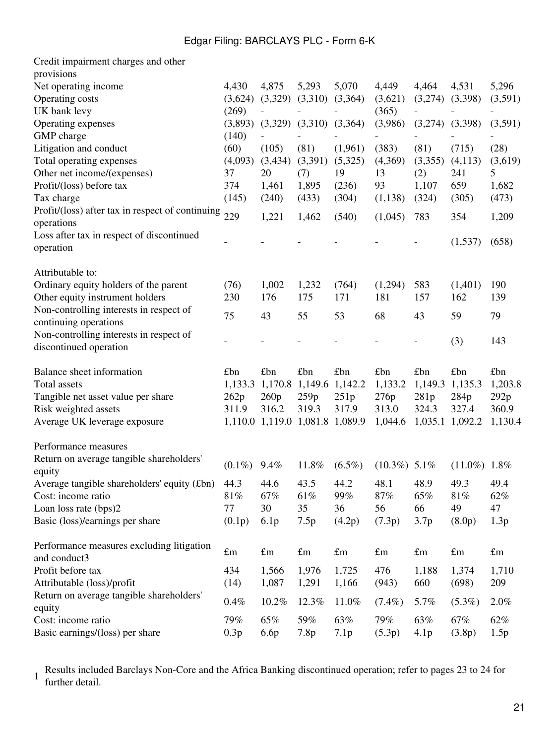| Credit impairment charges and other provisions | | | | | | | | |
|---|---|---|---|---|---|---|---|---|
| Net operating income | 4,430 | 4,875 | 5,293 | 5,070 | 4,449 | 4,464 | 4,531 | 5,296 |
| Operating costs | (3,624) | (3,329) | (3,310) | (3,364) | (3,621) | (3,274) | (3,398) | (3,591) |
| UK bank levy | (269) | - | - | - | (365) | - | - | - |
| Operating expenses | (3,893) | (3,329) | (3,310) | (3,364) | (3,986) | (3,274) | (3,398) | (3,591) |
| GMP charge | (140) | - | - | - | - | - | - | - |
| Litigation and conduct | (60) | (105) | (81) | (1,961) | (383) | (81) | (715) | (28) |
| Total operating expenses | (4,093) | (3,434) | (3,391) | (5,325) | (4,369) | (3,355) | (4,113) | (3,619) |
| Other net income/(expenses) | 37 | 20 | (7) | 19 | 13 | (2) | 241 | 5 |
| Profit/(loss) before tax | 374 | 1,461 | 1,895 | (236) | 93 | 1,107 | 659 | 1,682 |
| Tax charge | (145) | (240) | (433) | (304) | (1,138) | (324) | (305) | (473) |
| Profit/(loss) after tax in respect of continuing operations | 229 | 1,221 | 1,462 | (540) | (1,045) | 783 | 354 | 1,209 |
| Loss after tax in respect of discontinued operation | - | - | - | - | - | - | (1,537) | (658) |
| | | | | | | | | |
| Attributable to: | | | | | | | | |
| Ordinary equity holders of the parent | (76) | 1,002 | 1,232 | (764) | (1,294) | 583 | (1,401) | 190 |
| Other equity instrument holders | 230 | 176 | 175 | 171 | 181 | 157 | 162 | 139 |
| Non-controlling interests in respect of continuing operations | 75 | 43 | 55 | 53 | 68 | 43 | 59 | 79 |
| Non-controlling interests in respect of discontinued operation | - | - | - | - | - | - | (3) | 143 |
| | | | | | | | | |
| Balance sheet information | £bn | £bn | £bn | £bn | £bn | £bn | £bn | £bn |
| Total assets | 1,133.3 | 1,170.8 | 1,149.6 | 1,142.2 | 1,133.2 | 1,149.3 | 1,135.3 | 1,203.8 |
| Tangible net asset value per share | 262p | 260p | 259p | 251p | 276p | 281p | 284p | 292p |
| Risk weighted assets | 311.9 | 316.2 | 319.3 | 317.9 | 313.0 | 324.3 | 327.4 | 360.9 |
| Average UK leverage exposure | 1,110.0 | 1,119.0 | 1,081.8 | 1,089.9 | 1,044.6 | 1,035.1 | 1,092.2 | 1,130.4 |
| | | | | | | | | |
| Performance measures | | | | | | | | |
| Return on average tangible shareholders' equity | (0.1%) | 9.4% | 11.8% | (6.5%) | (10.3%) | 5.1% | (11.0%) | 1.8% |
| Average tangible shareholders' equity (£bn) | 44.3 | 44.6 | 43.5 | 44.2 | 48.1 | 48.9 | 49.3 | 49.4 |
| Cost: income ratio | 81% | 67% | 61% | 99% | 87% | 65% | 81% | 62% |
| Loan loss rate (bps)2 | 77 | 30 | 35 | 36 | 56 | 66 | 49 | 47 |
| Basic (loss)/earnings per share | (0.1p) | 6.1p | 7.5p | (4.2p) | (7.3p) | 3.7p | (8.0p) | 1.3p |
| | | | | | | | | |
| Performance measures excluding litigation and conduct3 | £m | £m | £m | £m | £m | £m | £m | £m |
| Profit before tax | 434 | 1,566 | 1,976 | 1,725 | 476 | 1,188 | 1,374 | 1,710 |
| Attributable (loss)/profit | (14) | 1,087 | 1,291 | 1,166 | (943) | 660 | (698) | 209 |
| Return on average tangible shareholders' equity | 0.4% | 10.2% | 12.3% | 11.0% | (7.4%) | 5.7% | (5.3%) | 2.0% |
| Cost: income ratio | 79% | 65% | 59% | 63% | 79% | 63% | 67% | 62% |
| Basic earnings/(loss) per share | 0.3p | 6.6p | 7.8p | 7.1p | (5.3p) | 4.1p | (3.8p) | 1.5p |

1 Results included Barclays Non-Core and the Africa Banking discontinued operation; refer to pages 23 to 24 for further detail.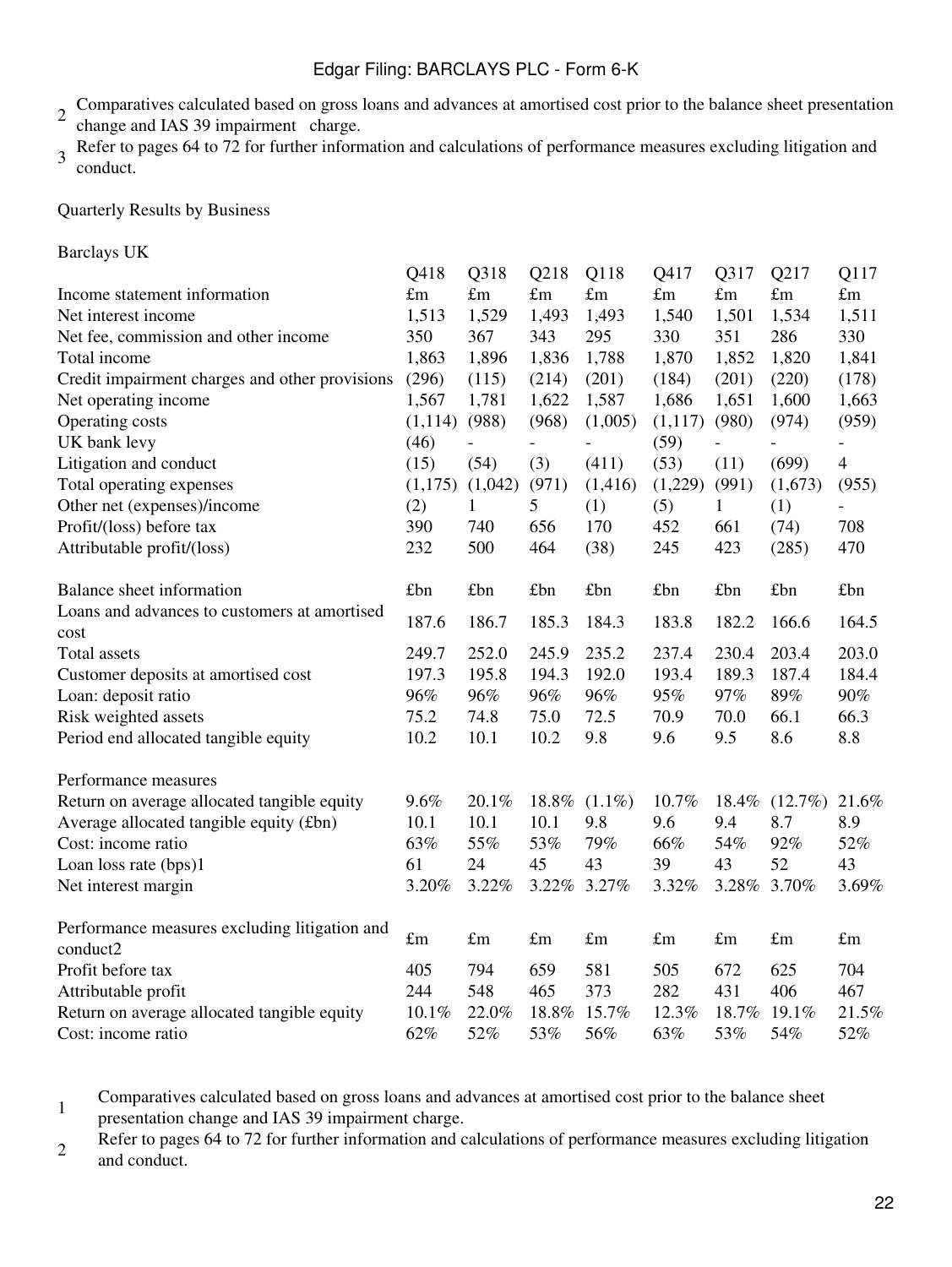2. Comparatives calculated based on gross loans and advances at amortised cost prior to the balance sheet presentation change and IAS 39 impairment charge.
3. Refer to pages 64 to 72 for further information and calculations of performance measures excluding litigation and conduct.

Quarterly Results by Business

Barclays UK

| | Q418 | Q318 | Q218 | Q118 | Q417 | Q317 | Q217 | Q117 |
|---|---|---|---|---|---|---|---|---|
| Income statement information | £m | £m | £m | £m | £m | £m | £m | £m |
| Net interest income | 1,513 | 1,529 | 1,493 | 1,493 | 1,540 | 1,501 | 1,534 | 1,511 |
| Net fee, commission and other income | 350 | 367 | 343 | 295 | 330 | 351 | 286 | 330 |
| Total income | 1,863 | 1,896 | 1,836 | 1,788 | 1,870 | 1,852 | 1,820 | 1,841 |
| Credit impairment charges and other provisions | (296) | (115) | (214) | (201) | (184) | (201) | (220) | (178) |
| Net operating income | 1,567 | 1,781 | 1,622 | 1,587 | 1,686 | 1,651 | 1,600 | 1,663 |
| Operating costs | (1,114) | (988) | (968) | (1,005) | (1,117) | (980) | (974) | (959) |
| UK bank levy | (46) | - | - | - | (59) | - | - | - |
| Litigation and conduct | (15) | (54) | (3) | (411) | (53) | (11) | (699) | 4 |
| Total operating expenses | (1,175) | (1,042) | (971) | (1,416) | (1,229) | (991) | (1,673) | (955) |
| Other net (expenses)/income | (2) | 1 | 5 | (1) | (5) | 1 | (1) | - |
| Profit/(loss) before tax | 390 | 740 | 656 | 170 | 452 | 661 | (74) | 708 |
| Attributable profit/(loss) | 232 | 500 | 464 | (38) | 245 | 423 | (285) | 470 |
| | | | | | | | | |
| Balance sheet information | £bn | £bn | £bn | £bn | £bn | £bn | £bn | £bn |
| Loans and advances to customers at amortised cost | 187.6 | 186.7 | 185.3 | 184.3 | 183.8 | 182.2 | 166.6 | 164.5 |
| Total assets | 249.7 | 252.0 | 245.9 | 235.2 | 237.4 | 230.4 | 203.4 | 203.0 |
| Customer deposits at amortised cost | 197.3 | 195.8 | 194.3 | 192.0 | 193.4 | 189.3 | 187.4 | 184.4 |
| Loan: deposit ratio | 96% | 96% | 96% | 96% | 95% | 97% | 89% | 90% |
| Risk weighted assets | 75.2 | 74.8 | 75.0 | 72.5 | 70.9 | 70.0 | 66.1 | 66.3 |
| Period end allocated tangible equity | 10.2 | 10.1 | 10.2 | 9.8 | 9.6 | 9.5 | 8.6 | 8.8 |
| | | | | | | | | |
| Performance measures | | | | | | | | |
| Return on average allocated tangible equity | 9.6% | 20.1% | 18.8% | (1.1%) | 10.7% | 18.4% | (12.7%) | 21.6% |
| Average allocated tangible equity (£bn) | 10.1 | 10.1 | 10.1 | 9.8 | 9.6 | 9.4 | 8.7 | 8.9 |
| Cost: income ratio | 63% | 55% | 53% | 79% | 66% | 54% | 92% | 52% |
| Loan loss rate (bps)[1] | 61 | 24 | 45 | 43 | 39 | 43 | 52 | 43 |
| Net interest margin | 3.20% | 3.22% | 3.22% | 3.27% | 3.32% | 3.28% | 3.70% | 3.69% |
| | | | | | | | | |
| Performance measures excluding litigation and conduct[2] | £m | £m | £m | £m | £m | £m | £m | £m |
| Profit before tax | 405 | 794 | 659 | 581 | 505 | 672 | 625 | 704 |
| Attributable profit | 244 | 548 | 465 | 373 | 282 | 431 | 406 | 467 |
| Return on average allocated tangible equity | 10.1% | 22.0% | 18.8% | 15.7% | 12.3% | 18.7% | 19.1% | 21.5% |
| Cost: income ratio | 62% | 52% | 53% | 56% | 63% | 53% | 54% | 52% |

1. Comparatives calculated based on gross loans and advances at amortised cost prior to the balance sheet presentation change and IAS 39 impairment charge.
2. Refer to pages 64 to 72 for further information and calculations of performance measures excluding litigation and conduct.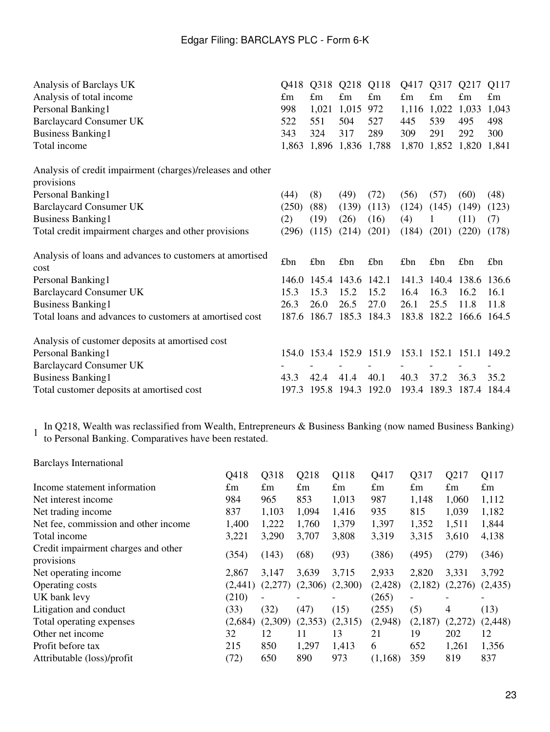| Analysis of Barclays UK | Q418 | Q318 | Q218 | Q118 | Q417 | Q317 | Q217 | Q117 |
|---|---|---|---|---|---|---|---|---|
| Analysis of total income | £m | £m | £m | £m | £m | £m | £m | £m |
| Personal Banking[1] | 998 | 1,021 | 1,015 | 972 | 1,116 | 1,022 | 1,033 | 1,043 |
| Barclaycard Consumer UK | 522 | 551 | 504 | 527 | 445 | 539 | 495 | 498 |
| Business Banking[1] | 343 | 324 | 317 | 289 | 309 | 291 | 292 | 300 |
| Total income | 1,863 | 1,896 | 1,836 | 1,788 | 1,870 | 1,852 | 1,820 | 1,841 |
| | | | | | | | | |
| Analysis of credit impairment (charges)/releases and other provisions | | | | | | | | |
| Personal Banking[1] | (44) | (8) | (49) | (72) | (56) | (57) | (60) | (48) |
| Barclaycard Consumer UK | (250) | (88) | (139) | (113) | (124) | (145) | (149) | (123) |
| Business Banking[1] | (2) | (19) | (26) | (16) | (4) | 1 | (11) | (7) |
| Total credit impairment charges and other provisions | (296) | (115) | (214) | (201) | (184) | (201) | (220) | (178) |
| | | | | | | | | |
| Analysis of loans and advances to customers at amortised cost | £bn | £bn | £bn | £bn | £bn | £bn | £bn | £bn |
| Personal Banking[1] | 146.0 | 145.4 | 143.6 | 142.1 | 141.3 | 140.4 | 138.6 | 136.6 |
| Barclaycard Consumer UK | 15.3 | 15.3 | 15.2 | 15.2 | 16.4 | 16.3 | 16.2 | 16.1 |
| Business Banking[1] | 26.3 | 26.0 | 26.5 | 27.0 | 26.1 | 25.5 | 11.8 | 11.8 |
| Total loans and advances to customers at amortised cost | 187.6 | 186.7 | 185.3 | 184.3 | 183.8 | 182.2 | 166.6 | 164.5 |
| | | | | | | | | |
| Analysis of customer deposits at amortised cost | | | | | | | | |
| Personal Banking[1] | 154.0 | 153.4 | 152.9 | 151.9 | 153.1 | 152.1 | 151.1 | 149.2 |
| Barclaycard Consumer UK | - | - | - | - | - | - | - | - |
| Business Banking[1] | 43.3 | 42.4 | 41.4 | 40.1 | 40.3 | 37.2 | 36.3 | 35.2 |
| Total customer deposits at amortised cost | 197.3 | 195.8 | 194.3 | 192.0 | 193.4 | 189.3 | 187.4 | 184.4 |

[1] In Q218, Wealth was reclassified from Wealth, Entrepreneurs & Business Banking (now named Business Banking) to Personal Banking. Comparatives have been restated.

Barclays International

| | Q418 | Q318 | Q218 | Q118 | Q417 | Q317 | Q217 | Q117 |
|---|---|---|---|---|---|---|---|---|
| Income statement information | £m | £m | £m | £m | £m | £m | £m | £m |
| Net interest income | 984 | 965 | 853 | 1,013 | 987 | 1,148 | 1,060 | 1,112 |
| Net trading income | 837 | 1,103 | 1,094 | 1,416 | 935 | 815 | 1,039 | 1,182 |
| Net fee, commission and other income | 1,400 | 1,222 | 1,760 | 1,379 | 1,397 | 1,352 | 1,511 | 1,844 |
| Total income | 3,221 | 3,290 | 3,707 | 3,808 | 3,319 | 3,315 | 3,610 | 4,138 |
| Credit impairment charges and other provisions | (354) | (143) | (68) | (93) | (386) | (495) | (279) | (346) |
| Net operating income | 2,867 | 3,147 | 3,639 | 3,715 | 2,933 | 2,820 | 3,331 | 3,792 |
| Operating costs | (2,441) | (2,277) | (2,306) | (2,300) | (2,428) | (2,182) | (2,276) | (2,435) |
| UK bank levy | (210) | - | - | - | (265) | - | - | - |
| Litigation and conduct | (33) | (32) | (47) | (15) | (255) | (5) | 4 | (13) |
| Total operating expenses | (2,684) | (2,309) | (2,353) | (2,315) | (2,948) | (2,187) | (2,272) | (2,448) |
| Other net income | 32 | 12 | 11 | 13 | 21 | 19 | 202 | 12 |
| Profit before tax | 215 | 850 | 1,297 | 1,413 | 6 | 652 | 1,261 | 1,356 |
| Attributable (loss)/profit | (72) | 650 | 890 | 973 | (1,168) | 359 | 819 | 837 |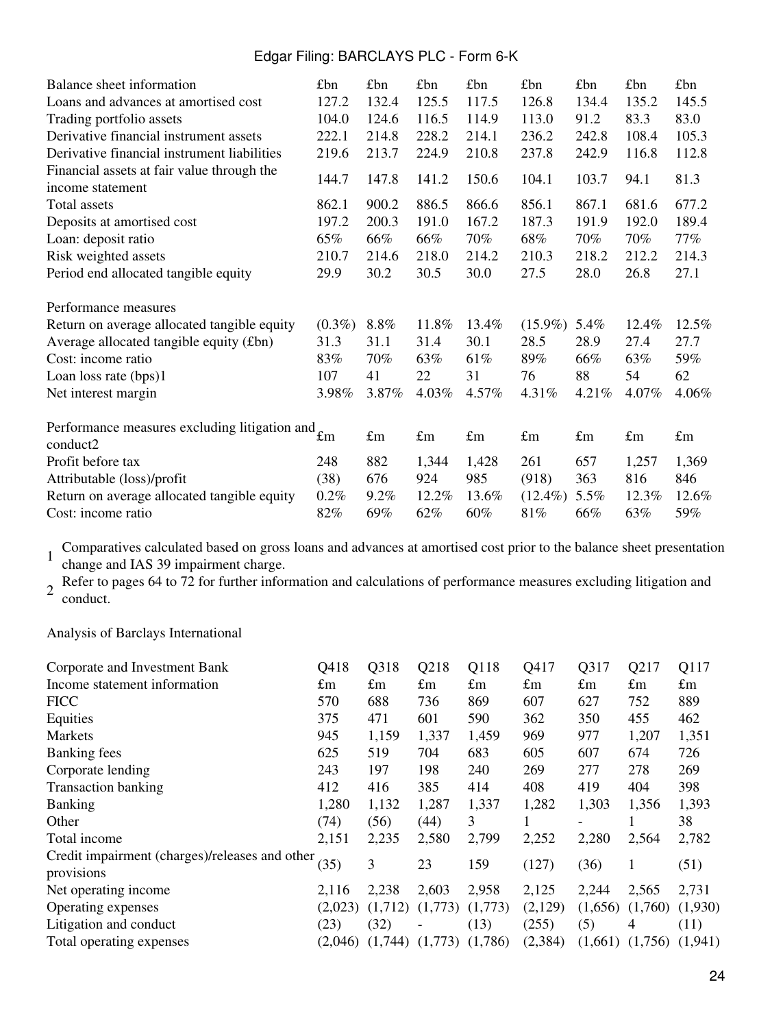| Balance sheet information | £bn | £bn | £bn | £bn | £bn | £bn | £bn | £bn |
|---|---|---|---|---|---|---|---|---|
| Loans and advances at amortised cost | 127.2 | 132.4 | 125.5 | 117.5 | 126.8 | 134.4 | 135.2 | 145.5 |
| Trading portfolio assets | 104.0 | 124.6 | 116.5 | 114.9 | 113.0 | 91.2 | 83.3 | 83.0 |
| Derivative financial instrument assets | 222.1 | 214.8 | 228.2 | 214.1 | 236.2 | 242.8 | 108.4 | 105.3 |
| Derivative financial instrument liabilities | 219.6 | 213.7 | 224.9 | 210.8 | 237.8 | 242.9 | 116.8 | 112.8 |
| Financial assets at fair value through the income statement | 144.7 | 147.8 | 141.2 | 150.6 | 104.1 | 103.7 | 94.1 | 81.3 |
| Total assets | 862.1 | 900.2 | 886.5 | 866.6 | 856.1 | 867.1 | 681.6 | 677.2 |
| Deposits at amortised cost | 197.2 | 200.3 | 191.0 | 167.2 | 187.3 | 191.9 | 192.0 | 189.4 |
| Loan: deposit ratio | 65% | 66% | 66% | 70% | 68% | 70% | 70% | 77% |
| Risk weighted assets | 210.7 | 214.6 | 218.0 | 214.2 | 210.3 | 218.2 | 212.2 | 214.3 |
| Period end allocated tangible equity | 29.9 | 30.2 | 30.5 | 30.0 | 27.5 | 28.0 | 26.8 | 27.1 |
| | | | | | | | | |
| Performance measures | | | | | | | | |
| Return on average allocated tangible equity | (0.3%) | 8.8% | 11.8% | 13.4% | (15.9%) | 5.4% | 12.4% | 12.5% |
| Average allocated tangible equity (£bn) | 31.3 | 31.1 | 31.4 | 30.1 | 28.5 | 28.9 | 27.4 | 27.7 |
| Cost: income ratio | 83% | 70% | 63% | 61% | 89% | 66% | 63% | 59% |
| Loan loss rate (bps)[1] | 107 | 41 | 22 | 31 | 76 | 88 | 54 | 62 |
| Net interest margin | 3.98% | 3.87% | 4.03% | 4.57% | 4.31% | 4.21% | 4.07% | 4.06% |
| | | | | | | | | |
| Performance measures excluding litigation and conduct[2] | £m | £m | £m | £m | £m | £m | £m | £m |
| Profit before tax | 248 | 882 | 1,344 | 1,428 | 261 | 657 | 1,257 | 1,369 |
| Attributable (loss)/profit | (38) | 676 | 924 | 985 | (918) | 363 | 816 | 846 |
| Return on average allocated tangible equity | 0.2% | 9.2% | 12.2% | 13.6% | (12.4%) | 5.5% | 12.3% | 12.6% |
| Cost: income ratio | 82% | 69% | 62% | 60% | 81% | 66% | 63% | 59% |

1 Comparatives calculated based on gross loans and advances at amortised cost prior to the balance sheet presentation change and IAS 39 impairment charge.

2 Refer to pages 64 to 72 for further information and calculations of performance measures excluding litigation and conduct.

Analysis of Barclays International

| Corporate and Investment Bank | Q418 | Q318 | Q218 | Q118 | Q417 | Q317 | Q217 | Q117 |
|---|---|---|---|---|---|---|---|---|
| Income statement information | £m | £m | £m | £m | £m | £m | £m | £m |
| FICC | 570 | 688 | 736 | 869 | 607 | 627 | 752 | 889 |
| Equities | 375 | 471 | 601 | 590 | 362 | 350 | 455 | 462 |
| Markets | 945 | 1,159 | 1,337 | 1,459 | 969 | 977 | 1,207 | 1,351 |
| Banking fees | 625 | 519 | 704 | 683 | 605 | 607 | 674 | 726 |
| Corporate lending | 243 | 197 | 198 | 240 | 269 | 277 | 278 | 269 |
| Transaction banking | 412 | 416 | 385 | 414 | 408 | 419 | 404 | 398 |
| Banking | 1,280 | 1,132 | 1,287 | 1,337 | 1,282 | 1,303 | 1,356 | 1,393 |
| Other | (74) | (56) | (44) | 3 | 1 | - | 1 | 38 |
| Total income | 2,151 | 2,235 | 2,580 | 2,799 | 2,252 | 2,280 | 2,564 | 2,782 |
| Credit impairment (charges)/releases and other provisions | (35) | 3 | 23 | 159 | (127) | (36) | 1 | (51) |
| Net operating income | 2,116 | 2,238 | 2,603 | 2,958 | 2,125 | 2,244 | 2,565 | 2,731 |
| Operating expenses | (2,023) | (1,712) | (1,773) | (1,773) | (2,129) | (1,656) | (1,760) | (1,930) |
| Litigation and conduct | (23) | (32) | - | (13) | (255) | (5) | 4 | (11) |
| Total operating expenses | (2,046) | (1,744) | (1,773) | (1,786) | (2,384) | (1,661) | (1,756) | (1,941) |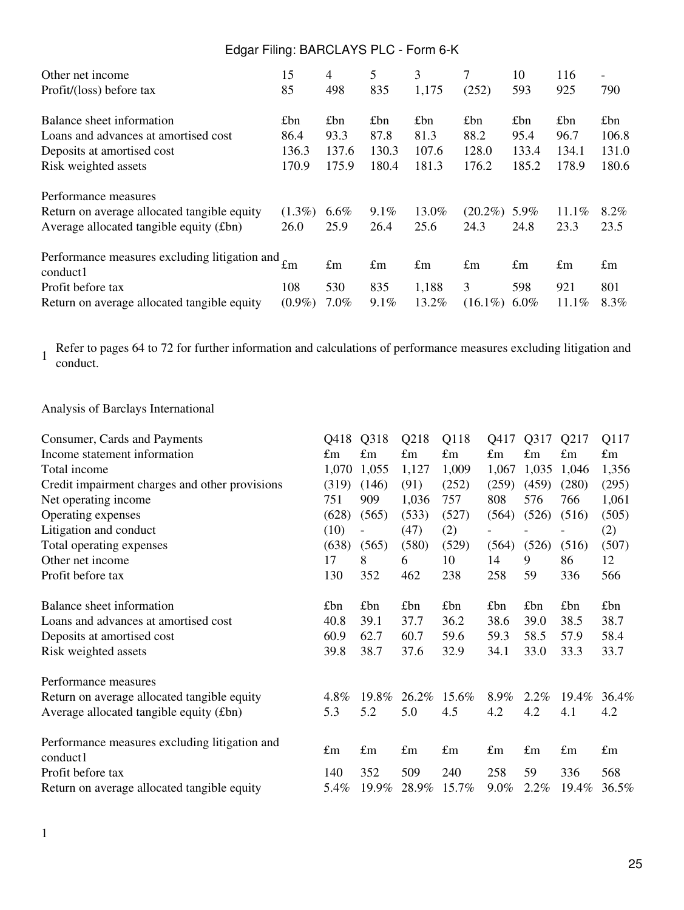| | | | | | | | | |
|---|---|---|---|---|---|---|---|---|
| Other net income | 15 | 4 | 5 | 3 | 7 | 10 | 116 | - |
| Profit/(loss) before tax | 85 | 498 | 835 | 1,175 | (252) | 593 | 925 | 790 |
| | | | | | | | | |
| Balance sheet information | £bn | £bn | £bn | £bn | £bn | £bn | £bn | £bn |
| Loans and advances at amortised cost | 86.4 | 93.3 | 87.8 | 81.3 | 88.2 | 95.4 | 96.7 | 106.8 |
| Deposits at amortised cost | 136.3 | 137.6 | 130.3 | 107.6 | 128.0 | 133.4 | 134.1 | 131.0 |
| Risk weighted assets | 170.9 | 175.9 | 180.4 | 181.3 | 176.2 | 185.2 | 178.9 | 180.6 |
| | | | | | | | | |
| Performance measures | | | | | | | | |
| Return on average allocated tangible equity | (1.3%) | 6.6% | 9.1% | 13.0% | (20.2%) | 5.9% | 11.1% | 8.2% |
| Average allocated tangible equity (£bn) | 26.0 | 25.9 | 26.4 | 25.6 | 24.3 | 24.8 | 23.3 | 23.5 |
| | | | | | | | | |
| Performance measures excluding litigation and conduct1 | £m | £m | £m | £m | £m | £m | £m | £m |
| Profit before tax | 108 | 530 | 835 | 1,188 | 3 | 598 | 921 | 801 |
| Return on average allocated tangible equity | (0.9%) | 7.0% | 9.1% | 13.2% | (16.1%) | 6.0% | 11.1% | 8.3% |

1 Refer to pages 64 to 72 for further information and calculations of performance measures excluding litigation and conduct.

Analysis of Barclays International

| Consumer, Cards and Payments | Q418 | Q318 | Q218 | Q118 | Q417 | Q317 | Q217 | Q117 |
|---|---|---|---|---|---|---|---|---|
| Income statement information | £m | £m | £m | £m | £m | £m | £m | £m |
| Total income | 1,070 | 1,055 | 1,127 | 1,009 | 1,067 | 1,035 | 1,046 | 1,356 |
| Credit impairment charges and other provisions | (319) | (146) | (91) | (252) | (259) | (459) | (280) | (295) |
| Net operating income | 751 | 909 | 1,036 | 757 | 808 | 576 | 766 | 1,061 |
| Operating expenses | (628) | (565) | (533) | (527) | (564) | (526) | (516) | (505) |
| Litigation and conduct | (10) | - | (47) | (2) | - | - | - | (2) |
| Total operating expenses | (638) | (565) | (580) | (529) | (564) | (526) | (516) | (507) |
| Other net income | 17 | 8 | 6 | 10 | 14 | 9 | 86 | 12 |
| Profit before tax | 130 | 352 | 462 | 238 | 258 | 59 | 336 | 566 |
| | | | | | | | | |
| Balance sheet information | £bn | £bn | £bn | £bn | £bn | £bn | £bn | £bn |
| Loans and advances at amortised cost | 40.8 | 39.1 | 37.7 | 36.2 | 38.6 | 39.0 | 38.5 | 38.7 |
| Deposits at amortised cost | 60.9 | 62.7 | 60.7 | 59.6 | 59.3 | 58.5 | 57.9 | 58.4 |
| Risk weighted assets | 39.8 | 38.7 | 37.6 | 32.9 | 34.1 | 33.0 | 33.3 | 33.7 |
| | | | | | | | | |
| Performance measures | | | | | | | | |
| Return on average allocated tangible equity | 4.8% | 19.8% | 26.2% | 15.6% | 8.9% | 2.2% | 19.4% | 36.4% |
| Average allocated tangible equity (£bn) | 5.3 | 5.2 | 5.0 | 4.5 | 4.2 | 4.2 | 4.1 | 4.2 |
| | | | | | | | | |
| Performance measures excluding litigation and conduct1 | £m | £m | £m | £m | £m | £m | £m | £m |
| Profit before tax | 140 | 352 | 509 | 240 | 258 | 59 | 336 | 568 |
| Return on average allocated tangible equity | 5.4% | 19.9% | 28.9% | 15.7% | 9.0% | 2.2% | 19.4% | 36.5% |

1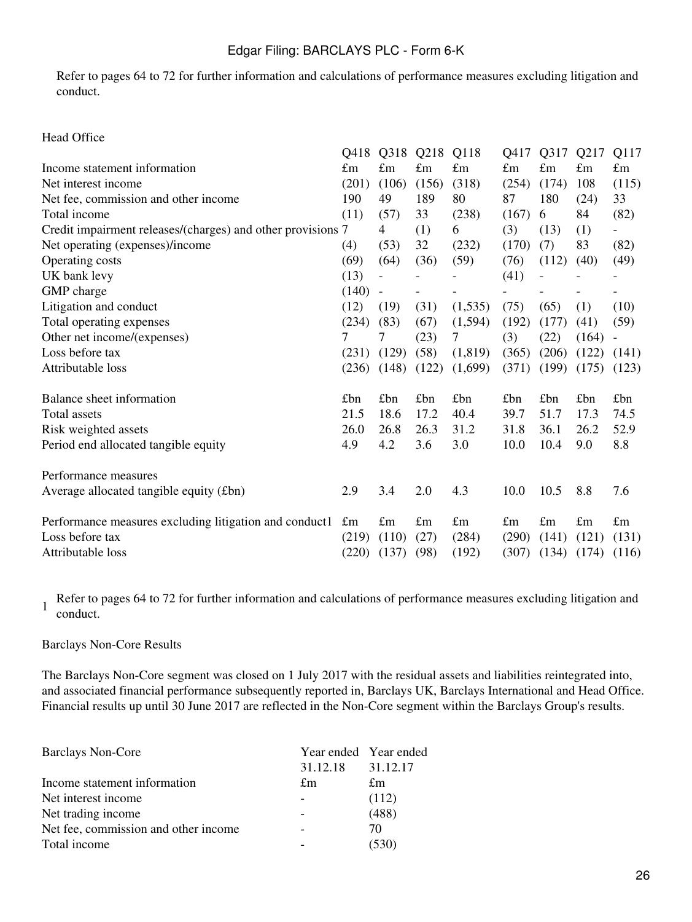Refer to pages 64 to 72 for further information and calculations of performance measures excluding litigation and conduct.

Head Office

| | Q418 | Q318 | Q218 | Q118 | Q417 | Q317 | Q217 | Q117 |
|---|---|---|---|---|---|---|---|---|
| Income statement information | £m | £m | £m | £m | £m | £m | £m | £m |
| Net interest income | (201) | (106) | (156) | (318) | (254) | (174) | 108 | (115) |
| Net fee, commission and other income | 190 | 49 | 189 | 80 | 87 | 180 | (24) | 33 |
| Total income | (11) | (57) | 33 | (238) | (167) | 6 | 84 | (82) |
| Credit impairment releases/(charges) and other provisions | 7 | 4 | (1) | 6 | (3) | (13) | (1) | - |
| Net operating (expenses)/income | (4) | (53) | 32 | (232) | (170) | (7) | 83 | (82) |
| Operating costs | (69) | (64) | (36) | (59) | (76) | (112) | (40) | (49) |
| UK bank levy | (13) | - | - | - | (41) | - | - | - |
| GMP charge | (140) | - | - | - | - | - | - | - |
| Litigation and conduct | (12) | (19) | (31) | (1,535) | (75) | (65) | (1) | (10) |
| Total operating expenses | (234) | (83) | (67) | (1,594) | (192) | (177) | (41) | (59) |
| Other net income/(expenses) | 7 | 7 | (23) | 7 | (3) | (22) | (164) | - |
| Loss before tax | (231) | (129) | (58) | (1,819) | (365) | (206) | (122) | (141) |
| Attributable loss | (236) | (148) | (122) | (1,699) | (371) | (199) | (175) | (123) |
| | | | | | | | | |
| Balance sheet information | £bn | £bn | £bn | £bn | £bn | £bn | £bn | £bn |
| Total assets | 21.5 | 18.6 | 17.2 | 40.4 | 39.7 | 51.7 | 17.3 | 74.5 |
| Risk weighted assets | 26.0 | 26.8 | 26.3 | 31.2 | 31.8 | 36.1 | 26.2 | 52.9 |
| Period end allocated tangible equity | 4.9 | 4.2 | 3.6 | 3.0 | 10.0 | 10.4 | 9.0 | 8.8 |
| | | | | | | | | |
| Performance measures | | | | | | | | |
| Average allocated tangible equity (£bn) | 2.9 | 3.4 | 2.0 | 4.3 | 10.0 | 10.5 | 8.8 | 7.6 |
| | | | | | | | | |
| Performance measures excluding litigation and conduct[1] | £m | £m | £m | £m | £m | £m | £m | £m |
| Loss before tax | (219) | (110) | (27) | (284) | (290) | (141) | (121) | (131) |
| Attributable loss | (220) | (137) | (98) | (192) | (307) | (134) | (174) | (116) |

1 Refer to pages 64 to 72 for further information and calculations of performance measures excluding litigation and conduct.

Barclays Non-Core Results

The Barclays Non-Core segment was closed on 1 July 2017 with the residual assets and liabilities reintegrated into, and associated financial performance subsequently reported in, Barclays UK, Barclays International and Head Office. Financial results up until 30 June 2017 are reflected in the Non-Core segment within the Barclays Group's results.

| Barclays Non-Core | Year ended 31.12.18 | Year ended 31.12.17 |
|---|---|---|
| Income statement information | £m | £m |
| Net interest income | - | (112) |
| Net trading income | - | (488) |
| Net fee, commission and other income | - | 70 |
| Total income | - | (530) |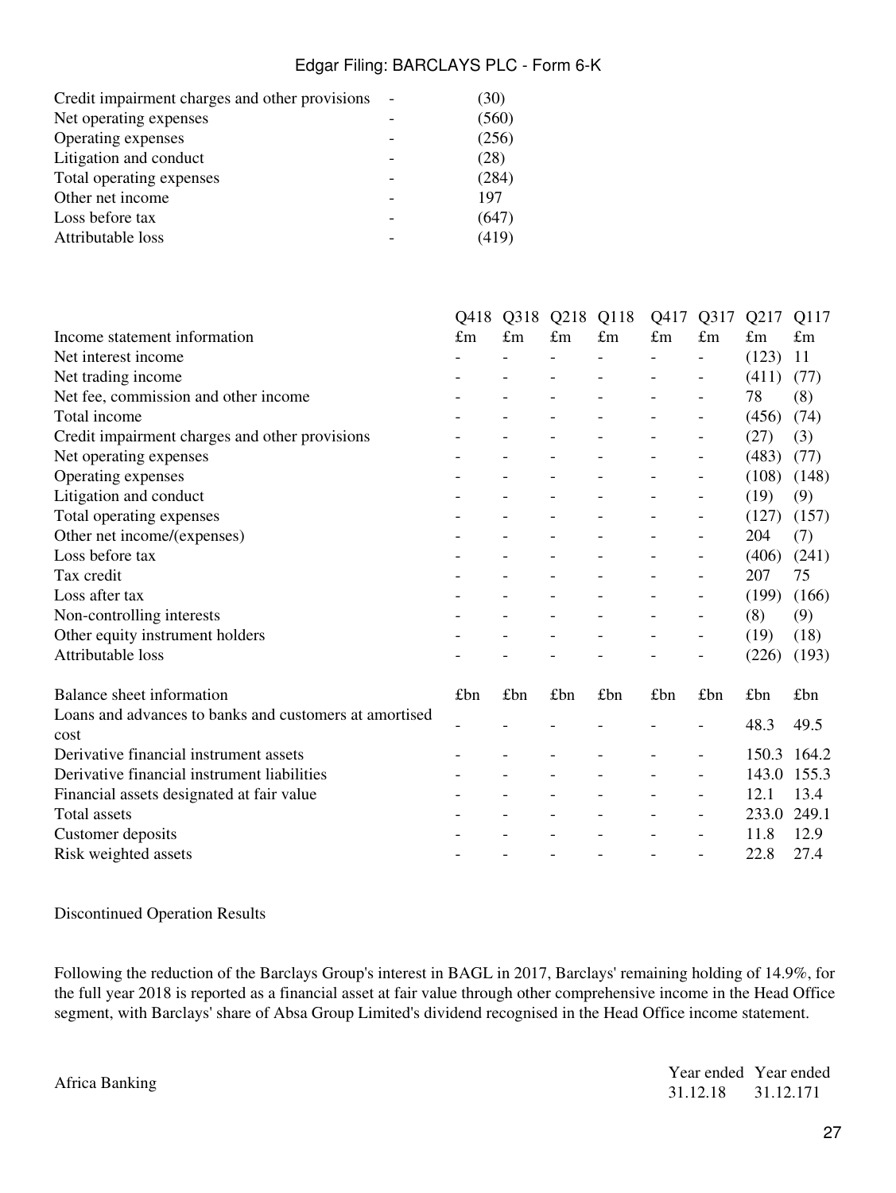| | | |
|---|---|---|
| Credit impairment charges and other provisions | - | (30) |
| Net operating expenses | - | (560) |
| Operating expenses | - | (256) |
| Litigation and conduct | - | (28) |
| Total operating expenses | - | (284) |
| Other net income | - | 197 |
| Loss before tax | - | (647) |
| Attributable loss | - | (419) |

| | Q418 | Q318 | Q218 | Q118 | Q417 | Q317 | Q217 | Q117 |
|---|---|---|---|---|---|---|---|---|
| Income statement information | £m | £m | £m | £m | £m | £m | £m | £m |
| Net interest income | - | - | - | - | - | - | (123) | 11 |
| Net trading income | - | - | - | - | - | - | (411) | (77) |
| Net fee, commission and other income | - | - | - | - | - | - | 78 | (8) |
| Total income | - | - | - | - | - | - | (456) | (74) |
| Credit impairment charges and other provisions | - | - | - | - | - | - | (27) | (3) |
| Net operating expenses | - | - | - | - | - | - | (483) | (77) |
| Operating expenses | - | - | - | - | - | - | (108) | (148) |
| Litigation and conduct | - | - | - | - | - | - | (19) | (9) |
| Total operating expenses | - | - | - | - | - | - | (127) | (157) |
| Other net income/(expenses) | - | - | - | - | - | - | 204 | (7) |
| Loss before tax | - | - | - | - | - | - | (406) | (241) |
| Tax credit | - | - | - | - | - | - | 207 | 75 |
| Loss after tax | - | - | - | - | - | - | (199) | (166) |
| Non-controlling interests | - | - | - | - | - | - | (8) | (9) |
| Other equity instrument holders | - | - | - | - | - | - | (19) | (18) |
| Attributable loss | - | - | - | - | - | - | (226) | (193) |
| | | | | | | | | |
| Balance sheet information | £bn | £bn | £bn | £bn | £bn | £bn | £bn | £bn |
| Loans and advances to banks and customers at amortised cost | - | - | - | - | - | - | 48.3 | 49.5 |
| Derivative financial instrument assets | - | - | - | - | - | - | 150.3 | 164.2 |
| Derivative financial instrument liabilities | - | - | - | - | - | - | 143.0 | 155.3 |
| Financial assets designated at fair value | - | - | - | - | - | - | 12.1 | 13.4 |
| Total assets | - | - | - | - | - | - | 233.0 | 249.1 |
| Customer deposits | - | - | - | - | - | - | 11.8 | 12.9 |
| Risk weighted assets | - | - | - | - | - | - | 22.8 | 27.4 |

Discontinued Operation Results

Following the reduction of the Barclays Group's interest in BAGL in 2017, Barclays' remaining holding of 14.9%, for the full year 2018 is reported as a financial asset at fair value through other comprehensive income in the Head Office segment, with Barclays' share of Absa Group Limited's dividend recognised in the Head Office income statement.

| Africa Banking | Year ended 31.12.18 | Year ended 31.12.17[1] |
|---|---|---|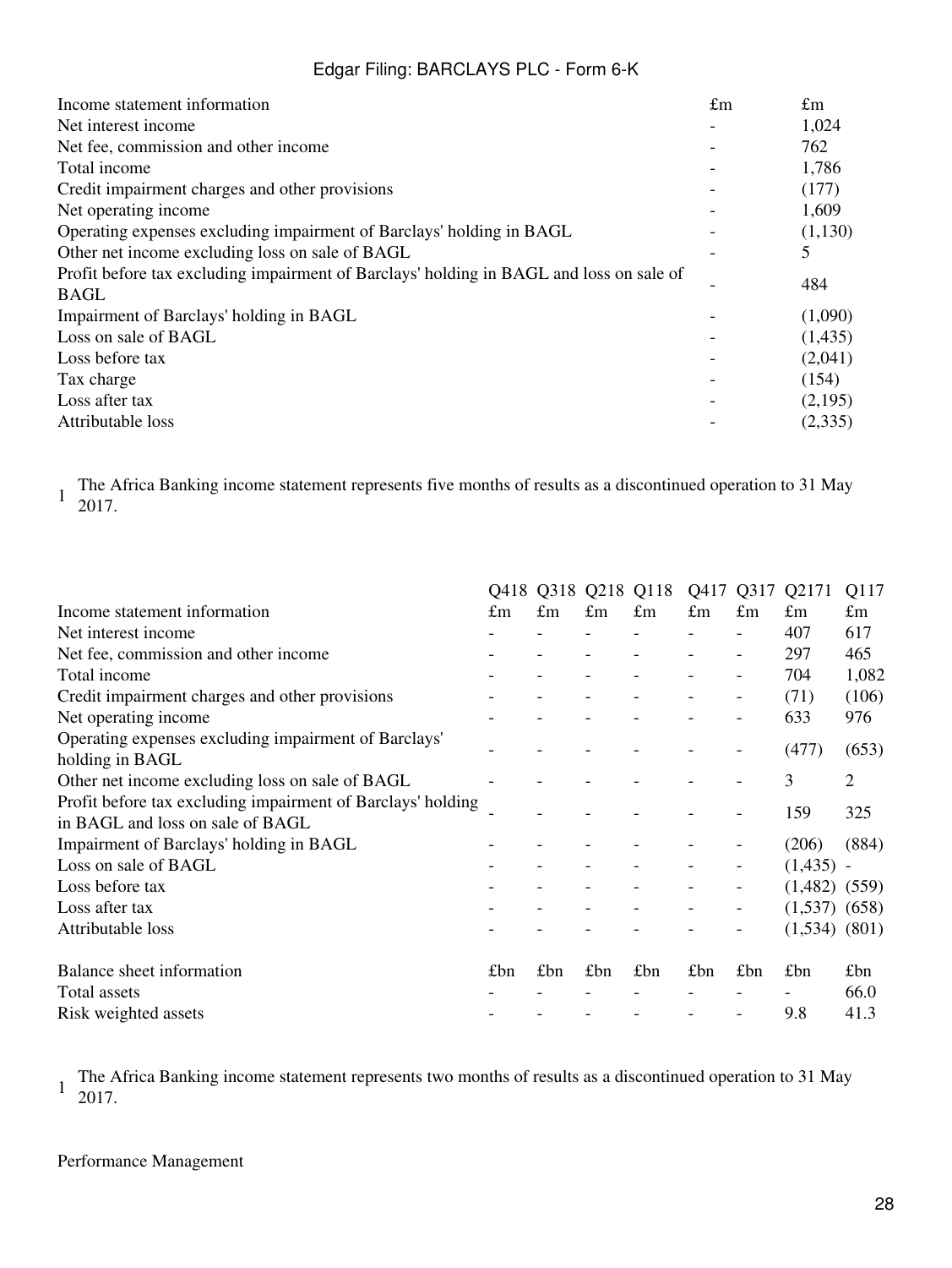| Income statement information | £m | £m |
|---|---|---|
| Net interest income | - | 1,024 |
| Net fee, commission and other income | - | 762 |
| Total income | - | 1,786 |
| Credit impairment charges and other provisions | - | (177) |
| Net operating income | - | 1,609 |
| Operating expenses excluding impairment of Barclays' holding in BAGL | - | (1,130) |
| Other net income excluding loss on sale of BAGL | - | 5 |
| Profit before tax excluding impairment of Barclays' holding in BAGL and loss on sale of BAGL | - | 484 |
| Impairment of Barclays' holding in BAGL | - | (1,090) |
| Loss on sale of BAGL | - | (1,435) |
| Loss before tax | - | (2,041) |
| Tax charge | - | (154) |
| Loss after tax | - | (2,195) |
| Attributable loss | - | (2,335) |

1 The Africa Banking income statement represents five months of results as a discontinued operation to 31 May 2017.

| | Q418 | Q318 | Q218 | Q118 | Q417 | Q317 | Q217[1] | Q117 |
|---|---|---|---|---|---|---|---|---|
| Income statement information | £m | £m | £m | £m | £m | £m | £m | £m |
| Net interest income | - | - | - | - | - | - | 407 | 617 |
| Net fee, commission and other income | - | - | - | - | - | - | 297 | 465 |
| Total income | - | - | - | - | - | - | 704 | 1,082 |
| Credit impairment charges and other provisions | - | - | - | - | - | - | (71) | (106) |
| Net operating income | - | - | - | - | - | - | 633 | 976 |
| Operating expenses excluding impairment of Barclays' holding in BAGL | - | - | - | - | - | - | (477) | (653) |
| Other net income excluding loss on sale of BAGL | - | - | - | - | - | - | 3 | 2 |
| Profit before tax excluding impairment of Barclays' holding in BAGL and loss on sale of BAGL | - | - | - | - | - | - | 159 | 325 |
| Impairment of Barclays' holding in BAGL | - | - | - | - | - | - | (206) | (884) |
| Loss on sale of BAGL | - | - | - | - | - | - | (1,435) | - |
| Loss before tax | - | - | - | - | - | - | (1,482) | (559) |
| Loss after tax | - | - | - | - | - | - | (1,537) | (658) |
| Attributable loss | - | - | - | - | - | - | (1,534) | (801) |
| | | | | | | | | |
| Balance sheet information | £bn | £bn | £bn | £bn | £bn | £bn | £bn | £bn |
| Total assets | - | - | - | - | - | - | - | 66.0 |
| Risk weighted assets | - | - | - | - | - | - | 9.8 | 41.3 |

1 The Africa Banking income statement represents two months of results as a discontinued operation to 31 May 2017.

Performance Management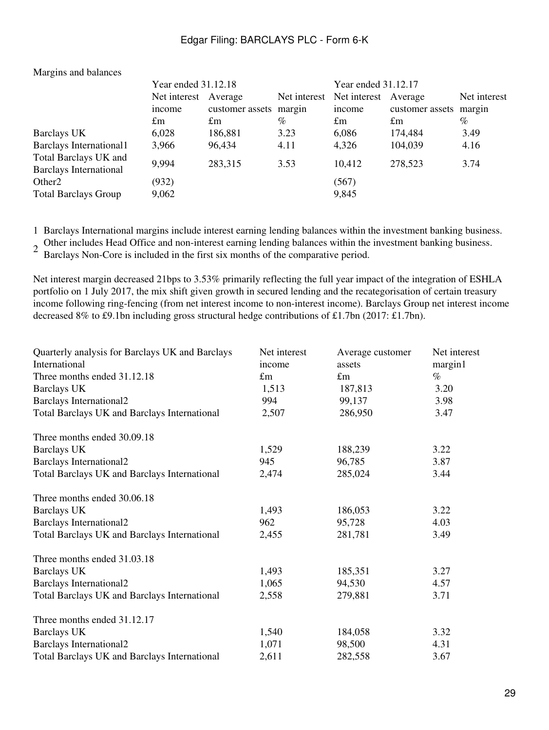Margins and balances

| | Year ended 31.12.18 | | | Year ended 31.12.17 | | |
|---|---|---|---|---|---|---|
| | Net interest income | Average customer assets | Net interest margin | Net interest income | Average customer assets | Net interest margin |
| | £m | £m | % | £m | £m | % |
| Barclays UK | 6,028 | 186,881 | 3.23 | 6,086 | 174,484 | 3.49 |
| Barclays International[1] | 3,966 | 96,434 | 4.11 | 4,326 | 104,039 | 4.16 |
| Total Barclays UK and Barclays International | 9,994 | 283,315 | 3.53 | 10,412 | 278,523 | 3.74 |
| Other[2] | (932) | | | (567) | | |
| Total Barclays Group | 9,062 | | | 9,845 | | |

1 Barclays International margins include interest earning lending balances within the investment banking business.

2 Other includes Head Office and non-interest earning lending balances within the investment banking business. Barclays Non-Core is included in the first six months of the comparative period.

Net interest margin decreased 21bps to 3.53% primarily reflecting the full year impact of the integration of ESHLA portfolio on 1 July 2017, the mix shift given growth in secured lending and the recategorisation of certain treasury income following ring-fencing (from net interest income to non-interest income). Barclays Group net interest income decreased 8% to £9.1bn including gross structural hedge contributions of £1.7bn (2017: £1.7bn).

| Quarterly analysis for Barclays UK and Barclays International | Net interest income | Average customer assets | Net interest margin[1] |
|---|---|---|---|
| Three months ended 31.12.18 | £m | £m | % |
| Barclays UK | 1,513 | 187,813 | 3.20 |
| Barclays International[2] | 994 | 99,137 | 3.98 |
| Total Barclays UK and Barclays International | 2,507 | 286,950 | 3.47 |
| | | | |
| Three months ended 30.09.18 | | | |
| Barclays UK | 1,529 | 188,239 | 3.22 |
| Barclays International[2] | 945 | 96,785 | 3.87 |
| Total Barclays UK and Barclays International | 2,474 | 285,024 | 3.44 |
| | | | |
| Three months ended 30.06.18 | | | |
| Barclays UK | 1,493 | 186,053 | 3.22 |
| Barclays International[2] | 962 | 95,728 | 4.03 |
| Total Barclays UK and Barclays International | 2,455 | 281,781 | 3.49 |
| | | | |
| Three months ended 31.03.18 | | | |
| Barclays UK | 1,493 | 185,351 | 3.27 |
| Barclays International[2] | 1,065 | 94,530 | 4.57 |
| Total Barclays UK and Barclays International | 2,558 | 279,881 | 3.71 |
| | | | |
| Three months ended 31.12.17 | | | |
| Barclays UK | 1,540 | 184,058 | 3.32 |
| Barclays International[2] | 1,071 | 98,500 | 4.31 |
| Total Barclays UK and Barclays International | 2,611 | 282,558 | 3.67 |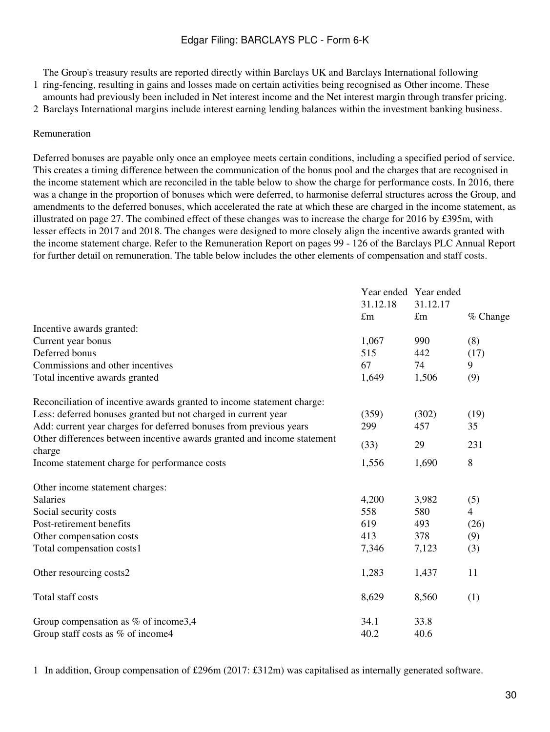1 The Group's treasury results are reported directly within Barclays UK and Barclays International following ring-fencing, resulting in gains and losses made on certain activities being recognised as Other income. These amounts had previously been included in Net interest income and the Net interest margin through transfer pricing.

2 Barclays International margins include interest earning lending balances within the investment banking business.

## Remuneration

Deferred bonuses are payable only once an employee meets certain conditions, including a specified period of service. This creates a timing difference between the communication of the bonus pool and the charges that are recognised in the income statement which are reconciled in the table below to show the charge for performance costs. In 2016, there was a change in the proportion of bonuses which were deferred, to harmonise deferral structures across the Group, and amendments to the deferred bonuses, which accelerated the rate at which these are charged in the income statement, as illustrated on page 27. The combined effect of these changes was to increase the charge for 2016 by £395m, with lesser effects in 2017 and 2018. The changes were designed to more closely align the incentive awards granted with the income statement charge. Refer to the Remuneration Report on pages 99 - 126 of the Barclays PLC Annual Report for further detail on remuneration. The table below includes the other elements of compensation and staff costs.

| | Year ended 31.12.18 | Year ended 31.12.17 | |
|---|---|---|---|
| | £m | £m | % Change |
| Incentive awards granted: | | | |
| Current year bonus | 1,067 | 990 | (8) |
| Deferred bonus | 515 | 442 | (17) |
| Commissions and other incentives | 67 | 74 | 9 |
| Total incentive awards granted | 1,649 | 1,506 | (9) |
| | | | |
| Reconciliation of incentive awards granted to income statement charge: | | | |
| Less: deferred bonuses granted but not charged in current year | (359) | (302) | (19) |
| Add: current year charges for deferred bonuses from previous years | 299 | 457 | 35 |
| Other differences between incentive awards granted and income statement charge | (33) | 29 | 231 |
| Income statement charge for performance costs | 1,556 | 1,690 | 8 |
| | | | |
| Other income statement charges: | | | |
| Salaries | 4,200 | 3,982 | (5) |
| Social security costs | 558 | 580 | 4 |
| Post-retirement benefits | 619 | 493 | (26) |
| Other compensation costs | 413 | 378 | (9) |
| Total compensation costs[1] | 7,346 | 7,123 | (3) |
| | | | |
| Other resourcing costs[2] | 1,283 | 1,437 | 11 |
| | | | |
| Total staff costs | 8,629 | 8,560 | (1) |
| | | | |
| Group compensation as % of income[3,4] | 34.1 | 33.8 | |
| Group staff costs as % of income[4] | 40.2 | 40.6 | |

1 In addition, Group compensation of £296m (2017: £312m) was capitalised as internally generated software.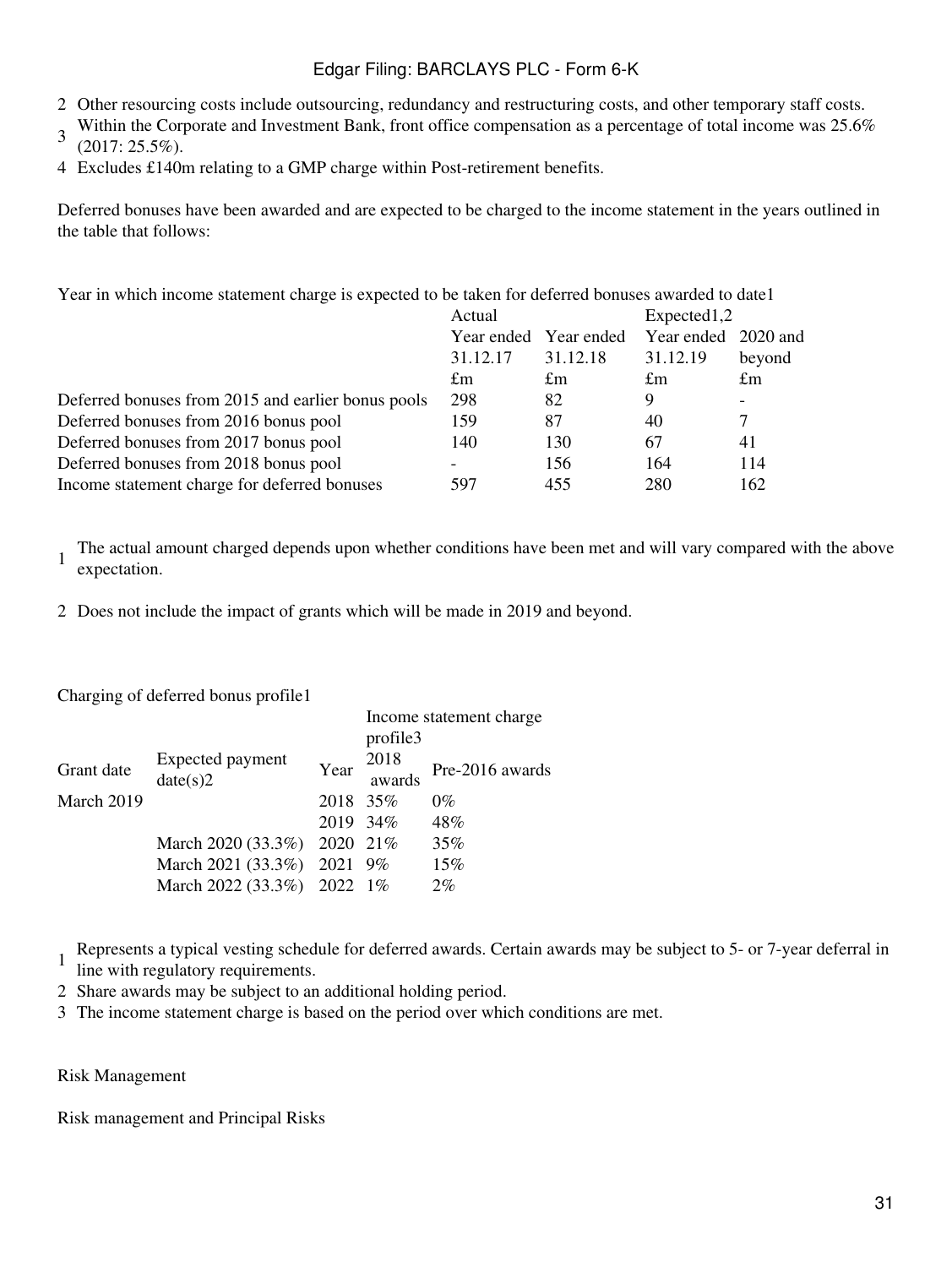2 Other resourcing costs include outsourcing, redundancy and restructuring costs, and other temporary staff costs.

3 Within the Corporate and Investment Bank, front office compensation as a percentage of total income was 25.6% (2017: 25.5%).

4 Excludes £140m relating to a GMP charge within Post-retirement benefits.

Deferred bonuses have been awarded and are expected to be charged to the income statement in the years outlined in the table that follows:

Year in which income statement charge is expected to be taken for deferred bonuses awarded to date[1]

| | Actual | | Expected[1,2] | |
|---|---|---|---|---|
| | Year ended 31.12.17 | Year ended 31.12.18 | Year ended 31.12.19 | 2020 and beyond |
| | £m | £m | £m | £m |
| Deferred bonuses from 2015 and earlier bonus pools | 298 | 82 | 9 | - |
| Deferred bonuses from 2016 bonus pool | 159 | 87 | 40 | 7 |
| Deferred bonuses from 2017 bonus pool | 140 | 130 | 67 | 41 |
| Deferred bonuses from 2018 bonus pool | - | 156 | 164 | 114 |
| Income statement charge for deferred bonuses | 597 | 455 | 280 | 162 |

1 The actual amount charged depends upon whether conditions have been met and will vary compared with the above expectation.

2 Does not include the impact of grants which will be made in 2019 and beyond.

Charging of deferred bonus profile[1]

| Grant date | Expected payment date(s)[2] | Year | Income statement charge profile[3] 2018 awards | Pre-2016 awards |
|---|---|---|---|---|
| March 2019 | | 2018 | 35% | 0% |
| | | 2019 | 34% | 48% |
| | March 2020 (33.3%) | 2020 | 21% | 35% |
| | March 2021 (33.3%) | 2021 | 9% | 15% |
| | March 2022 (33.3%) | 2022 | 1% | 2% |

1 Represents a typical vesting schedule for deferred awards. Certain awards may be subject to 5- or 7-year deferral in line with regulatory requirements.

2 Share awards may be subject to an additional holding period.

3 The income statement charge is based on the period over which conditions are met.

## Risk Management

### Risk management and Principal Risks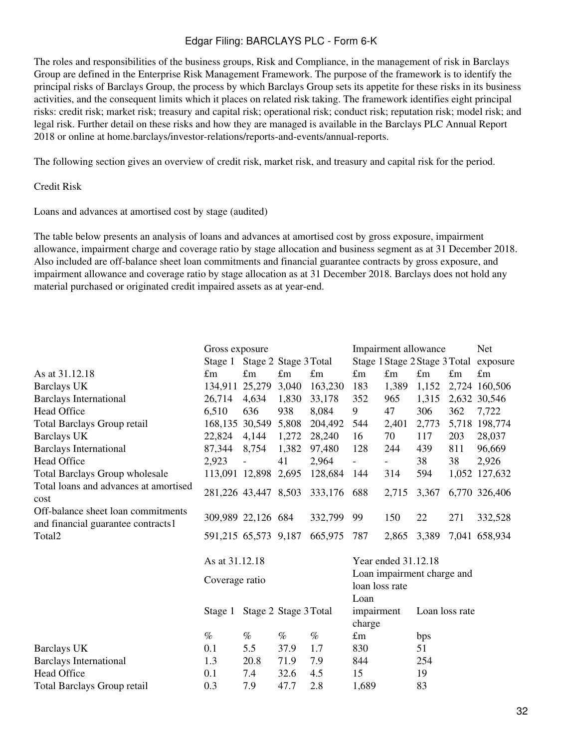The roles and responsibilities of the business groups, Risk and Compliance, in the management of risk in Barclays Group are defined in the Enterprise Risk Management Framework. The purpose of the framework is to identify the principal risks of Barclays Group, the process by which Barclays Group sets its appetite for these risks in its business activities, and the consequent limits which it places on related risk taking. The framework identifies eight principal risks: credit risk; market risk; treasury and capital risk; operational risk; conduct risk; reputation risk; model risk; and legal risk. Further detail on these risks and how they are managed is available in the Barclays PLC Annual Report 2018 or online at home.barclays/investor-relations/reports-and-events/annual-reports.

The following section gives an overview of credit risk, market risk, and treasury and capital risk for the period.

## Credit Risk

### Loans and advances at amortised cost by stage (audited)

The table below presents an analysis of loans and advances at amortised cost by gross exposure, impairment allowance, impairment charge and coverage ratio by stage allocation and business segment as at 31 December 2018. Also included are off-balance sheet loan commitments and financial guarantee contracts by gross exposure, and impairment allowance and coverage ratio by stage allocation as at 31 December 2018. Barclays does not hold any material purchased or originated credit impaired assets as at year-end.

| | Gross exposure | | | | Impairment allowance | | | | Net |
|---|---|---|---|---|---|---|---|---|---|
| | Stage 1 | Stage 2 | Stage 3 | Total | Stage 1 | Stage 2 | Stage 3 | Total | exposure |
| As at 31.12.18 | £m | £m | £m | £m | £m | £m | £m | £m | £m |
| Barclays UK | 134,911 | 25,279 | 3,040 | 163,230 | 183 | 1,389 | 1,152 | 2,724 | 160,506 |
| Barclays International | 26,714 | 4,634 | 1,830 | 33,178 | 352 | 965 | 1,315 | 2,632 | 30,546 |
| Head Office | 6,510 | 636 | 938 | 8,084 | 9 | 47 | 306 | 362 | 7,722 |
| Total Barclays Group retail | 168,135 | 30,549 | 5,808 | 204,492 | 544 | 2,401 | 2,773 | 5,718 | 198,774 |
| Barclays UK | 22,824 | 4,144 | 1,272 | 28,240 | 16 | 70 | 117 | 203 | 28,037 |
| Barclays International | 87,344 | 8,754 | 1,382 | 97,480 | 128 | 244 | 439 | 811 | 96,669 |
| Head Office | 2,923 | - | 41 | 2,964 | - | - | 38 | 38 | 2,926 |
| Total Barclays Group wholesale | 113,091 | 12,898 | 2,695 | 128,684 | 144 | 314 | 594 | 1,052 | 127,632 |
| Total loans and advances at amortised cost | 281,226 | 43,447 | 8,503 | 333,176 | 688 | 2,715 | 3,367 | 6,770 | 326,406 |
| Off-balance sheet loan commitments and financial guarantee contracts1 | 309,989 | 22,126 | 684 | 332,799 | 99 | 150 | 22 | 271 | 332,528 |
| Total2 | 591,215 | 65,573 | 9,187 | 665,975 | 787 | 2,865 | 3,389 | 7,041 | 658,934 |

| | As at 31.12.18 | | | | Year ended 31.12.18 | |
|---|---|---|---|---|---|---|
| | Coverage ratio | | | | Loan impairment charge and loan loss rate | |
| | Stage 1 | Stage 2 | Stage 3 | Total | Loan impairment charge | Loan loss rate |
| | % | % | % | % | £m | bps |
| Barclays UK | 0.1 | 5.5 | 37.9 | 1.7 | 830 | 51 |
| Barclays International | 1.3 | 20.8 | 71.9 | 7.9 | 844 | 254 |
| Head Office | 0.1 | 7.4 | 32.6 | 4.5 | 15 | 19 |
| Total Barclays Group retail | 0.3 | 7.9 | 47.7 | 2.8 | 1,689 | 83 |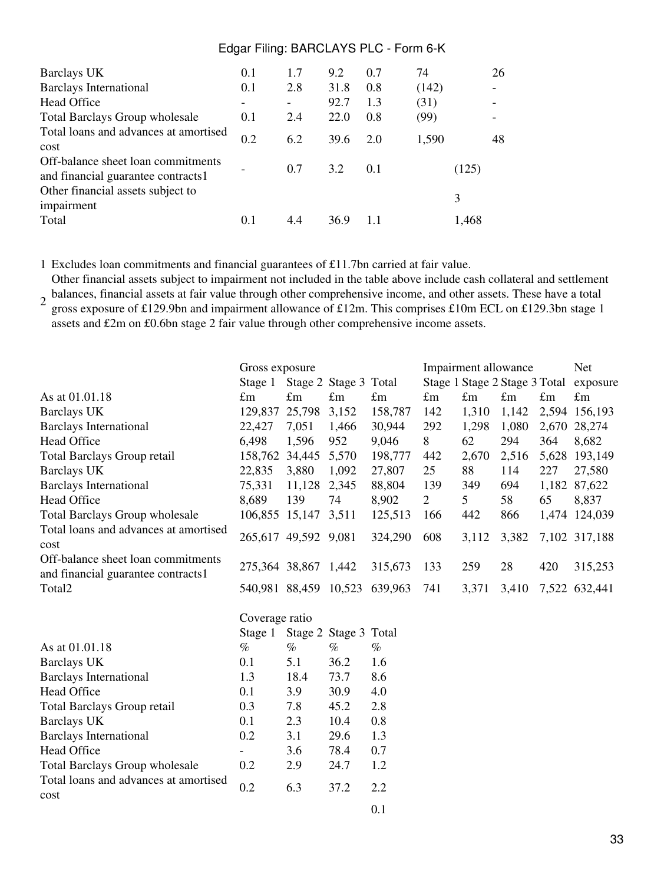| | | | | | | |
|---|---|---|---|---|---|---|
| Barclays UK | 0.1 | 1.7 | 9.2 | 0.7 | 74 | 26 |
| Barclays International | 0.1 | 2.8 | 31.8 | 0.8 | (142) | - |
| Head Office | - | - | 92.7 | 1.3 | (31) | - |
| Total Barclays Group wholesale | 0.1 | 2.4 | 22.0 | 0.8 | (99) | - |
| Total loans and advances at amortised cost | 0.2 | 6.2 | 39.6 | 2.0 | 1,590 | 48 |
| Off-balance sheet loan commitments and financial guarantee contracts1 | - | 0.7 | 3.2 | 0.1 | (125) | |
| Other financial assets subject to impairment | | | | | 3 | |
| Total | 0.1 | 4.4 | 36.9 | 1.1 | 1,468 | |

1 Excludes loan commitments and financial guarantees of £11.7bn carried at fair value.

2 Other financial assets subject to impairment not included in the table above include cash collateral and settlement balances, financial assets at fair value through other comprehensive income, and other assets. These have a total gross exposure of £129.9bn and impairment allowance of £12m. This comprises £10m ECL on £129.3bn stage 1 assets and £2m on £0.6bn stage 2 fair value through other comprehensive income assets.

| | Gross exposure | | | | Impairment allowance | | | | Net |
|---|---|---|---|---|---|---|---|---|---|
| | Stage 1 | Stage 2 | Stage 3 | Total | Stage 1 | Stage 2 | Stage 3 | Total | exposure |
| As at 01.01.18 | £m | £m | £m | £m | £m | £m | £m | £m | £m |
| Barclays UK | 129,837 | 25,798 | 3,152 | 158,787 | 142 | 1,310 | 1,142 | 2,594 | 156,193 |
| Barclays International | 22,427 | 7,051 | 1,466 | 30,944 | 292 | 1,298 | 1,080 | 2,670 | 28,274 |
| Head Office | 6,498 | 1,596 | 952 | 9,046 | 8 | 62 | 294 | 364 | 8,682 |
| Total Barclays Group retail | 158,762 | 34,445 | 5,570 | 198,777 | 442 | 2,670 | 2,516 | 5,628 | 193,149 |
| Barclays UK | 22,835 | 3,880 | 1,092 | 27,807 | 25 | 88 | 114 | 227 | 27,580 |
| Barclays International | 75,331 | 11,128 | 2,345 | 88,804 | 139 | 349 | 694 | 1,182 | 87,622 |
| Head Office | 8,689 | 139 | 74 | 8,902 | 2 | 5 | 58 | 65 | 8,837 |
| Total Barclays Group wholesale | 106,855 | 15,147 | 3,511 | 125,513 | 166 | 442 | 866 | 1,474 | 124,039 |
| Total loans and advances at amortised cost | 265,617 | 49,592 | 9,081 | 324,290 | 608 | 3,112 | 3,382 | 7,102 | 317,188 |
| Off-balance sheet loan commitments and financial guarantee contracts1 | 275,364 | 38,867 | 1,442 | 315,673 | 133 | 259 | 28 | 420 | 315,253 |
| Total2 | 540,981 | 88,459 | 10,523 | 639,963 | 741 | 3,371 | 3,410 | 7,522 | 632,441 |

| | Coverage ratio | | | |
|---|---|---|---|---|
| | Stage 1 | Stage 2 | Stage 3 | Total |
| As at 01.01.18 | % | % | % | % |
| Barclays UK | 0.1 | 5.1 | 36.2 | 1.6 |
| Barclays International | 1.3 | 18.4 | 73.7 | 8.6 |
| Head Office | 0.1 | 3.9 | 30.9 | 4.0 |
| Total Barclays Group retail | 0.3 | 7.8 | 45.2 | 2.8 |
| Barclays UK | 0.1 | 2.3 | 10.4 | 0.8 |
| Barclays International | 0.2 | 3.1 | 29.6 | 1.3 |
| Head Office | - | 3.6 | 78.4 | 0.7 |
| Total Barclays Group wholesale | 0.2 | 2.9 | 24.7 | 1.2 |
| Total loans and advances at amortised cost | 0.2 | 6.3 | 37.2 | 2.2 |
| | | | | 0.1 |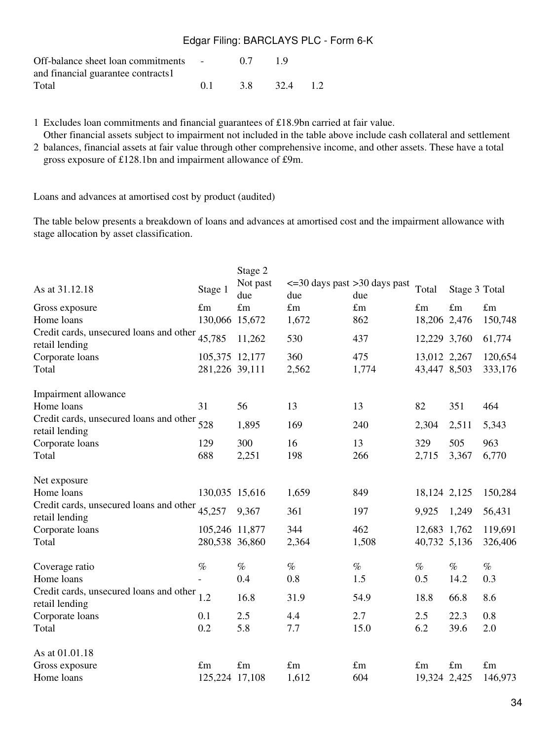| | | | | |
|---|---|---|---|---|
| Off-balance sheet loan commitments and financial guarantee contracts1 | - | 0.7 | 1.9 | |
| Total | 0.1 | 3.8 | 32.4 | 1.2 |

1 Excludes loan commitments and financial guarantees of £18.9bn carried at fair value.

2 Other financial assets subject to impairment not included in the table above include cash collateral and settlement balances, financial assets at fair value through other comprehensive income, and other assets. These have a total gross exposure of £128.1bn and impairment allowance of £9m.

Loans and advances at amortised cost by product (audited)

The table below presents a breakdown of loans and advances at amortised cost and the impairment allowance with stage allocation by asset classification.

| As at 31.12.18 | Stage 1 | Stage 2 Not past due | <=30 days past due | >30 days past due | Total | Stage 3 | Total |
|---|---|---|---|---|---|---|---|
| Gross exposure | £m | £m | £m | £m | £m | £m | £m |
| Home loans | 130,066 | 15,672 | 1,672 | 862 | 18,206 | 2,476 | 150,748 |
| Credit cards, unsecured loans and other retail lending | 45,785 | 11,262 | 530 | 437 | 12,229 | 3,760 | 61,774 |
| Corporate loans | 105,375 | 12,177 | 360 | 475 | 13,012 | 2,267 | 120,654 |
| Total | 281,226 | 39,111 | 2,562 | 1,774 | 43,447 | 8,503 | 333,176 |
| | | | | | | | |
| Impairment allowance | | | | | | | |
| Home loans | 31 | 56 | 13 | 13 | 82 | 351 | 464 |
| Credit cards, unsecured loans and other retail lending | 528 | 1,895 | 169 | 240 | 2,304 | 2,511 | 5,343 |
| Corporate loans | 129 | 300 | 16 | 13 | 329 | 505 | 963 |
| Total | 688 | 2,251 | 198 | 266 | 2,715 | 3,367 | 6,770 |
| | | | | | | | |
| Net exposure | | | | | | | |
| Home loans | 130,035 | 15,616 | 1,659 | 849 | 18,124 | 2,125 | 150,284 |
| Credit cards, unsecured loans and other retail lending | 45,257 | 9,367 | 361 | 197 | 9,925 | 1,249 | 56,431 |
| Corporate loans | 105,246 | 11,877 | 344 | 462 | 12,683 | 1,762 | 119,691 |
| Total | 280,538 | 36,860 | 2,364 | 1,508 | 40,732 | 5,136 | 326,406 |
| | | | | | | | |
| Coverage ratio | % | % | % | % | % | % | % |
| Home loans | - | 0.4 | 0.8 | 1.5 | 0.5 | 14.2 | 0.3 |
| Credit cards, unsecured loans and other retail lending | 1.2 | 16.8 | 31.9 | 54.9 | 18.8 | 66.8 | 8.6 |
| Corporate loans | 0.1 | 2.5 | 4.4 | 2.7 | 2.5 | 22.3 | 0.8 |
| Total | 0.2 | 5.8 | 7.7 | 15.0 | 6.2 | 39.6 | 2.0 |
| | | | | | | | |
| As at 01.01.18 | | | | | | | |
| Gross exposure | £m | £m | £m | £m | £m | £m | £m |
| Home loans | 125,224 | 17,108 | 1,612 | 604 | 19,324 | 2,425 | 146,973 |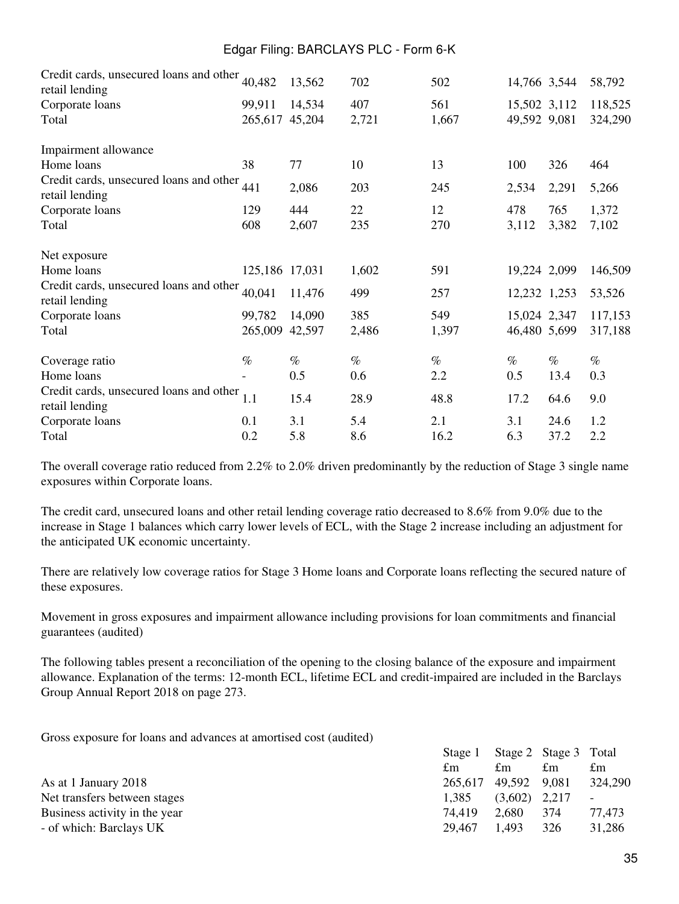| | | | | | | | |
|---|---|---|---|---|---|---|---|
| Credit cards, unsecured loans and other retail lending | 40,482 | 13,562 | 702 | 502 | 14,766 | 3,544 | 58,792 |
| Corporate loans | 99,911 | 14,534 | 407 | 561 | 15,502 | 3,112 | 118,525 |
| Total | 265,617 | 45,204 | 2,721 | 1,667 | 49,592 | 9,081 | 324,290 |
| | | | | | | | |
| Impairment allowance | | | | | | | |
| Home loans | 38 | 77 | 10 | 13 | 100 | 326 | 464 |
| Credit cards, unsecured loans and other retail lending | 441 | 2,086 | 203 | 245 | 2,534 | 2,291 | 5,266 |
| Corporate loans | 129 | 444 | 22 | 12 | 478 | 765 | 1,372 |
| Total | 608 | 2,607 | 235 | 270 | 3,112 | 3,382 | 7,102 |
| | | | | | | | |
| Net exposure | | | | | | | |
| Home loans | 125,186 | 17,031 | 1,602 | 591 | 19,224 | 2,099 | 146,509 |
| Credit cards, unsecured loans and other retail lending | 40,041 | 11,476 | 499 | 257 | 12,232 | 1,253 | 53,526 |
| Corporate loans | 99,782 | 14,090 | 385 | 549 | 15,024 | 2,347 | 117,153 |
| Total | 265,009 | 42,597 | 2,486 | 1,397 | 46,480 | 5,699 | 317,188 |
| | | | | | | | |
| Coverage ratio | % | % | % | % | % | % | % |
| Home loans | - | 0.5 | 0.6 | 2.2 | 0.5 | 13.4 | 0.3 |
| Credit cards, unsecured loans and other retail lending | 1.1 | 15.4 | 28.9 | 48.8 | 17.2 | 64.6 | 9.0 |
| Corporate loans | 0.1 | 3.1 | 5.4 | 2.1 | 3.1 | 24.6 | 1.2 |
| Total | 0.2 | 5.8 | 8.6 | 16.2 | 6.3 | 37.2 | 2.2 |

The overall coverage ratio reduced from 2.2% to 2.0% driven predominantly by the reduction of Stage 3 single name exposures within Corporate loans.

The credit card, unsecured loans and other retail lending coverage ratio decreased to 8.6% from 9.0% due to the increase in Stage 1 balances which carry lower levels of ECL, with the Stage 2 increase including an adjustment for the anticipated UK economic uncertainty.

There are relatively low coverage ratios for Stage 3 Home loans and Corporate loans reflecting the secured nature of these exposures.

Movement in gross exposures and impairment allowance including provisions for loan commitments and financial guarantees (audited)

The following tables present a reconciliation of the opening to the closing balance of the exposure and impairment allowance. Explanation of the terms: 12-month ECL, lifetime ECL and credit-impaired are included in the Barclays Group Annual Report 2018 on page 273.

Gross exposure for loans and advances at amortised cost (audited)

| | Stage 1 | Stage 2 | Stage 3 | Total |
|---|---|---|---|---|
| | £m | £m | £m | £m |
| As at 1 January 2018 | 265,617 | 49,592 | 9,081 | 324,290 |
| Net transfers between stages | 1,385 | (3,602) | 2,217 | - |
| Business activity in the year | 74,419 | 2,680 | 374 | 77,473 |
| - of which: Barclays UK | 29,467 | 1,493 | 326 | 31,286 |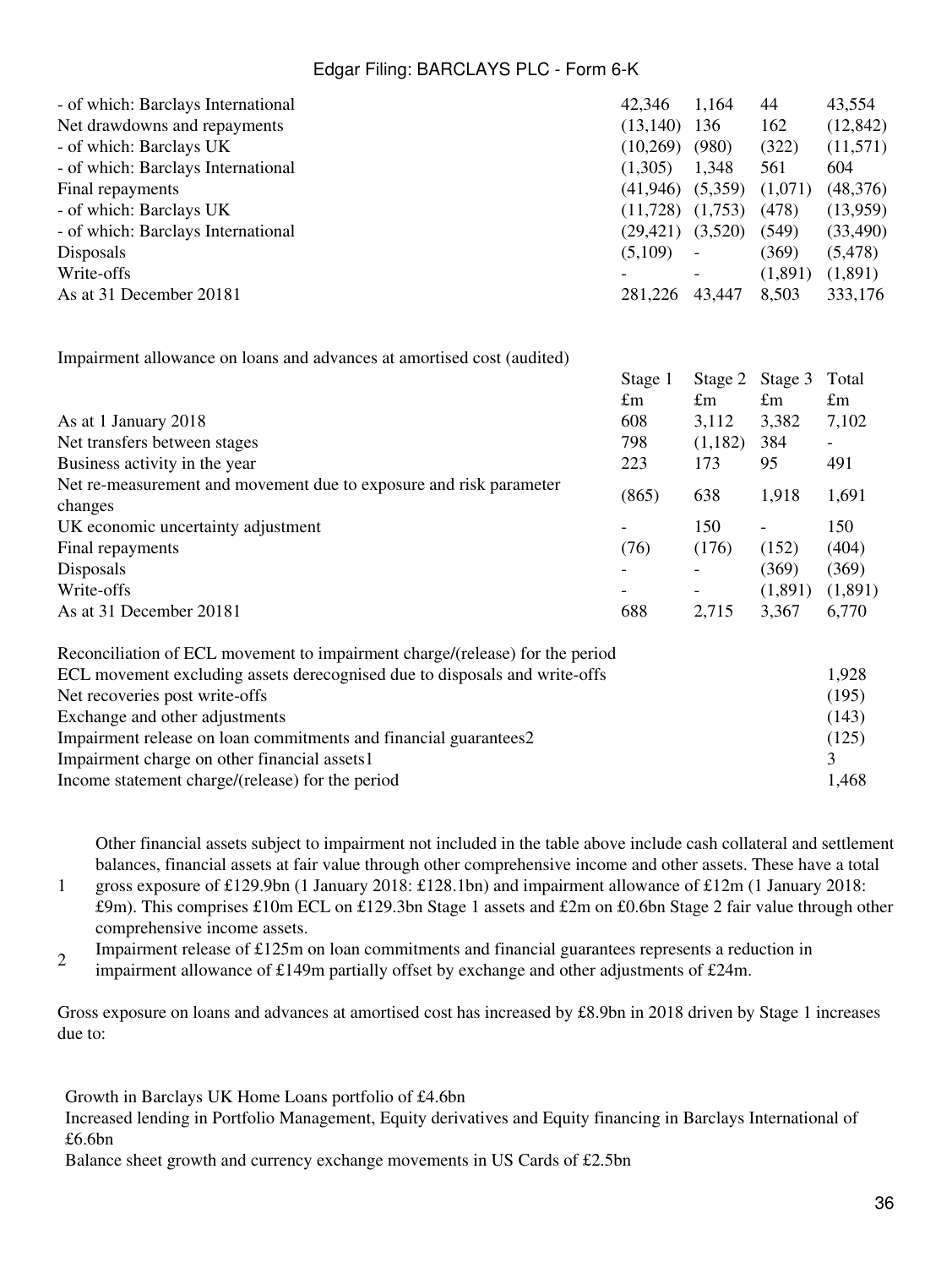| | | | | |
|---|---|---|---|---|
| - of which: Barclays International | 42,346 | 1,164 | 44 | 43,554 |
| Net drawdowns and repayments | (13,140) | 136 | 162 | (12,842) |
| - of which: Barclays UK | (10,269) | (980) | (322) | (11,571) |
| - of which: Barclays International | (1,305) | 1,348 | 561 | 604 |
| Final repayments | (41,946) | (5,359) | (1,071) | (48,376) |
| - of which: Barclays UK | (11,728) | (1,753) | (478) | (13,959) |
| - of which: Barclays International | (29,421) | (3,520) | (549) | (33,490) |
| Disposals | (5,109) | - | (369) | (5,478) |
| Write-offs | - | - | (1,891) | (1,891) |
| As at 31 December 2018[1] | 281,226 | 43,447 | 8,503 | 333,176 |

Impairment allowance on loans and advances at amortised cost (audited)

| | Stage 1 | Stage 2 | Stage 3 | Total |
|---|---|---|---|---|
| | £m | £m | £m | £m |
| As at 1 January 2018 | 608 | 3,112 | 3,382 | 7,102 |
| Net transfers between stages | 798 | (1,182) | 384 | - |
| Business activity in the year | 223 | 173 | 95 | 491 |
| Net re-measurement and movement due to exposure and risk parameter changes | (865) | 638 | 1,918 | 1,691 |
| UK economic uncertainty adjustment | - | 150 | - | 150 |
| Final repayments | (76) | (176) | (152) | (404) |
| Disposals | - | - | (369) | (369) |
| Write-offs | - | - | (1,891) | (1,891) |
| As at 31 December 2018[1] | 688 | 2,715 | 3,367 | 6,770 |

| Reconciliation of ECL movement to impairment charge/(release) for the period | |
|---|---|
| ECL movement excluding assets derecognised due to disposals and write-offs | 1,928 |
| Net recoveries post write-offs | (195) |
| Exchange and other adjustments | (143) |
| Impairment release on loan commitments and financial guarantees[2] | (125) |
| Impairment charge on other financial assets[1] | 3 |
| Income statement charge/(release) for the period | 1,468 |

1. Other financial assets subject to impairment not included in the table above include cash collateral and settlement balances, financial assets at fair value through other comprehensive income and other assets. These have a total gross exposure of £129.9bn (1 January 2018: £128.1bn) and impairment allowance of £12m (1 January 2018: £9m). This comprises £10m ECL on £129.3bn Stage 1 assets and £2m on £0.6bn Stage 2 fair value through other comprehensive income assets.
2. Impairment release of £125m on loan commitments and financial guarantees represents a reduction in impairment allowance of £149m partially offset by exchange and other adjustments of £24m.

Gross exposure on loans and advances at amortised cost has increased by £8.9bn in 2018 driven by Stage 1 increases due to:

- Growth in Barclays UK Home Loans portfolio of £4.6bn
- Increased lending in Portfolio Management, Equity derivatives and Equity financing in Barclays International of £6.6bn
- Balance sheet growth and currency exchange movements in US Cards of £2.5bn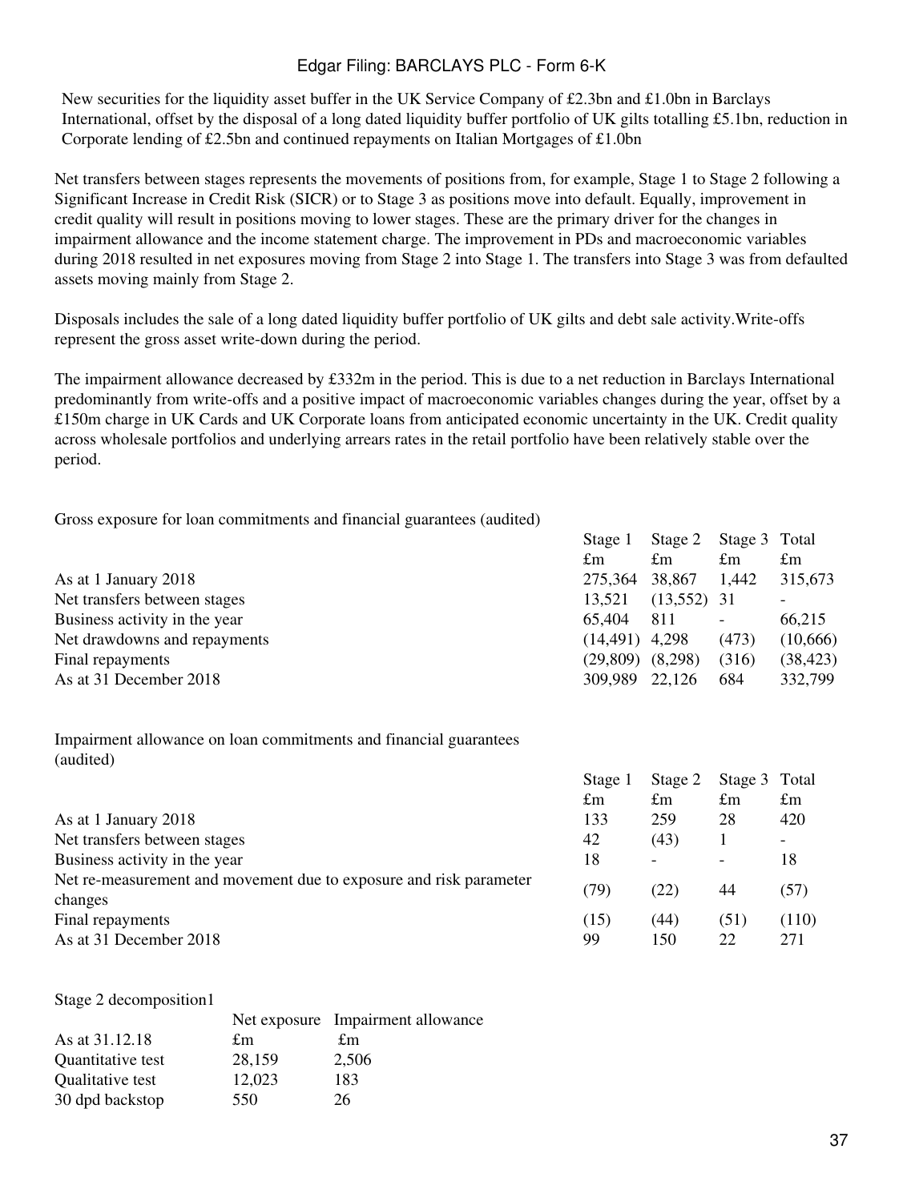New securities for the liquidity asset buffer in the UK Service Company of £2.3bn and £1.0bn in Barclays International, offset by the disposal of a long dated liquidity buffer portfolio of UK gilts totalling £5.1bn, reduction in Corporate lending of £2.5bn and continued repayments on Italian Mortgages of £1.0bn

Net transfers between stages represents the movements of positions from, for example, Stage 1 to Stage 2 following a Significant Increase in Credit Risk (SICR) or to Stage 3 as positions move into default. Equally, improvement in credit quality will result in positions moving to lower stages. These are the primary driver for the changes in impairment allowance and the income statement charge. The improvement in PDs and macroeconomic variables during 2018 resulted in net exposures moving from Stage 2 into Stage 1. The transfers into Stage 3 was from defaulted assets moving mainly from Stage 2.

Disposals includes the sale of a long dated liquidity buffer portfolio of UK gilts and debt sale activity.Write-offs represent the gross asset write-down during the period.

The impairment allowance decreased by £332m in the period. This is due to a net reduction in Barclays International predominantly from write-offs and a positive impact of macroeconomic variables changes during the year, offset by a £150m charge in UK Cards and UK Corporate loans from anticipated economic uncertainty in the UK. Credit quality across wholesale portfolios and underlying arrears rates in the retail portfolio have been relatively stable over the period.

Gross exposure for loan commitments and financial guarantees (audited)

| | Stage 1 | Stage 2 | Stage 3 | Total |
|---|---|---|---|---|
| | £m | £m | £m | £m |
| As at 1 January 2018 | 275,364 | 38,867 | 1,442 | 315,673 |
| Net transfers between stages | 13,521 | (13,552) | 31 | - |
| Business activity in the year | 65,404 | 811 | - | 66,215 |
| Net drawdowns and repayments | (14,491) | 4,298 | (473) | (10,666) |
| Final repayments | (29,809) | (8,298) | (316) | (38,423) |
| As at 31 December 2018 | 309,989 | 22,126 | 684 | 332,799 |

Impairment allowance on loan commitments and financial guarantees (audited)

| | Stage 1 | Stage 2 | Stage 3 | Total |
|---|---|---|---|---|
| | £m | £m | £m | £m |
| As at 1 January 2018 | 133 | 259 | 28 | 420 |
| Net transfers between stages | 42 | (43) | 1 | - |
| Business activity in the year | 18 | - | - | 18 |
| Net re-measurement and movement due to exposure and risk parameter changes | (79) | (22) | 44 | (57) |
| Final repayments | (15) | (44) | (51) | (110) |
| As at 31 December 2018 | 99 | 150 | 22 | 271 |

Stage 2 decomposition1

| | Net exposure | Impairment allowance |
|---|---|---|
| As at 31.12.18 | £m | £m |
| Quantitative test | 28,159 | 2,506 |
| Qualitative test | 12,023 | 183 |
| 30 dpd backstop | 550 | 26 |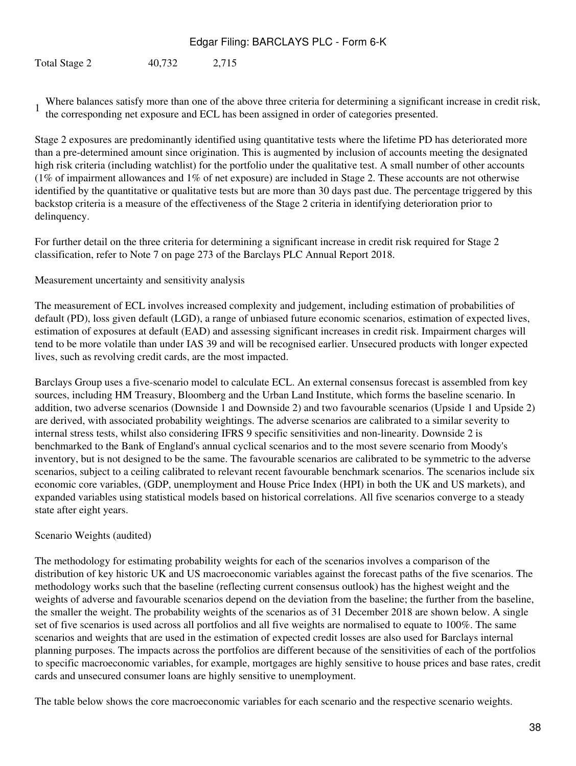| Total Stage 2 | 40,732 | 2,715 |
|---|---|---|

1 Where balances satisfy more than one of the above three criteria for determining a significant increase in credit risk, the corresponding net exposure and ECL has been assigned in order of categories presented.

Stage 2 exposures are predominantly identified using quantitative tests where the lifetime PD has deteriorated more than a pre-determined amount since origination. This is augmented by inclusion of accounts meeting the designated high risk criteria (including watchlist) for the portfolio under the qualitative test. A small number of other accounts (1% of impairment allowances and 1% of net exposure) are included in Stage 2. These accounts are not otherwise identified by the quantitative or qualitative tests but are more than 30 days past due. The percentage triggered by this backstop criteria is a measure of the effectiveness of the Stage 2 criteria in identifying deterioration prior to delinquency.

For further detail on the three criteria for determining a significant increase in credit risk required for Stage 2 classification, refer to Note 7 on page 273 of the Barclays PLC Annual Report 2018.

Measurement uncertainty and sensitivity analysis

The measurement of ECL involves increased complexity and judgement, including estimation of probabilities of default (PD), loss given default (LGD), a range of unbiased future economic scenarios, estimation of expected lives, estimation of exposures at default (EAD) and assessing significant increases in credit risk. Impairment charges will tend to be more volatile than under IAS 39 and will be recognised earlier. Unsecured products with longer expected lives, such as revolving credit cards, are the most impacted.

Barclays Group uses a five-scenario model to calculate ECL. An external consensus forecast is assembled from key sources, including HM Treasury, Bloomberg and the Urban Land Institute, which forms the baseline scenario. In addition, two adverse scenarios (Downside 1 and Downside 2) and two favourable scenarios (Upside 1 and Upside 2) are derived, with associated probability weightings. The adverse scenarios are calibrated to a similar severity to internal stress tests, whilst also considering IFRS 9 specific sensitivities and non-linearity. Downside 2 is benchmarked to the Bank of England's annual cyclical scenarios and to the most severe scenario from Moody's inventory, but is not designed to be the same. The favourable scenarios are calibrated to be symmetric to the adverse scenarios, subject to a ceiling calibrated to relevant recent favourable benchmark scenarios. The scenarios include six economic core variables, (GDP, unemployment and House Price Index (HPI) in both the UK and US markets), and expanded variables using statistical models based on historical correlations. All five scenarios converge to a steady state after eight years.

Scenario Weights (audited)

The methodology for estimating probability weights for each of the scenarios involves a comparison of the distribution of key historic UK and US macroeconomic variables against the forecast paths of the five scenarios. The methodology works such that the baseline (reflecting current consensus outlook) has the highest weight and the weights of adverse and favourable scenarios depend on the deviation from the baseline; the further from the baseline, the smaller the weight. The probability weights of the scenarios as of 31 December 2018 are shown below. A single set of five scenarios is used across all portfolios and all five weights are normalised to equate to 100%. The same scenarios and weights that are used in the estimation of expected credit losses are also used for Barclays internal planning purposes. The impacts across the portfolios are different because of the sensitivities of each of the portfolios to specific macroeconomic variables, for example, mortgages are highly sensitive to house prices and base rates, credit cards and unsecured consumer loans are highly sensitive to unemployment.

The table below shows the core macroeconomic variables for each scenario and the respective scenario weights.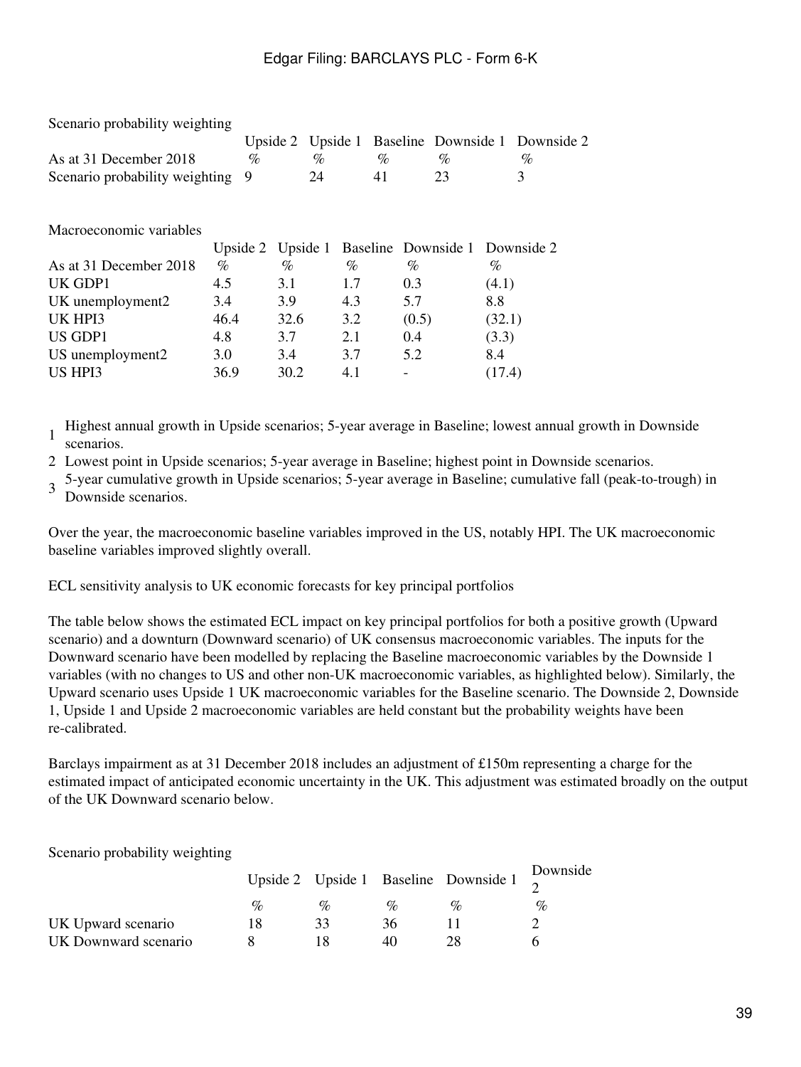Scenario probability weighting

| | Upside 2 | Upside 1 | Baseline | Downside 1 | Downside 2 |
|---|---|---|---|---|---|
| As at 31 December 2018 | % | % | % | % | % |
| Scenario probability weighting | 9 | 24 | 41 | 23 | 3 |

Macroeconomic variables

| | Upside 2 | Upside 1 | Baseline | Downside 1 | Downside 2 |
|---|---|---|---|---|---|
| As at 31 December 2018 | % | % | % | % | % |
| UK GDP[1] | 4.5 | 3.1 | 1.7 | 0.3 | (4.1) |
| UK unemployment[2] | 3.4 | 3.9 | 4.3 | 5.7 | 8.8 |
| UK HPI[3] | 46.4 | 32.6 | 3.2 | (0.5) | (32.1) |
| US GDP[1] | 4.8 | 3.7 | 2.1 | 0.4 | (3.3) |
| US unemployment[2] | 3.0 | 3.4 | 3.7 | 5.2 | 8.4 |
| US HPI[3] | 36.9 | 30.2 | 4.1 | - | (17.4) |

1. Highest annual growth in Upside scenarios; 5-year average in Baseline; lowest annual growth in Downside scenarios.
2. Lowest point in Upside scenarios; 5-year average in Baseline; highest point in Downside scenarios.
3. 5-year cumulative growth in Upside scenarios; 5-year average in Baseline; cumulative fall (peak-to-trough) in Downside scenarios.

Over the year, the macroeconomic baseline variables improved in the US, notably HPI. The UK macroeconomic baseline variables improved slightly overall.

ECL sensitivity analysis to UK economic forecasts for key principal portfolios

The table below shows the estimated ECL impact on key principal portfolios for both a positive growth (Upward scenario) and a downturn (Downward scenario) of UK consensus macroeconomic variables. The inputs for the Downward scenario have been modelled by replacing the Baseline macroeconomic variables by the Downside 1 variables (with no changes to US and other non-UK macroeconomic variables, as highlighted below). Similarly, the Upward scenario uses Upside 1 UK macroeconomic variables for the Baseline scenario. The Downside 2, Downside 1, Upside 1 and Upside 2 macroeconomic variables are held constant but the probability weights have been re-calibrated.

Barclays impairment as at 31 December 2018 includes an adjustment of £150m representing a charge for the estimated impact of anticipated economic uncertainty in the UK. This adjustment was estimated broadly on the output of the UK Downward scenario below.

Scenario probability weighting

| | Upside 2 | Upside 1 | Baseline | Downside 1 | Downside 2 |
|---|---|---|---|---|---|
| | % | % | % | % | % |
| UK Upward scenario | 18 | 33 | 36 | 11 | 2 |
| UK Downward scenario | 8 | 18 | 40 | 28 | 6 |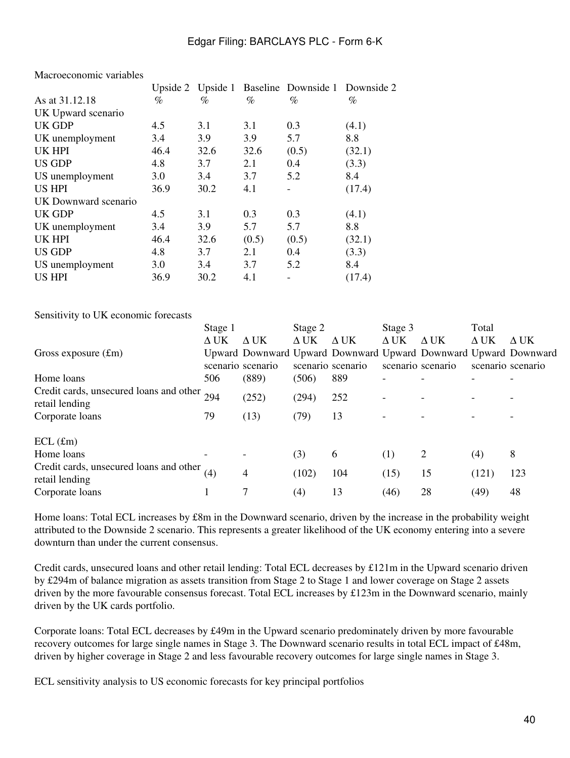Macroeconomic variables

| As at 31.12.18 | Upside 2 % | Upside 1 % | Baseline % | Downside 1 % | Downside 2 % |
|---|---|---|---|---|---|
| UK Upward scenario | | | | | |
| UK GDP | 4.5 | 3.1 | 3.1 | 0.3 | (4.1) |
| UK unemployment | 3.4 | 3.9 | 3.9 | 5.7 | 8.8 |
| UK HPI | 46.4 | 32.6 | 32.6 | (0.5) | (32.1) |
| US GDP | 4.8 | 3.7 | 2.1 | 0.4 | (3.3) |
| US unemployment | 3.0 | 3.4 | 3.7 | 5.2 | 8.4 |
| US HPI | 36.9 | 30.2 | 4.1 | - | (17.4) |
| UK Downward scenario | | | | | |
| UK GDP | 4.5 | 3.1 | 0.3 | 0.3 | (4.1) |
| UK unemployment | 3.4 | 3.9 | 5.7 | 5.7 | 8.8 |
| UK HPI | 46.4 | 32.6 | (0.5) | (0.5) | (32.1) |
| US GDP | 4.8 | 3.7 | 2.1 | 0.4 | (3.3) |
| US unemployment | 3.0 | 3.4 | 3.7 | 5.2 | 8.4 |
| US HPI | 36.9 | 30.2 | 4.1 | - | (17.4) |

Sensitivity to UK economic forecasts

| | Stage 1 | | Stage 2 | | Stage 3 | | Total | |
|---|---|---|---|---|---|---|---|---|
| Gross exposure (£m) | Δ UK Upward scenario | Δ UK Downward scenario | Δ UK Upward scenario | Δ UK Downward scenario | Δ UK Upward scenario | Δ UK Downward scenario | Δ UK Upward scenario | Δ UK Downward scenario |
| Home loans | 506 | (889) | (506) | 889 | - | - | - | - |
| Credit cards, unsecured loans and other retail lending | 294 | (252) | (294) | 252 | - | - | - | - |
| Corporate loans | 79 | (13) | (79) | 13 | - | - | - | - |
| | | | | | | | | |
| ECL (£m) | | | | | | | | |
| Home loans | - | - | (3) | 6 | (1) | 2 | (4) | 8 |
| Credit cards, unsecured loans and other retail lending | (4) | 4 | (102) | 104 | (15) | 15 | (121) | 123 |
| Corporate loans | 1 | 7 | (4) | 13 | (46) | 28 | (49) | 48 |

Home loans: Total ECL increases by £8m in the Downward scenario, driven by the increase in the probability weight attributed to the Downside 2 scenario. This represents a greater likelihood of the UK economy entering into a severe downturn than under the current consensus.

Credit cards, unsecured loans and other retail lending: Total ECL decreases by £121m in the Upward scenario driven by £294m of balance migration as assets transition from Stage 2 to Stage 1 and lower coverage on Stage 2 assets driven by the more favourable consensus forecast. Total ECL increases by £123m in the Downward scenario, mainly driven by the UK cards portfolio.

Corporate loans: Total ECL decreases by £49m in the Upward scenario predominately driven by more favourable recovery outcomes for large single names in Stage 3. The Downward scenario results in total ECL impact of £48m, driven by higher coverage in Stage 2 and less favourable recovery outcomes for large single names in Stage 3.

ECL sensitivity analysis to US economic forecasts for key principal portfolios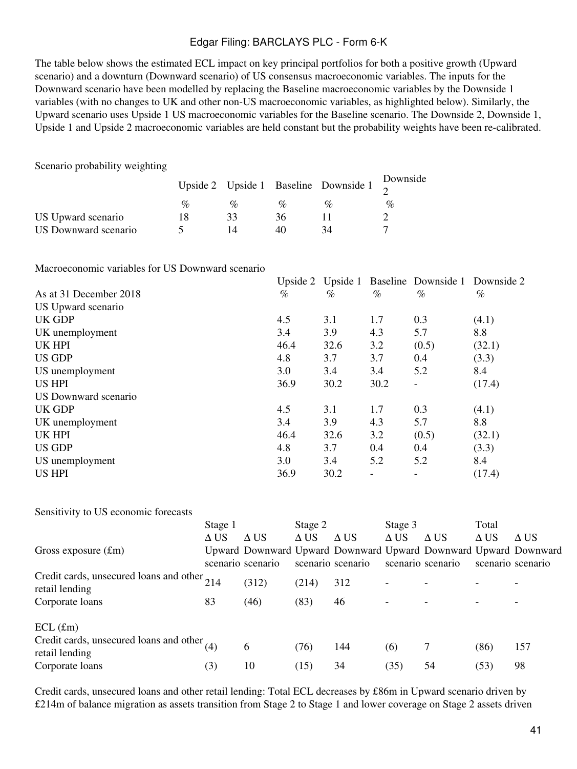The table below shows the estimated ECL impact on key principal portfolios for both a positive growth (Upward scenario) and a downturn (Downward scenario) of US consensus macroeconomic variables. The inputs for the Downward scenario have been modelled by replacing the Baseline macroeconomic variables by the Downside 1 variables (with no changes to UK and other non-US macroeconomic variables, as highlighted below). Similarly, the Upward scenario uses Upside 1 US macroeconomic variables for the Baseline scenario. The Downside 2, Downside 1, Upside 1 and Upside 2 macroeconomic variables are held constant but the probability weights have been re-calibrated.

Scenario probability weighting

| | Upside 2 | Upside 1 | Baseline | Downside 1 | Downside 2 |
|---|---|---|---|---|---|
| | % | % | % | % | % |
| US Upward scenario | 18 | 33 | 36 | 11 | 2 |
| US Downward scenario | 5 | 14 | 40 | 34 | 7 |

Macroeconomic variables for US Downward scenario

| | Upside 2 | Upside 1 | Baseline | Downside 1 | Downside 2 |
|---|---|---|---|---|---|
| As at 31 December 2018 | % | % | % | % | % |
| US Upward scenario | | | | | |
| UK GDP | 4.5 | 3.1 | 1.7 | 0.3 | (4.1) |
| UK unemployment | 3.4 | 3.9 | 4.3 | 5.7 | 8.8 |
| UK HPI | 46.4 | 32.6 | 3.2 | (0.5) | (32.1) |
| US GDP | 4.8 | 3.7 | 3.7 | 0.4 | (3.3) |
| US unemployment | 3.0 | 3.4 | 3.4 | 5.2 | 8.4 |
| US HPI | 36.9 | 30.2 | 30.2 | - | (17.4) |
| US Downward scenario | | | | | |
| UK GDP | 4.5 | 3.1 | 1.7 | 0.3 | (4.1) |
| UK unemployment | 3.4 | 3.9 | 4.3 | 5.7 | 8.8 |
| UK HPI | 46.4 | 32.6 | 3.2 | (0.5) | (32.1) |
| US GDP | 4.8 | 3.7 | 0.4 | 0.4 | (3.3) |
| US unemployment | 3.0 | 3.4 | 5.2 | 5.2 | 8.4 |
| US HPI | 36.9 | 30.2 | - | - | (17.4) |

Sensitivity to US economic forecasts

| | Stage 1 | | Stage 2 | | Stage 3 | | Total | |
|---|---|---|---|---|---|---|---|---|
| Gross exposure (£m) | Δ US Upward scenario | Δ US Downward scenario | Δ US Upward scenario | Δ US Downward scenario | Δ US Upward scenario | Δ US Downward scenario | Δ US Upward scenario | Δ US Downward scenario |
| Credit cards, unsecured loans and other retail lending | 214 | (312) | (214) | 312 | - | - | - | - |
| Corporate loans | 83 | (46) | (83) | 46 | - | - | - | - |
| ECL (£m) | | | | | | | | |
| Credit cards, unsecured loans and other retail lending | (4) | 6 | (76) | 144 | (6) | 7 | (86) | 157 |
| Corporate loans | (3) | 10 | (15) | 34 | (35) | 54 | (53) | 98 |

Credit cards, unsecured loans and other retail lending: Total ECL decreases by £86m in Upward scenario driven by £214m of balance migration as assets transition from Stage 2 to Stage 1 and lower coverage on Stage 2 assets driven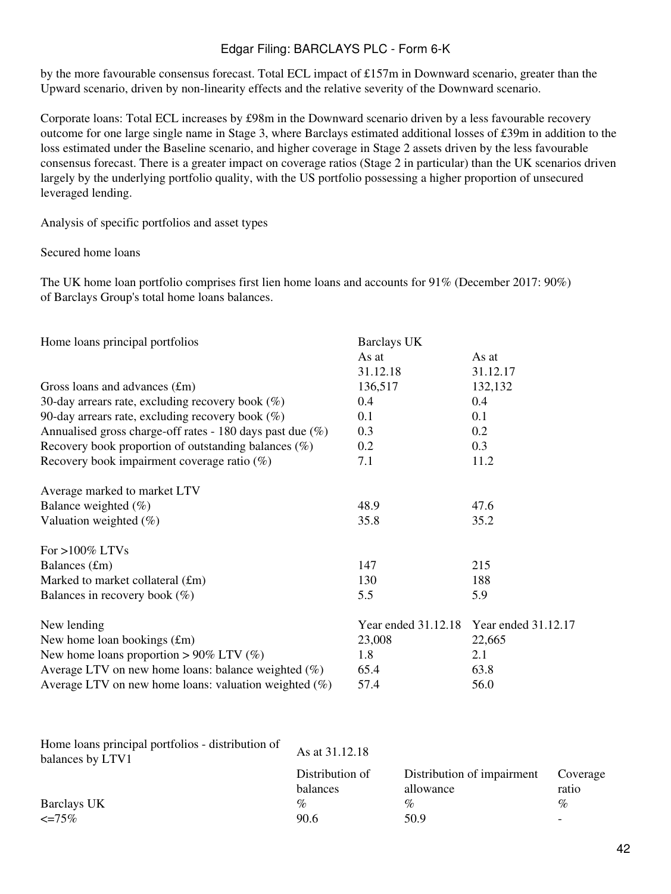by the more favourable consensus forecast. Total ECL impact of £157m in Downward scenario, greater than the Upward scenario, driven by non-linearity effects and the relative severity of the Downward scenario.

Corporate loans: Total ECL increases by £98m in the Downward scenario driven by a less favourable recovery outcome for one large single name in Stage 3, where Barclays estimated additional losses of £39m in addition to the loss estimated under the Baseline scenario, and higher coverage in Stage 2 assets driven by the less favourable consensus forecast. There is a greater impact on coverage ratios (Stage 2 in particular) than the UK scenarios driven largely by the underlying portfolio quality, with the US portfolio possessing a higher proportion of unsecured leveraged lending.

Analysis of specific portfolios and asset types

Secured home loans

The UK home loan portfolio comprises first lien home loans and accounts for 91% (December 2017: 90%) of Barclays Group's total home loans balances.

| Home loans principal portfolios | Barclays UK | |
|---|---|---|
| | As at 31.12.18 | As at 31.12.17 |
| Gross loans and advances (£m) | 136,517 | 132,132 |
| 30-day arrears rate, excluding recovery book (%) | 0.4 | 0.4 |
| 90-day arrears rate, excluding recovery book (%) | 0.1 | 0.1 |
| Annualised gross charge-off rates - 180 days past due (%) | 0.3 | 0.2 |
| Recovery book proportion of outstanding balances (%) | 0.2 | 0.3 |
| Recovery book impairment coverage ratio (%) | 7.1 | 11.2 |
| | | |
| Average marked to market LTV | | |
| Balance weighted (%) | 48.9 | 47.6 |
| Valuation weighted (%) | 35.8 | 35.2 |
| | | |
| For >100% LTVs | | |
| Balances (£m) | 147 | 215 |
| Marked to market collateral (£m) | 130 | 188 |
| Balances in recovery book (%) | 5.5 | 5.9 |
| | | |
| New lending | Year ended 31.12.18 | Year ended 31.12.17 |
| New home loan bookings (£m) | 23,008 | 22,665 |
| New home loans proportion > 90% LTV (%) | 1.8 | 2.1 |
| Average LTV on new home loans: balance weighted (%) | 65.4 | 63.8 |
| Average LTV on new home loans: valuation weighted (%) | 57.4 | 56.0 |

| Home loans principal portfolios - distribution of balances by LTV1 | As at 31.12.18 | | |
|---|---|---|---|
| | Distribution of balances | Distribution of impairment allowance | Coverage ratio |
| Barclays UK | % | % | % |
| <=75% | 90.6 | 50.9 | - |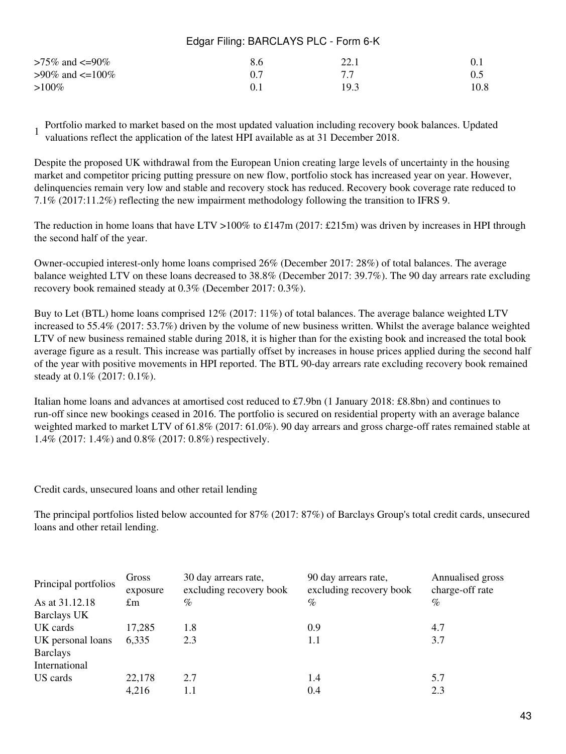| | | | |
|---|---|---|---|
| >75% and <=90% | 8.6 | 22.1 | 0.1 |
| >90% and <=100% | 0.7 | 7.7 | 0.5 |
| >100% | 0.1 | 19.3 | 10.8 |

1 Portfolio marked to market based on the most updated valuation including recovery book balances. Updated valuations reflect the application of the latest HPI available as at 31 December 2018.

Despite the proposed UK withdrawal from the European Union creating large levels of uncertainty in the housing market and competitor pricing putting pressure on new flow, portfolio stock has increased year on year. However, delinquencies remain very low and stable and recovery stock has reduced. Recovery book coverage rate reduced to 7.1% (2017:11.2%) reflecting the new impairment methodology following the transition to IFRS 9.

The reduction in home loans that have LTV >100% to £147m (2017: £215m) was driven by increases in HPI through the second half of the year.

Owner-occupied interest-only home loans comprised 26% (December 2017: 28%) of total balances. The average balance weighted LTV on these loans decreased to 38.8% (December 2017: 39.7%). The 90 day arrears rate excluding recovery book remained steady at 0.3% (December 2017: 0.3%).

Buy to Let (BTL) home loans comprised 12% (2017: 11%) of total balances. The average balance weighted LTV increased to 55.4% (2017: 53.7%) driven by the volume of new business written. Whilst the average balance weighted LTV of new business remained stable during 2018, it is higher than for the existing book and increased the total book average figure as a result. This increase was partially offset by increases in house prices applied during the second half of the year with positive movements in HPI reported. The BTL 90-day arrears rate excluding recovery book remained steady at 0.1% (2017: 0.1%).

Italian home loans and advances at amortised cost reduced to £7.9bn (1 January 2018: £8.8bn) and continues to run-off since new bookings ceased in 2016. The portfolio is secured on residential property with an average balance weighted marked to market LTV of 61.8% (2017: 61.0%). 90 day arrears and gross charge-off rates remained stable at 1.4% (2017: 1.4%) and 0.8% (2017: 0.8%) respectively.

Credit cards, unsecured loans and other retail lending

The principal portfolios listed below accounted for 87% (2017: 87%) of Barclays Group's total credit cards, unsecured loans and other retail lending.

| Principal portfolios | Gross exposure | 30 day arrears rate, excluding recovery book | 90 day arrears rate, excluding recovery book | Annualised gross charge-off rate |
|---|---|---|---|---|
| As at 31.12.18 | £m | % | % | % |
| Barclays UK | | | | |
| UK cards | 17,285 | 1.8 | 0.9 | 4.7 |
| UK personal loans | 6,335 | 2.3 | 1.1 | 3.7 |
| Barclays International | | | | |
| US cards | 22,178 | 2.7 | 1.4 | 5.7 |
| | 4,216 | 1.1 | 0.4 | 2.3 |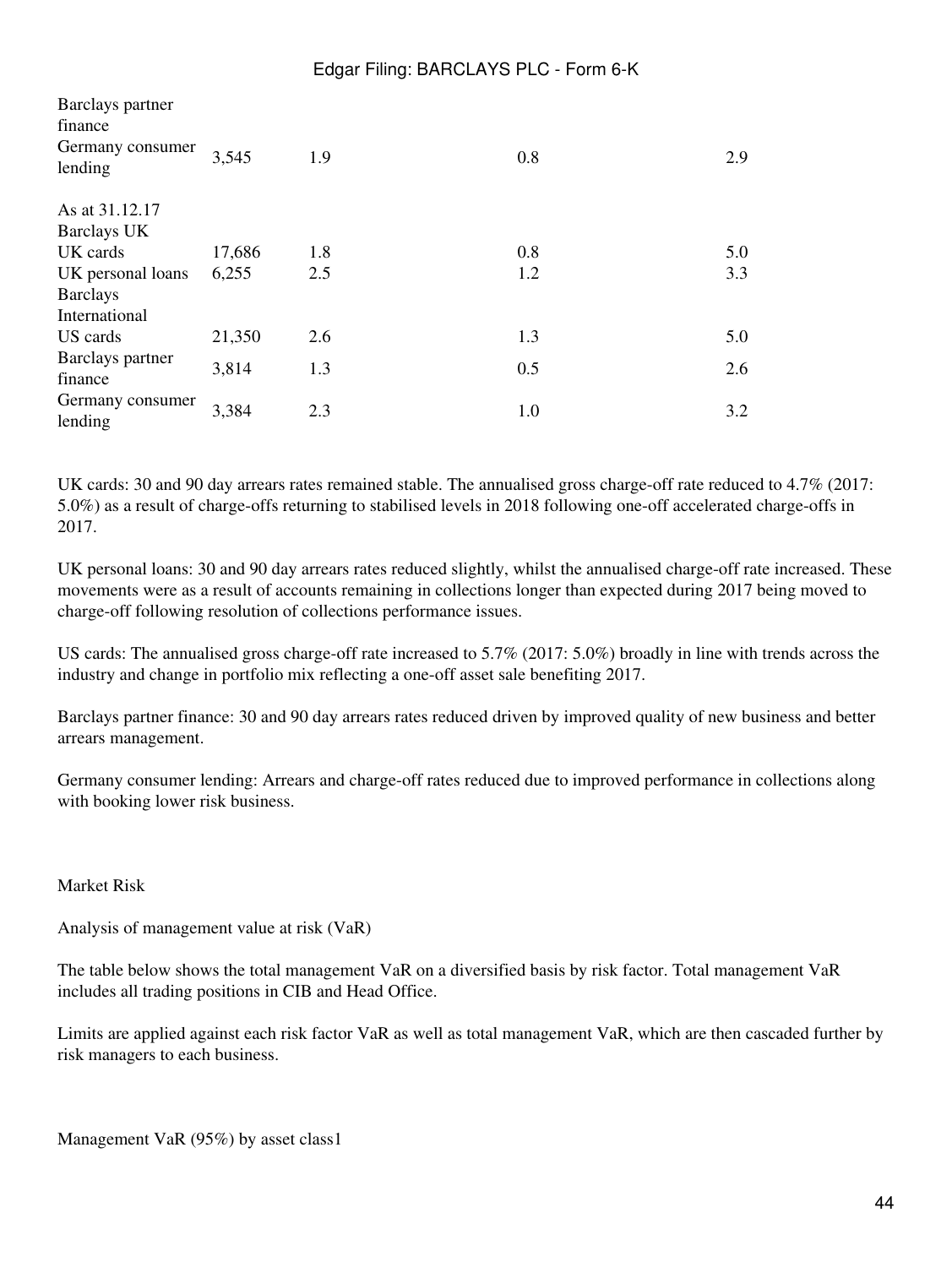| | | | | |
|---|---|---|---|---|
| Barclays partner finance | | | | |
| Germany consumer lending | 3,545 | 1.9 | 0.8 | 2.9 |
| | | | | |
| As at 31.12.17 | | | | |
| Barclays UK | | | | |
| UK cards | 17,686 | 1.8 | 0.8 | 5.0 |
| UK personal loans | 6,255 | 2.5 | 1.2 | 3.3 |
| Barclays International | | | | |
| US cards | 21,350 | 2.6 | 1.3 | 5.0 |
| Barclays partner finance | 3,814 | 1.3 | 0.5 | 2.6 |
| Germany consumer lending | 3,384 | 2.3 | 1.0 | 3.2 |

UK cards: 30 and 90 day arrears rates remained stable. The annualised gross charge-off rate reduced to 4.7% (2017: 5.0%) as a result of charge-offs returning to stabilised levels in 2018 following one-off accelerated charge-offs in 2017.

UK personal loans: 30 and 90 day arrears rates reduced slightly, whilst the annualised charge-off rate increased. These movements were as a result of accounts remaining in collections longer than expected during 2017 being moved to charge-off following resolution of collections performance issues.

US cards: The annualised gross charge-off rate increased to 5.7% (2017: 5.0%) broadly in line with trends across the industry and change in portfolio mix reflecting a one-off asset sale benefiting 2017.

Barclays partner finance: 30 and 90 day arrears rates reduced driven by improved quality of new business and better arrears management.

Germany consumer lending: Arrears and charge-off rates reduced due to improved performance in collections along with booking lower risk business.

## Market Risk

### Analysis of management value at risk (VaR)

The table below shows the total management VaR on a diversified basis by risk factor. Total management VaR includes all trading positions in CIB and Head Office.

Limits are applied against each risk factor VaR as well as total management VaR, which are then cascaded further by risk managers to each business.

Management VaR (95%) by asset class[1]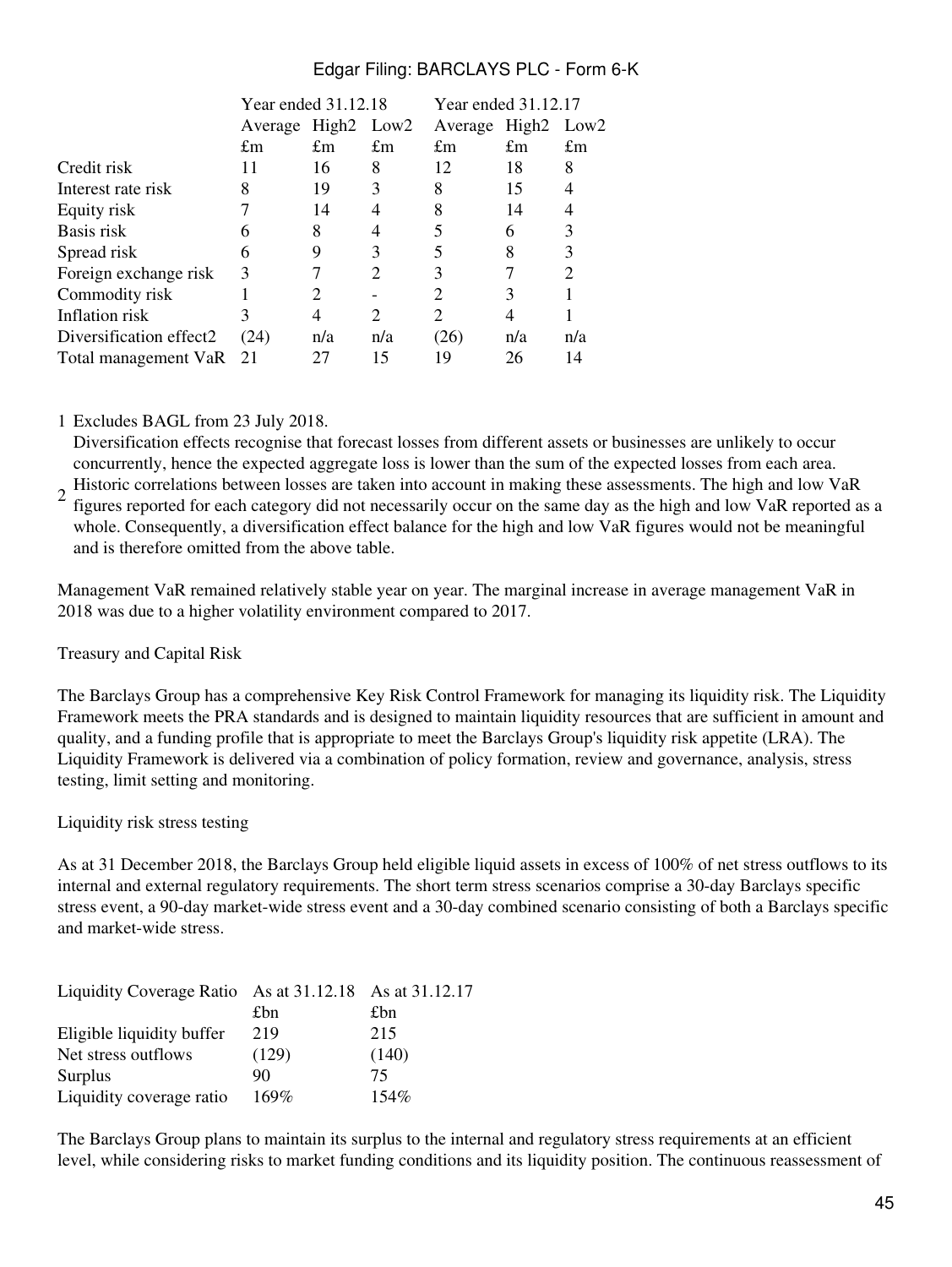| | Year ended 31.12.18 | | | Year ended 31.12.17 | | |
|---|---|---|---|---|---|---|
| | Average | High[2] | Low[2] | Average | High[2] | Low[2] |
| | £m | £m | £m | £m | £m | £m |
| Credit risk | 11 | 16 | 8 | 12 | 18 | 8 |
| Interest rate risk | 8 | 19 | 3 | 8 | 15 | 4 |
| Equity risk | 7 | 14 | 4 | 8 | 14 | 4 |
| Basis risk | 6 | 8 | 4 | 5 | 6 | 3 |
| Spread risk | 6 | 9 | 3 | 5 | 8 | 3 |
| Foreign exchange risk | 3 | 7 | 2 | 3 | 7 | 2 |
| Commodity risk | 1 | 2 | - | 2 | 3 | 1 |
| Inflation risk | 3 | 4 | 2 | 2 | 4 | 1 |
| Diversification effect[2] | (24) | n/a | n/a | (26) | n/a | n/a |
| Total management VaR | 21 | 27 | 15 | 19 | 26 | 14 |

1 Excludes BAGL from 23 July 2018.

2 Diversification effects recognise that forecast losses from different assets or businesses are unlikely to occur concurrently, hence the expected aggregate loss is lower than the sum of the expected losses from each area. Historic correlations between losses are taken into account in making these assessments. The high and low VaR figures reported for each category did not necessarily occur on the same day as the high and low VaR reported as a whole. Consequently, a diversification effect balance for the high and low VaR figures would not be meaningful and is therefore omitted from the above table.

Management VaR remained relatively stable year on year. The marginal increase in average management VaR in 2018 was due to a higher volatility environment compared to 2017.

## Treasury and Capital Risk

The Barclays Group has a comprehensive Key Risk Control Framework for managing its liquidity risk. The Liquidity Framework meets the PRA standards and is designed to maintain liquidity resources that are sufficient in amount and quality, and a funding profile that is appropriate to meet the Barclays Group's liquidity risk appetite (LRA). The Liquidity Framework is delivered via a combination of policy formation, review and governance, analysis, stress testing, limit setting and monitoring.

### Liquidity risk stress testing

As at 31 December 2018, the Barclays Group held eligible liquid assets in excess of 100% of net stress outflows to its internal and external regulatory requirements. The short term stress scenarios comprise a 30-day Barclays specific stress event, a 90-day market-wide stress event and a 30-day combined scenario consisting of both a Barclays specific and market-wide stress.

| Liquidity Coverage Ratio | As at 31.12.18 | As at 31.12.17 |
|---|---|---|
| | £bn | £bn |
| Eligible liquidity buffer | 219 | 215 |
| Net stress outflows | (129) | (140) |
| Surplus | 90 | 75 |
| Liquidity coverage ratio | 169% | 154% |

The Barclays Group plans to maintain its surplus to the internal and regulatory stress requirements at an efficient level, while considering risks to market funding conditions and its liquidity position. The continuous reassessment of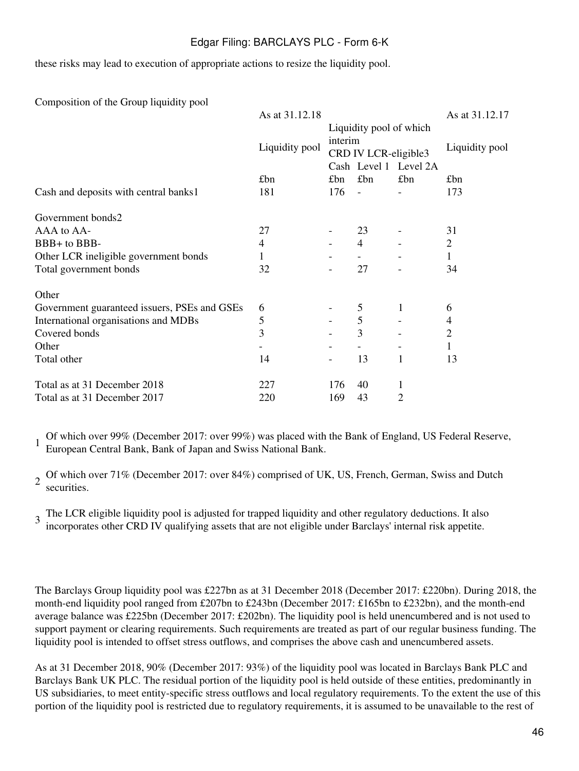these risks may lead to execution of appropriate actions to resize the liquidity pool.

Composition of the Group liquidity pool

| | As at 31.12.18 | | | | As at 31.12.17 |
|---|---|---|---|---|---|
| | Liquidity pool | Liquidity pool of which interim CRD IV LCR-eligible[3] | | | Liquidity pool |
| | | Cash | Level 1 | Level 2A | |
| | £bn | £bn | £bn | £bn | £bn |
| Cash and deposits with central banks[1] | 181 | 176 | - | - | 173 |
| | | | | | |
| Government bonds[2] | | | | | |
| AAA to AA- | 27 | - | 23 | - | 31 |
| BBB+ to BBB- | 4 | - | 4 | - | 2 |
| Other LCR ineligible government bonds | 1 | - | - | - | 1 |
| Total government bonds | 32 | - | 27 | - | 34 |
| | | | | | |
| Other | | | | | |
| Government guaranteed issuers, PSEs and GSEs | 6 | - | 5 | 1 | 6 |
| International organisations and MDBs | 5 | - | 5 | - | 4 |
| Covered bonds | 3 | - | 3 | - | 2 |
| Other | - | - | - | - | 1 |
| Total other | 14 | - | 13 | 1 | 13 |
| | | | | | |
| Total as at 31 December 2018 | 227 | 176 | 40 | 1 | |
| Total as at 31 December 2017 | 220 | 169 | 43 | 2 | |

1 Of which over 99% (December 2017: over 99%) was placed with the Bank of England, US Federal Reserve, European Central Bank, Bank of Japan and Swiss National Bank.

2 Of which over 71% (December 2017: over 84%) comprised of UK, US, French, German, Swiss and Dutch securities.

3 The LCR eligible liquidity pool is adjusted for trapped liquidity and other regulatory deductions. It also incorporates other CRD IV qualifying assets that are not eligible under Barclays' internal risk appetite.

The Barclays Group liquidity pool was £227bn as at 31 December 2018 (December 2017: £220bn). During 2018, the month-end liquidity pool ranged from £207bn to £243bn (December 2017: £165bn to £232bn), and the month-end average balance was £225bn (December 2017: £202bn). The liquidity pool is held unencumbered and is not used to support payment or clearing requirements. Such requirements are treated as part of our regular business funding. The liquidity pool is intended to offset stress outflows, and comprises the above cash and unencumbered assets.

As at 31 December 2018, 90% (December 2017: 93%) of the liquidity pool was located in Barclays Bank PLC and Barclays Bank UK PLC. The residual portion of the liquidity pool is held outside of these entities, predominantly in US subsidiaries, to meet entity-specific stress outflows and local regulatory requirements. To the extent the use of this portion of the liquidity pool is restricted due to regulatory requirements, it is assumed to be unavailable to the rest of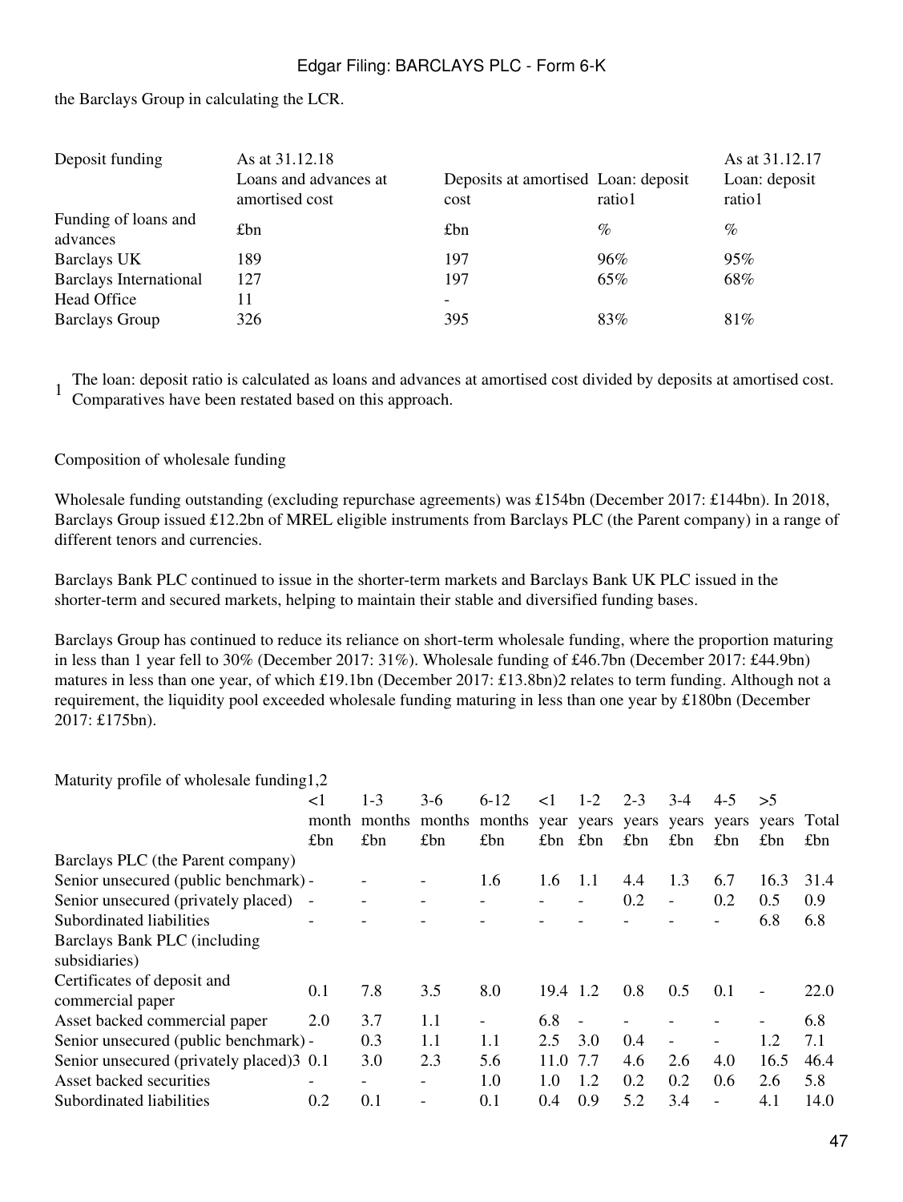the Barclays Group in calculating the LCR.

| Deposit funding | As at 31.12.18 | | | As at 31.12.17 |
|---|---|---|---|---|
| | Loans and advances at amortised cost | Deposits at amortised cost | Loan: deposit ratio1 | Loan: deposit ratio1 |
| Funding of loans and advances | £bn | £bn | % | % |
| Barclays UK | 189 | 197 | 96% | 95% |
| Barclays International | 127 | 197 | 65% | 68% |
| Head Office | 11 | - | | |
| Barclays Group | 326 | 395 | 83% | 81% |

1 The loan: deposit ratio is calculated as loans and advances at amortised cost divided by deposits at amortised cost. Comparatives have been restated based on this approach.

Composition of wholesale funding

Wholesale funding outstanding (excluding repurchase agreements) was £154bn (December 2017: £144bn). In 2018, Barclays Group issued £12.2bn of MREL eligible instruments from Barclays PLC (the Parent company) in a range of different tenors and currencies.

Barclays Bank PLC continued to issue in the shorter-term markets and Barclays Bank UK PLC issued in the shorter-term and secured markets, helping to maintain their stable and diversified funding bases.

Barclays Group has continued to reduce its reliance on short-term wholesale funding, where the proportion maturing in less than 1 year fell to 30% (December 2017: 31%). Wholesale funding of £46.7bn (December 2017: £44.9bn) matures in less than one year, of which £19.1bn (December 2017: £13.8bn)2 relates to term funding. Although not a requirement, the liquidity pool exceeded wholesale funding maturing in less than one year by £180bn (December 2017: £175bn).

Maturity profile of wholesale funding1,2

| | <1 month | 1-3 months | 3-6 months | 6-12 months | <1 year | 1-2 years | 2-3 years | 3-4 years | 4-5 years | >5 years | Total |
|---|---|---|---|---|---|---|---|---|---|---|---|
| | £bn | £bn | £bn | £bn | £bn | £bn | £bn | £bn | £bn | £bn | £bn |
| Barclays PLC (the Parent company) | | | | | | | | | | | |
| Senior unsecured (public benchmark) | - | - | - | 1.6 | 1.6 | 1.1 | 4.4 | 1.3 | 6.7 | 16.3 | 31.4 |
| Senior unsecured (privately placed) | - | - | - | - | - | - | 0.2 | - | 0.2 | 0.5 | 0.9 |
| Subordinated liabilities | - | - | - | - | - | - | - | - | - | 6.8 | 6.8 |
| Barclays Bank PLC (including subsidiaries) | | | | | | | | | | | |
| Certificates of deposit and commercial paper | 0.1 | 7.8 | 3.5 | 8.0 | 19.4 | 1.2 | 0.8 | 0.5 | 0.1 | - | 22.0 |
| Asset backed commercial paper | 2.0 | 3.7 | 1.1 | - | 6.8 | - | - | - | - | - | 6.8 |
| Senior unsecured (public benchmark) | - | 0.3 | 1.1 | 1.1 | 2.5 | 3.0 | 0.4 | - | - | 1.2 | 7.1 |
| Senior unsecured (privately placed)3 | 0.1 | 3.0 | 2.3 | 5.6 | 11.0 | 7.7 | 4.6 | 2.6 | 4.0 | 16.5 | 46.4 |
| Asset backed securities | - | - | - | 1.0 | 1.0 | 1.2 | 0.2 | 0.2 | 0.6 | 2.6 | 5.8 |
| Subordinated liabilities | 0.2 | 0.1 | - | 0.1 | 0.4 | 0.9 | 5.2 | 3.4 | - | 4.1 | 14.0 |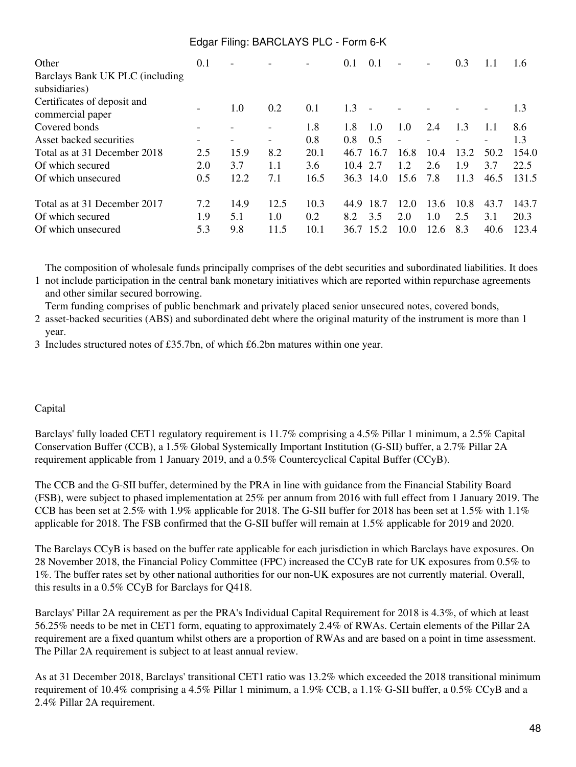| | | | | | | | | | | | |
|---|---|---|---|---|---|---|---|---|---|---|---|
| Other | 0.1 | - | - | - | 0.1 | 0.1 | - | - | 0.3 | 1.1 | 1.6 |
| Barclays Bank UK PLC (including subsidiaries) | | | | | | | | | | | |
| Certificates of deposit and commercial paper | - | 1.0 | 0.2 | 0.1 | 1.3 | - | - | - | - | - | 1.3 |
| Covered bonds | - | - | - | 1.8 | 1.8 | 1.0 | 1.0 | 2.4 | 1.3 | 1.1 | 8.6 |
| Asset backed securities | - | - | - | 0.8 | 0.8 | 0.5 | - | - | - | - | 1.3 |
| Total as at 31 December 2018 | 2.5 | 15.9 | 8.2 | 20.1 | 46.7 | 16.7 | 16.8 | 10.4 | 13.2 | 50.2 | 154.0 |
| Of which secured | 2.0 | 3.7 | 1.1 | 3.6 | 10.4 | 2.7 | 1.2 | 2.6 | 1.9 | 3.7 | 22.5 |
| Of which unsecured | 0.5 | 12.2 | 7.1 | 16.5 | 36.3 | 14.0 | 15.6 | 7.8 | 11.3 | 46.5 | 131.5 |
| | | | | | | | | | | | |
| Total as at 31 December 2017 | 7.2 | 14.9 | 12.5 | 10.3 | 44.9 | 18.7 | 12.0 | 13.6 | 10.8 | 43.7 | 143.7 |
| Of which secured | 1.9 | 5.1 | 1.0 | 0.2 | 8.2 | 3.5 | 2.0 | 1.0 | 2.5 | 3.1 | 20.3 |
| Of which unsecured | 5.3 | 9.8 | 11.5 | 10.1 | 36.7 | 15.2 | 10.0 | 12.6 | 8.3 | 40.6 | 123.4 |

1 The composition of wholesale funds principally comprises of the debt securities and subordinated liabilities. It does not include participation in the central bank monetary initiatives which are reported within repurchase agreements and other similar secured borrowing.

2 Term funding comprises of public benchmark and privately placed senior unsecured notes, covered bonds, asset-backed securities (ABS) and subordinated debt where the original maturity of the instrument is more than 1 year.

3 Includes structured notes of £35.7bn, of which £6.2bn matures within one year.

## Capital

Barclays' fully loaded CET1 regulatory requirement is 11.7% comprising a 4.5% Pillar 1 minimum, a 2.5% Capital Conservation Buffer (CCB), a 1.5% Global Systemically Important Institution (G-SII) buffer, a 2.7% Pillar 2A requirement applicable from 1 January 2019, and a 0.5% Countercyclical Capital Buffer (CCyB).

The CCB and the G-SII buffer, determined by the PRA in line with guidance from the Financial Stability Board (FSB), were subject to phased implementation at 25% per annum from 2016 with full effect from 1 January 2019. The CCB has been set at 2.5% with 1.9% applicable for 2018. The G-SII buffer for 2018 has been set at 1.5% with 1.1% applicable for 2018. The FSB confirmed that the G-SII buffer will remain at 1.5% applicable for 2019 and 2020.

The Barclays CCyB is based on the buffer rate applicable for each jurisdiction in which Barclays have exposures. On 28 November 2018, the Financial Policy Committee (FPC) increased the CCyB rate for UK exposures from 0.5% to 1%. The buffer rates set by other national authorities for our non-UK exposures are not currently material. Overall, this results in a 0.5% CCyB for Barclays for Q418.

Barclays' Pillar 2A requirement as per the PRA's Individual Capital Requirement for 2018 is 4.3%, of which at least 56.25% needs to be met in CET1 form, equating to approximately 2.4% of RWAs. Certain elements of the Pillar 2A requirement are a fixed quantum whilst others are a proportion of RWAs and are based on a point in time assessment. The Pillar 2A requirement is subject to at least annual review.

As at 31 December 2018, Barclays' transitional CET1 ratio was 13.2% which exceeded the 2018 transitional minimum requirement of 10.4% comprising a 4.5% Pillar 1 minimum, a 1.9% CCB, a 1.1% G-SII buffer, a 0.5% CCyB and a 2.4% Pillar 2A requirement.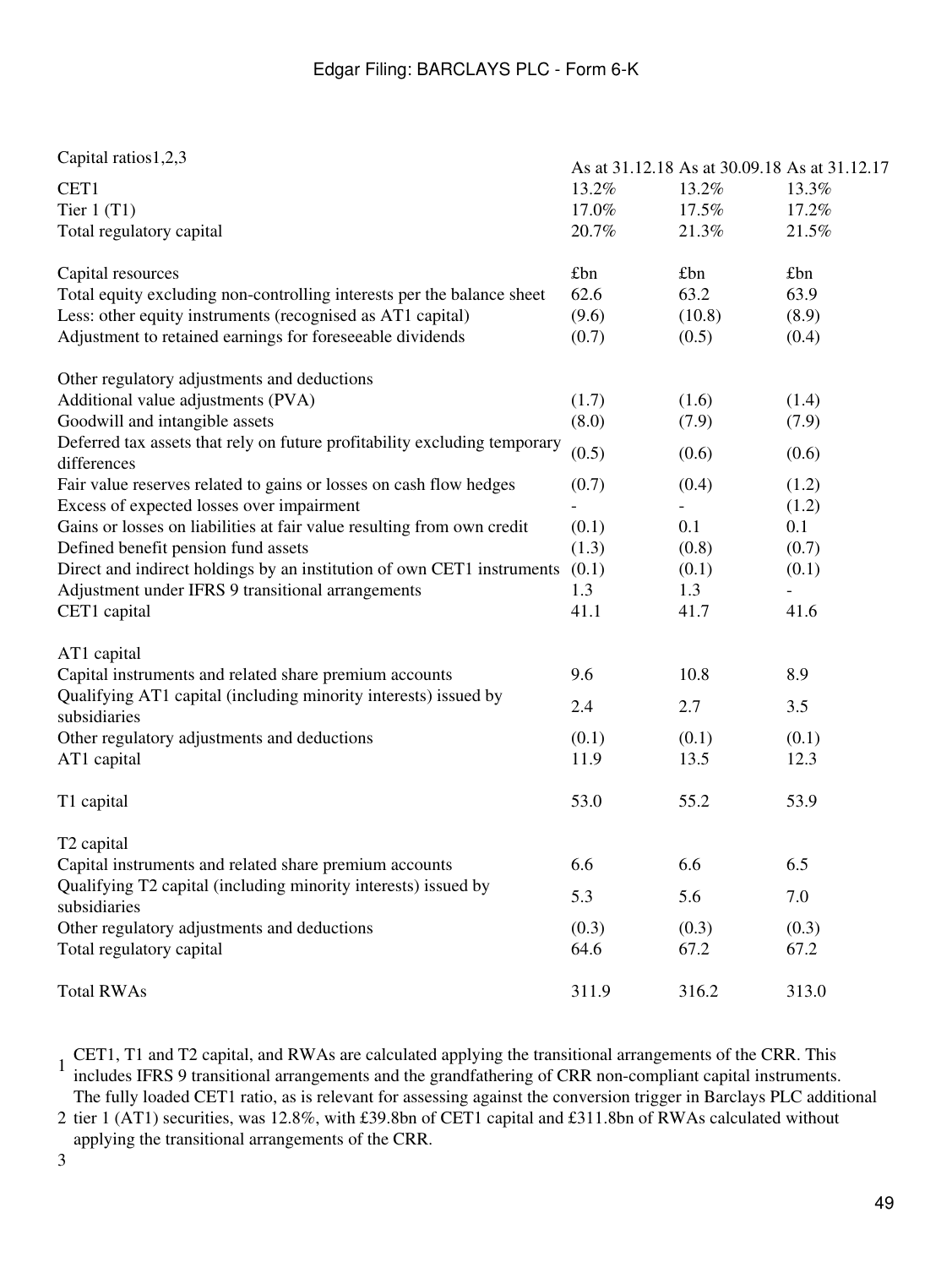| Capital ratios[1,2,3] | As at 31.12.18 | As at 30.09.18 | As at 31.12.17 |
|---|---|---|---|
| CET1 | 13.2% | 13.2% | 13.3% |
| Tier 1 (T1) | 17.0% | 17.5% | 17.2% |
| Total regulatory capital | 20.7% | 21.3% | 21.5% |
| | | | |
| Capital resources | £bn | £bn | £bn |
| Total equity excluding non-controlling interests per the balance sheet | 62.6 | 63.2 | 63.9 |
| Less: other equity instruments (recognised as AT1 capital) | (9.6) | (10.8) | (8.9) |
| Adjustment to retained earnings for foreseeable dividends | (0.7) | (0.5) | (0.4) |
| | | | |
| Other regulatory adjustments and deductions | | | |
| Additional value adjustments (PVA) | (1.7) | (1.6) | (1.4) |
| Goodwill and intangible assets | (8.0) | (7.9) | (7.9) |
| Deferred tax assets that rely on future profitability excluding temporary differences | (0.5) | (0.6) | (0.6) |
| Fair value reserves related to gains or losses on cash flow hedges | (0.7) | (0.4) | (1.2) |
| Excess of expected losses over impairment | - | - | (1.2) |
| Gains or losses on liabilities at fair value resulting from own credit | (0.1) | 0.1 | 0.1 |
| Defined benefit pension fund assets | (1.3) | (0.8) | (0.7) |
| Direct and indirect holdings by an institution of own CET1 instruments | (0.1) | (0.1) | (0.1) |
| Adjustment under IFRS 9 transitional arrangements | 1.3 | 1.3 | - |
| CET1 capital | 41.1 | 41.7 | 41.6 |
| | | | |
| AT1 capital | | | |
| Capital instruments and related share premium accounts | 9.6 | 10.8 | 8.9 |
| Qualifying AT1 capital (including minority interests) issued by subsidiaries | 2.4 | 2.7 | 3.5 |
| Other regulatory adjustments and deductions | (0.1) | (0.1) | (0.1) |
| AT1 capital | 11.9 | 13.5 | 12.3 |
| | | | |
| T1 capital | 53.0 | 55.2 | 53.9 |
| | | | |
| T2 capital | | | |
| Capital instruments and related share premium accounts | 6.6 | 6.6 | 6.5 |
| Qualifying T2 capital (including minority interests) issued by subsidiaries | 5.3 | 5.6 | 7.0 |
| Other regulatory adjustments and deductions | (0.3) | (0.3) | (0.3) |
| Total regulatory capital | 64.6 | 67.2 | 67.2 |
| | | | |
| Total RWAs | 311.9 | 316.2 | 313.0 |

1 CET1, T1 and T2 capital, and RWAs are calculated applying the transitional arrangements of the CRR. This includes IFRS 9 transitional arrangements and the grandfathering of CRR non-compliant capital instruments.

2 The fully loaded CET1 ratio, as is relevant for assessing against the conversion trigger in Barclays PLC additional tier 1 (AT1) securities, was 12.8%, with £39.8bn of CET1 capital and £311.8bn of RWAs calculated without applying the transitional arrangements of the CRR.

3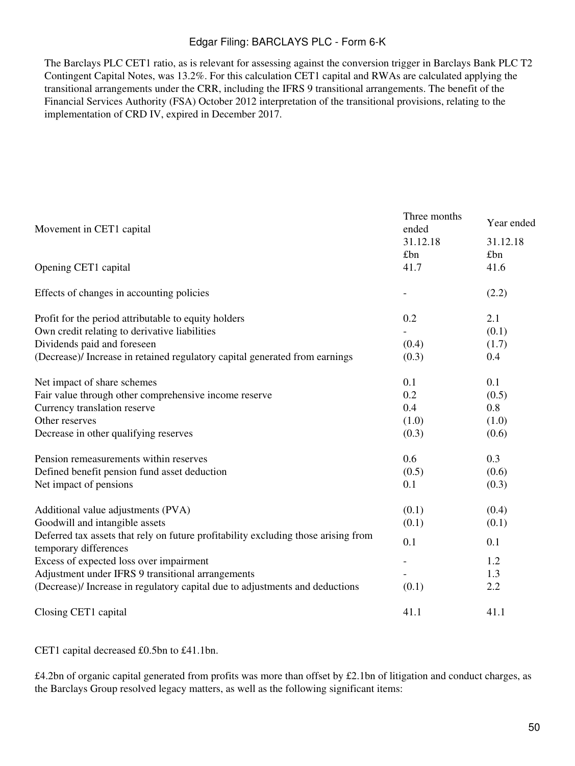The Barclays PLC CET1 ratio, as is relevant for assessing against the conversion trigger in Barclays Bank PLC T2 Contingent Capital Notes, was 13.2%. For this calculation CET1 capital and RWAs are calculated applying the transitional arrangements under the CRR, including the IFRS 9 transitional arrangements. The benefit of the Financial Services Authority (FSA) October 2012 interpretation of the transitional provisions, relating to the implementation of CRD IV, expired in December 2017.

| Movement in CET1 capital | Three months ended 31.12.18 £bn | Year ended 31.12.18 £bn |
| --- | --- | --- |
| Opening CET1 capital | 41.7 | 41.6 |
| | | |
| Effects of changes in accounting policies | - | (2.2) |
| | | |
| Profit for the period attributable to equity holders | 0.2 | 2.1 |
| Own credit relating to derivative liabilities | - | (0.1) |
| Dividends paid and foreseen | (0.4) | (1.7) |
| (Decrease)/ Increase in retained regulatory capital generated from earnings | (0.3) | 0.4 |
| | | |
| Net impact of share schemes | 0.1 | 0.1 |
| Fair value through other comprehensive income reserve | 0.2 | (0.5) |
| Currency translation reserve | 0.4 | 0.8 |
| Other reserves | (1.0) | (1.0) |
| Decrease in other qualifying reserves | (0.3) | (0.6) |
| | | |
| Pension remeasurements within reserves | 0.6 | 0.3 |
| Defined benefit pension fund asset deduction | (0.5) | (0.6) |
| Net impact of pensions | 0.1 | (0.3) |
| | | |
| Additional value adjustments (PVA) | (0.1) | (0.4) |
| Goodwill and intangible assets | (0.1) | (0.1) |
| Deferred tax assets that rely on future profitability excluding those arising from temporary differences | 0.1 | 0.1 |
| Excess of expected loss over impairment | - | 1.2 |
| Adjustment under IFRS 9 transitional arrangements | - | 1.3 |
| (Decrease)/ Increase in regulatory capital due to adjustments and deductions | (0.1) | 2.2 |
| | | |
| Closing CET1 capital | 41.1 | 41.1 |

CET1 capital decreased £0.5bn to £41.1bn.

£4.2bn of organic capital generated from profits was more than offset by £2.1bn of litigation and conduct charges, as the Barclays Group resolved legacy matters, as well as the following significant items: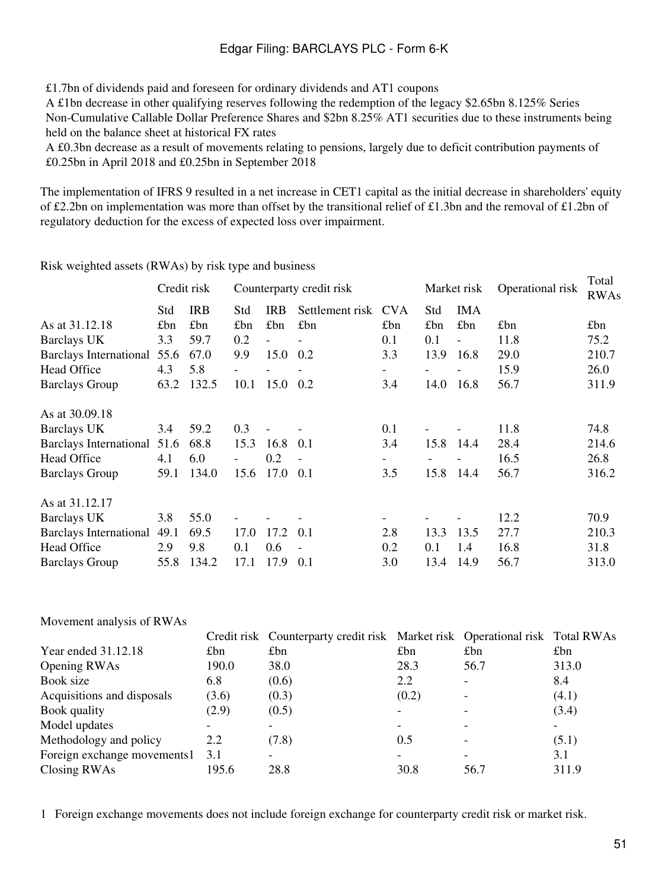- £1.7bn of dividends paid and foreseen for ordinary dividends and AT1 coupons
- A £1bn decrease in other qualifying reserves following the redemption of the legacy $2.65bn 8.125% Series Non-Cumulative Callable Dollar Preference Shares and $2bn 8.25% AT1 securities due to these instruments being held on the balance sheet at historical FX rates
- A £0.3bn decrease as a result of movements relating to pensions, largely due to deficit contribution payments of £0.25bn in April 2018 and £0.25bn in September 2018

The implementation of IFRS 9 resulted in a net increase in CET1 capital as the initial decrease in shareholders' equity of £2.2bn on implementation was more than offset by the transitional relief of £1.3bn and the removal of £1.2bn of regulatory deduction for the excess of expected loss over impairment.

Risk weighted assets (RWAs) by risk type and business

| | Credit risk | | Counterparty credit risk | | | | Market risk | | Operational risk | Total RWAs |
|---|---|---|---|---|---|---|---|---|---|---|
| | Std | IRB | Std | IRB | Settlement risk | CVA | Std | IMA | | |
| As at 31.12.18 | £bn | £bn | £bn | £bn | £bn | £bn | £bn | £bn | £bn | £bn |
| Barclays UK | 3.3 | 59.7 | 0.2 | - | - | 0.1 | 0.1 | - | 11.8 | 75.2 |
| Barclays International | 55.6 | 67.0 | 9.9 | 15.0 | 0.2 | 3.3 | 13.9 | 16.8 | 29.0 | 210.7 |
| Head Office | 4.3 | 5.8 | - | - | - | - | - | - | 15.9 | 26.0 |
| Barclays Group | 63.2 | 132.5 | 10.1 | 15.0 | 0.2 | 3.4 | 14.0 | 16.8 | 56.7 | 311.9 |
| | | | | | | | | | | |
| As at 30.09.18 | | | | | | | | | | |
| Barclays UK | 3.4 | 59.2 | 0.3 | - | - | 0.1 | - | - | 11.8 | 74.8 |
| Barclays International | 51.6 | 68.8 | 15.3 | 16.8 | 0.1 | 3.4 | 15.8 | 14.4 | 28.4 | 214.6 |
| Head Office | 4.1 | 6.0 | - | 0.2 | - | - | - | - | 16.5 | 26.8 |
| Barclays Group | 59.1 | 134.0 | 15.6 | 17.0 | 0.1 | 3.5 | 15.8 | 14.4 | 56.7 | 316.2 |
| | | | | | | | | | | |
| As at 31.12.17 | | | | | | | | | | |
| Barclays UK | 3.8 | 55.0 | - | - | - | - | - | - | 12.2 | 70.9 |
| Barclays International | 49.1 | 69.5 | 17.0 | 17.2 | 0.1 | 2.8 | 13.3 | 13.5 | 27.7 | 210.3 |
| Head Office | 2.9 | 9.8 | 0.1 | 0.6 | - | 0.2 | 0.1 | 1.4 | 16.8 | 31.8 |
| Barclays Group | 55.8 | 134.2 | 17.1 | 17.9 | 0.1 | 3.0 | 13.4 | 14.9 | 56.7 | 313.0 |

Movement analysis of RWAs

| | Credit risk | Counterparty credit risk | Market risk | Operational risk | Total RWAs |
|---|---|---|---|---|---|
| Year ended 31.12.18 | £bn | £bn | £bn | £bn | £bn |
| Opening RWAs | 190.0 | 38.0 | 28.3 | 56.7 | 313.0 |
| Book size | 6.8 | (0.6) | 2.2 | - | 8.4 |
| Acquisitions and disposals | (3.6) | (0.3) | (0.2) | - | (4.1) |
| Book quality | (2.9) | (0.5) | - | - | (3.4) |
| Model updates | - | - | - | - | - |
| Methodology and policy | 2.2 | (7.8) | 0.5 | - | (5.1) |
| Foreign exchange movements[1] | 3.1 | - | - | - | 3.1 |
| Closing RWAs | 195.6 | 28.8 | 30.8 | 56.7 | 311.9 |

1 Foreign exchange movements does not include foreign exchange for counterparty credit risk or market risk.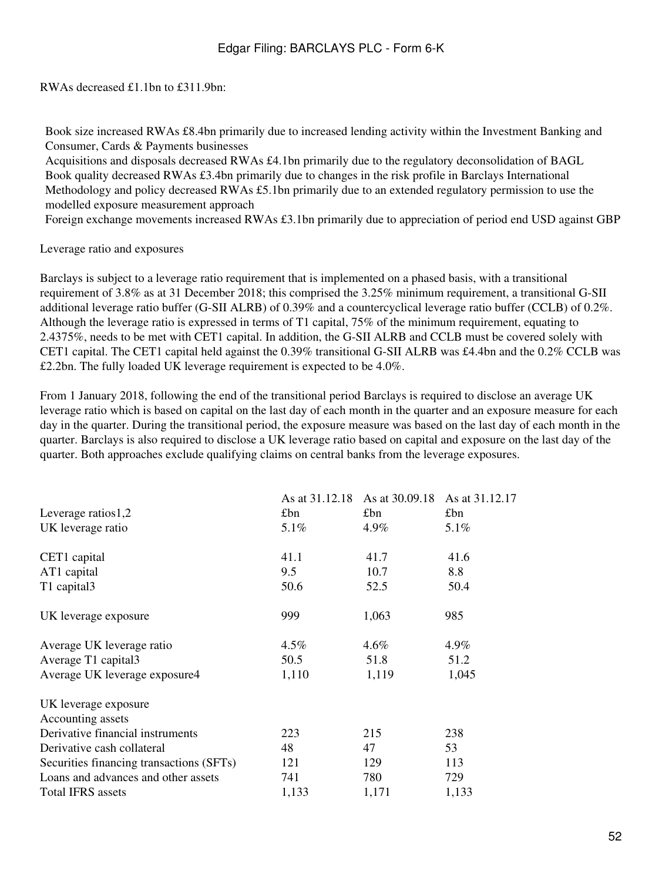RWAs decreased £1.1bn to £311.9bn:

- Book size increased RWAs £8.4bn primarily due to increased lending activity within the Investment Banking and Consumer, Cards & Payments businesses
- Acquisitions and disposals decreased RWAs £4.1bn primarily due to the regulatory deconsolidation of BAGL
- Book quality decreased RWAs £3.4bn primarily due to changes in the risk profile in Barclays International
- Methodology and policy decreased RWAs £5.1bn primarily due to an extended regulatory permission to use the modelled exposure measurement approach
- Foreign exchange movements increased RWAs £3.1bn primarily due to appreciation of period end USD against GBP

## Leverage ratio and exposures

Barclays is subject to a leverage ratio requirement that is implemented on a phased basis, with a transitional requirement of 3.8% as at 31 December 2018; this comprised the 3.25% minimum requirement, a transitional G-SII additional leverage ratio buffer (G-SII ALRB) of 0.39% and a countercyclical leverage ratio buffer (CCLB) of 0.2%. Although the leverage ratio is expressed in terms of T1 capital, 75% of the minimum requirement, equating to 2.4375%, needs to be met with CET1 capital. In addition, the G-SII ALRB and CCLB must be covered solely with CET1 capital. The CET1 capital held against the 0.39% transitional G-SII ALRB was £4.4bn and the 0.2% CCLB was £2.2bn. The fully loaded UK leverage requirement is expected to be 4.0%.

From 1 January 2018, following the end of the transitional period Barclays is required to disclose an average UK leverage ratio which is based on capital on the last day of each month in the quarter and an exposure measure for each day in the quarter. During the transitional period, the exposure measure was based on the last day of each month in the quarter. Barclays is also required to disclose a UK leverage ratio based on capital and exposure on the last day of the quarter. Both approaches exclude qualifying claims on central banks from the leverage exposures.

| Leverage ratios[1,2] | As at 31.12.18 £bn | As at 30.09.18 £bn | As at 31.12.17 £bn |
|---|---|---|---|
| UK leverage ratio | 5.1% | 4.9% | 5.1% |
| | | | |
| CET1 capital | 41.1 | 41.7 | 41.6 |
| AT1 capital | 9.5 | 10.7 | 8.8 |
| T1 capital[3] | 50.6 | 52.5 | 50.4 |
| | | | |
| UK leverage exposure | 999 | 1,063 | 985 |
| | | | |
| Average UK leverage ratio | 4.5% | 4.6% | 4.9% |
| Average T1 capital[3] | 50.5 | 51.8 | 51.2 |
| Average UK leverage exposure[4] | 1,110 | 1,119 | 1,045 |
| | | | |
| UK leverage exposure | | | |
| Accounting assets | | | |
| Derivative financial instruments | 223 | 215 | 238 |
| Derivative cash collateral | 48 | 47 | 53 |
| Securities financing transactions (SFTs) | 121 | 129 | 113 |
| Loans and advances and other assets | 741 | 780 | 729 |
| Total IFRS assets | 1,133 | 1,171 | 1,133 |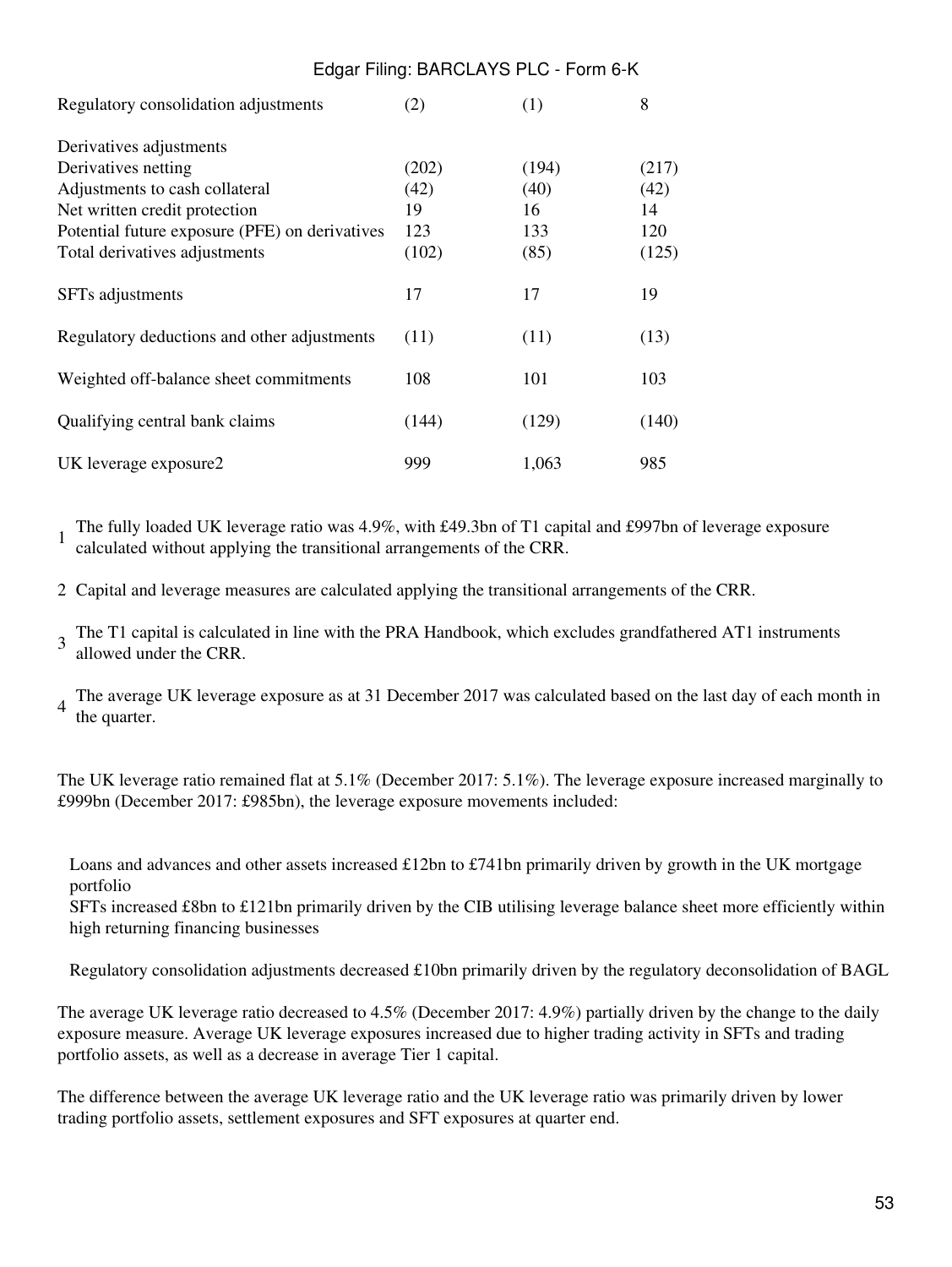| | | | |
|---|---|---|---|
| Regulatory consolidation adjustments | (2) | (1) | 8 |
| | | | |
| Derivatives adjustments | | | |
| Derivatives netting | (202) | (194) | (217) |
| Adjustments to cash collateral | (42) | (40) | (42) |
| Net written credit protection | 19 | 16 | 14 |
| Potential future exposure (PFE) on derivatives | 123 | 133 | 120 |
| Total derivatives adjustments | (102) | (85) | (125) |
| | | | |
| SFTs adjustments | 17 | 17 | 19 |
| | | | |
| Regulatory deductions and other adjustments | (11) | (11) | (13) |
| | | | |
| Weighted off-balance sheet commitments | 108 | 101 | 103 |
| | | | |
| Qualifying central bank claims | (144) | (129) | (140) |
| | | | |
| UK leverage exposure[2] | 999 | 1,063 | 985 |

1 The fully loaded UK leverage ratio was 4.9%, with £49.3bn of T1 capital and £997bn of leverage exposure calculated without applying the transitional arrangements of the CRR.

2 Capital and leverage measures are calculated applying the transitional arrangements of the CRR.

3 The T1 capital is calculated in line with the PRA Handbook, which excludes grandfathered AT1 instruments allowed under the CRR.

4 The average UK leverage exposure as at 31 December 2017 was calculated based on the last day of each month in the quarter.

The UK leverage ratio remained flat at 5.1% (December 2017: 5.1%). The leverage exposure increased marginally to £999bn (December 2017: £985bn), the leverage exposure movements included:

- Loans and advances and other assets increased £12bn to £741bn primarily driven by growth in the UK mortgage portfolio
- SFTs increased £8bn to £121bn primarily driven by the CIB utilising leverage balance sheet more efficiently within high returning financing businesses
- Regulatory consolidation adjustments decreased £10bn primarily driven by the regulatory deconsolidation of BAGL

The average UK leverage ratio decreased to 4.5% (December 2017: 4.9%) partially driven by the change to the daily exposure measure. Average UK leverage exposures increased due to higher trading activity in SFTs and trading portfolio assets, as well as a decrease in average Tier 1 capital.

The difference between the average UK leverage ratio and the UK leverage ratio was primarily driven by lower trading portfolio assets, settlement exposures and SFT exposures at quarter end.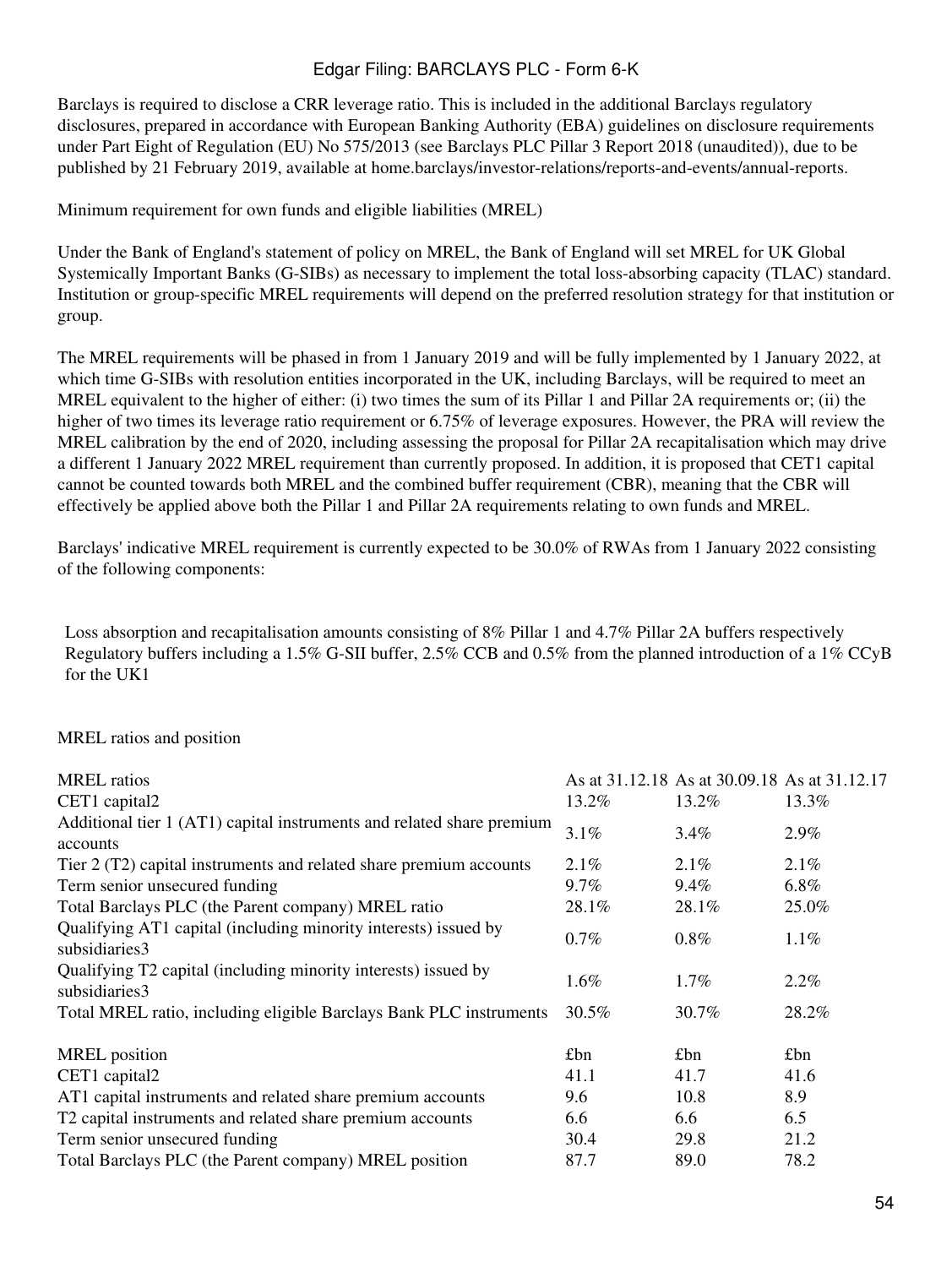Barclays is required to disclose a CRR leverage ratio. This is included in the additional Barclays regulatory disclosures, prepared in accordance with European Banking Authority (EBA) guidelines on disclosure requirements under Part Eight of Regulation (EU) No 575/2013 (see Barclays PLC Pillar 3 Report 2018 (unaudited)), due to be published by 21 February 2019, available at home.barclays/investor-relations/reports-and-events/annual-reports.

## Minimum requirement for own funds and eligible liabilities (MREL)

Under the Bank of England's statement of policy on MREL, the Bank of England will set MREL for UK Global Systemically Important Banks (G-SIBs) as necessary to implement the total loss-absorbing capacity (TLAC) standard. Institution or group-specific MREL requirements will depend on the preferred resolution strategy for that institution or group.

The MREL requirements will be phased in from 1 January 2019 and will be fully implemented by 1 January 2022, at which time G-SIBs with resolution entities incorporated in the UK, including Barclays, will be required to meet an MREL equivalent to the higher of either: (i) two times the sum of its Pillar 1 and Pillar 2A requirements or; (ii) the higher of two times its leverage ratio requirement or 6.75% of leverage exposures. However, the PRA will review the MREL calibration by the end of 2020, including assessing the proposal for Pillar 2A recapitalisation which may drive a different 1 January 2022 MREL requirement than currently proposed. In addition, it is proposed that CET1 capital cannot be counted towards both MREL and the combined buffer requirement (CBR), meaning that the CBR will effectively be applied above both the Pillar 1 and Pillar 2A requirements relating to own funds and MREL.

Barclays' indicative MREL requirement is currently expected to be 30.0% of RWAs from 1 January 2022 consisting of the following components:

- Loss absorption and recapitalisation amounts consisting of 8% Pillar 1 and 4.7% Pillar 2A buffers respectively
- Regulatory buffers including a 1.5% G-SII buffer, 2.5% CCB and 0.5% from the planned introduction of a 1% CCyB for the UK[1]

## MREL ratios and position

| MREL ratios | As at 31.12.18 | As at 30.09.18 | As at 31.12.17 |
|---|---|---|---|
| CET1 capital[2] | 13.2% | 13.2% | 13.3% |
| Additional tier 1 (AT1) capital instruments and related share premium accounts | 3.1% | 3.4% | 2.9% |
| Tier 2 (T2) capital instruments and related share premium accounts | 2.1% | 2.1% | 2.1% |
| Term senior unsecured funding | 9.7% | 9.4% | 6.8% |
| Total Barclays PLC (the Parent company) MREL ratio | 28.1% | 28.1% | 25.0% |
| Qualifying AT1 capital (including minority interests) issued by subsidiaries[3] | 0.7% | 0.8% | 1.1% |
| Qualifying T2 capital (including minority interests) issued by subsidiaries[3] | 1.6% | 1.7% | 2.2% |
| Total MREL ratio, including eligible Barclays Bank PLC instruments | 30.5% | 30.7% | 28.2% |
| | | | |
| MREL position | £bn | £bn | £bn |
| CET1 capital[2] | 41.1 | 41.7 | 41.6 |
| AT1 capital instruments and related share premium accounts | 9.6 | 10.8 | 8.9 |
| T2 capital instruments and related share premium accounts | 6.6 | 6.6 | 6.5 |
| Term senior unsecured funding | 30.4 | 29.8 | 21.2 |
| Total Barclays PLC (the Parent company) MREL position | 87.7 | 89.0 | 78.2 |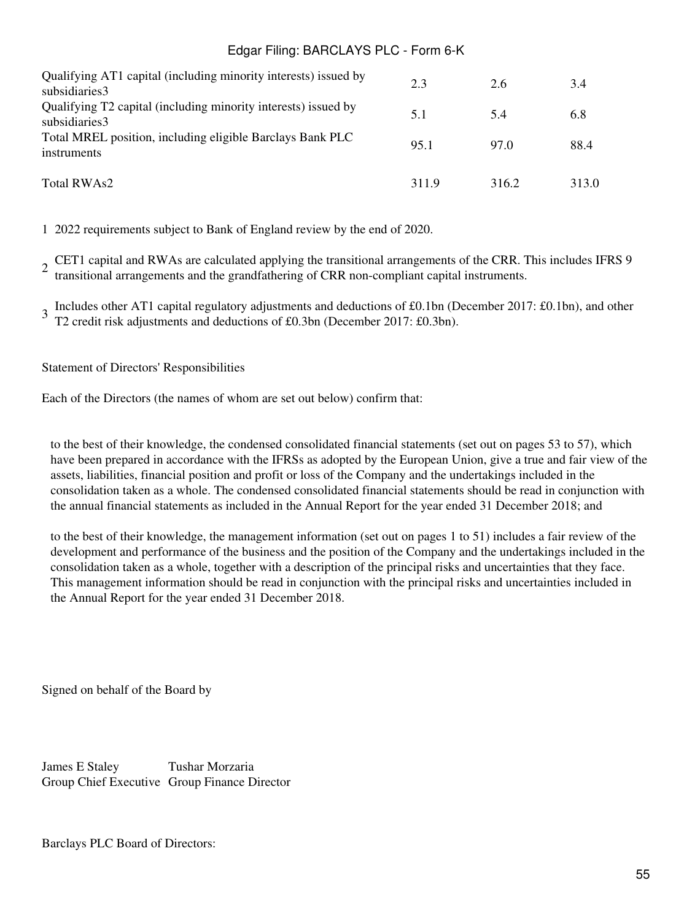| | | | |
|---|---|---|---|
| Qualifying AT1 capital (including minority interests) issued by subsidiaries[3] | 2.3 | 2.6 | 3.4 |
| Qualifying T2 capital (including minority interests) issued by subsidiaries[3] | 5.1 | 5.4 | 6.8 |
| Total MREL position, including eligible Barclays Bank PLC instruments | 95.1 | 97.0 | 88.4 |
| Total RWAs[2] | 311.9 | 316.2 | 313.0 |

1 2022 requirements subject to Bank of England review by the end of 2020.

2 CET1 capital and RWAs are calculated applying the transitional arrangements of the CRR. This includes IFRS 9 transitional arrangements and the grandfathering of CRR non-compliant capital instruments.

3 Includes other AT1 capital regulatory adjustments and deductions of £0.1bn (December 2017: £0.1bn), and other T2 credit risk adjustments and deductions of £0.3bn (December 2017: £0.3bn).

Statement of Directors' Responsibilities

Each of the Directors (the names of whom are set out below) confirm that:

to the best of their knowledge, the condensed consolidated financial statements (set out on pages 53 to 57), which have been prepared in accordance with the IFRSs as adopted by the European Union, give a true and fair view of the assets, liabilities, financial position and profit or loss of the Company and the undertakings included in the consolidation taken as a whole. The condensed consolidated financial statements should be read in conjunction with the annual financial statements as included in the Annual Report for the year ended 31 December 2018; and

to the best of their knowledge, the management information (set out on pages 1 to 51) includes a fair review of the development and performance of the business and the position of the Company and the undertakings included in the consolidation taken as a whole, together with a description of the principal risks and uncertainties that they face. This management information should be read in conjunction with the principal risks and uncertainties included in the Annual Report for the year ended 31 December 2018.

Signed on behalf of the Board by

| | |
|---|---|
| James E Staley | Tushar Morzaria |
| Group Chief Executive | Group Finance Director |

Barclays PLC Board of Directors: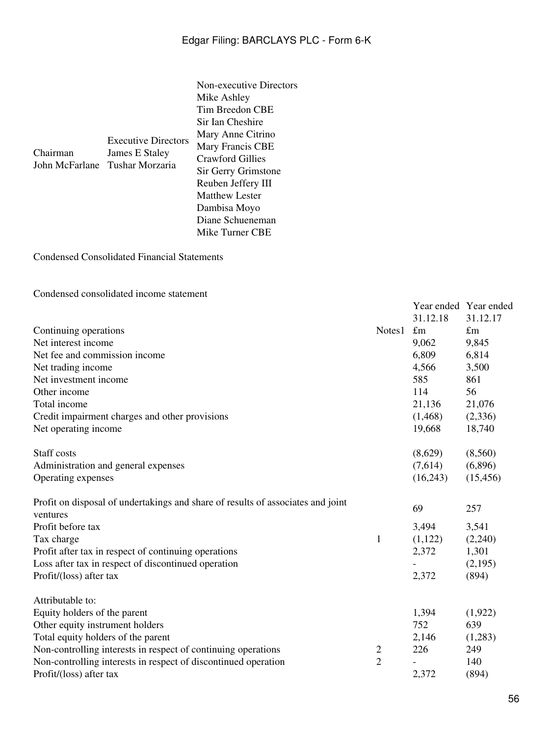| Chairman | Executive Directors | Non-executive Directors |
|---|---|---|
| John McFarlane | James E Staley | Mike Ashley |
| | Tushar Morzaria | Tim Breedon CBE |
| | | Sir Ian Cheshire |
| | | Mary Anne Citrino |
| | | Mary Francis CBE |
| | | Crawford Gillies |
| | | Sir Gerry Grimstone |
| | | Reuben Jeffery III |
| | | Matthew Lester |
| | | Dambisa Moyo |
| | | Diane Schueneman |
| | | Mike Turner CBE |

Condensed Consolidated Financial Statements

Condensed consolidated income statement

| | | Year ended 31.12.18 | Year ended 31.12.17 |
|---|---|---|---|
| Continuing operations | Notes1 | £m | £m |
| Net interest income | | 9,062 | 9,845 |
| Net fee and commission income | | 6,809 | 6,814 |
| Net trading income | | 4,566 | 3,500 |
| Net investment income | | 585 | 861 |
| Other income | | 114 | 56 |
| Total income | | 21,136 | 21,076 |
| Credit impairment charges and other provisions | | (1,468) | (2,336) |
| Net operating income | | 19,668 | 18,740 |
| | | | |
| Staff costs | | (8,629) | (8,560) |
| Administration and general expenses | | (7,614) | (6,896) |
| Operating expenses | | (16,243) | (15,456) |
| | | | |
| Profit on disposal of undertakings and share of results of associates and joint ventures | | 69 | 257 |
| Profit before tax | | 3,494 | 3,541 |
| Tax charge | 1 | (1,122) | (2,240) |
| Profit after tax in respect of continuing operations | | 2,372 | 1,301 |
| Loss after tax in respect of discontinued operation | | - | (2,195) |
| Profit/(loss) after tax | | 2,372 | (894) |
| | | | |
| Attributable to: | | | |
| Equity holders of the parent | | 1,394 | (1,922) |
| Other equity instrument holders | | 752 | 639 |
| Total equity holders of the parent | | 2,146 | (1,283) |
| Non-controlling interests in respect of continuing operations | 2 | 226 | 249 |
| Non-controlling interests in respect of discontinued operation | 2 | - | 140 |
| Profit/(loss) after tax | | 2,372 | (894) |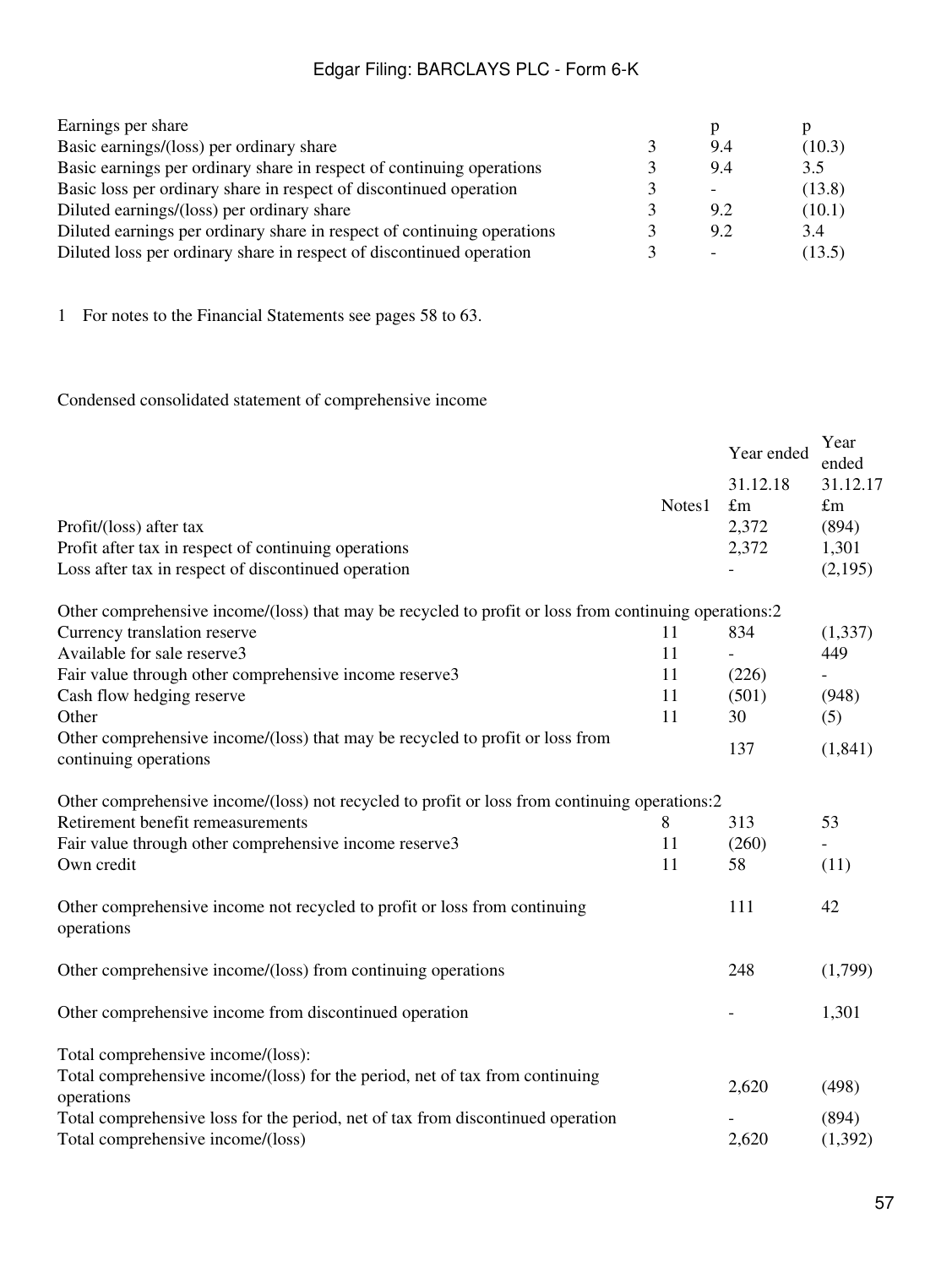| Earnings per share | | p | p |
|---|---|---|---|
| Basic earnings/(loss) per ordinary share | 3 | 9.4 | (10.3) |
| Basic earnings per ordinary share in respect of continuing operations | 3 | 9.4 | 3.5 |
| Basic loss per ordinary share in respect of discontinued operation | 3 | - | (13.8) |
| Diluted earnings/(loss) per ordinary share | 3 | 9.2 | (10.1) |
| Diluted earnings per ordinary share in respect of continuing operations | 3 | 9.2 | 3.4 |
| Diluted loss per ordinary share in respect of discontinued operation | 3 | - | (13.5) |

1 For notes to the Financial Statements see pages 58 to 63.

Condensed consolidated statement of comprehensive income

| | | Year ended | Year ended |
|---|---|---|---|
| | | 31.12.18 | 31.12.17 |
| | Notes1 | £m | £m |
| Profit/(loss) after tax | | 2,372 | (894) |
| Profit after tax in respect of continuing operations | | 2,372 | 1,301 |
| Loss after tax in respect of discontinued operation | | - | (2,195) |
| | | | |
| Other comprehensive income/(loss) that may be recycled to profit or loss from continuing operations:2 | | | |
| Currency translation reserve | 11 | 834 | (1,337) |
| Available for sale reserve3 | 11 | - | 449 |
| Fair value through other comprehensive income reserve3 | 11 | (226) | - |
| Cash flow hedging reserve | 11 | (501) | (948) |
| Other | 11 | 30 | (5) |
| Other comprehensive income/(loss) that may be recycled to profit or loss from continuing operations | | 137 | (1,841) |
| | | | |
| Other comprehensive income/(loss) not recycled to profit or loss from continuing operations:2 | | | |
| Retirement benefit remeasurements | 8 | 313 | 53 |
| Fair value through other comprehensive income reserve3 | 11 | (260) | - |
| Own credit | 11 | 58 | (11) |
| | | | |
| Other comprehensive income not recycled to profit or loss from continuing operations | | 111 | 42 |
| | | | |
| Other comprehensive income/(loss) from continuing operations | | 248 | (1,799) |
| | | | |
| Other comprehensive income from discontinued operation | | - | 1,301 |
| | | | |
| Total comprehensive income/(loss): | | | |
| Total comprehensive income/(loss) for the period, net of tax from continuing operations | | 2,620 | (498) |
| Total comprehensive loss for the period, net of tax from discontinued operation | | - | (894) |
| Total comprehensive income/(loss) | | 2,620 | (1,392) |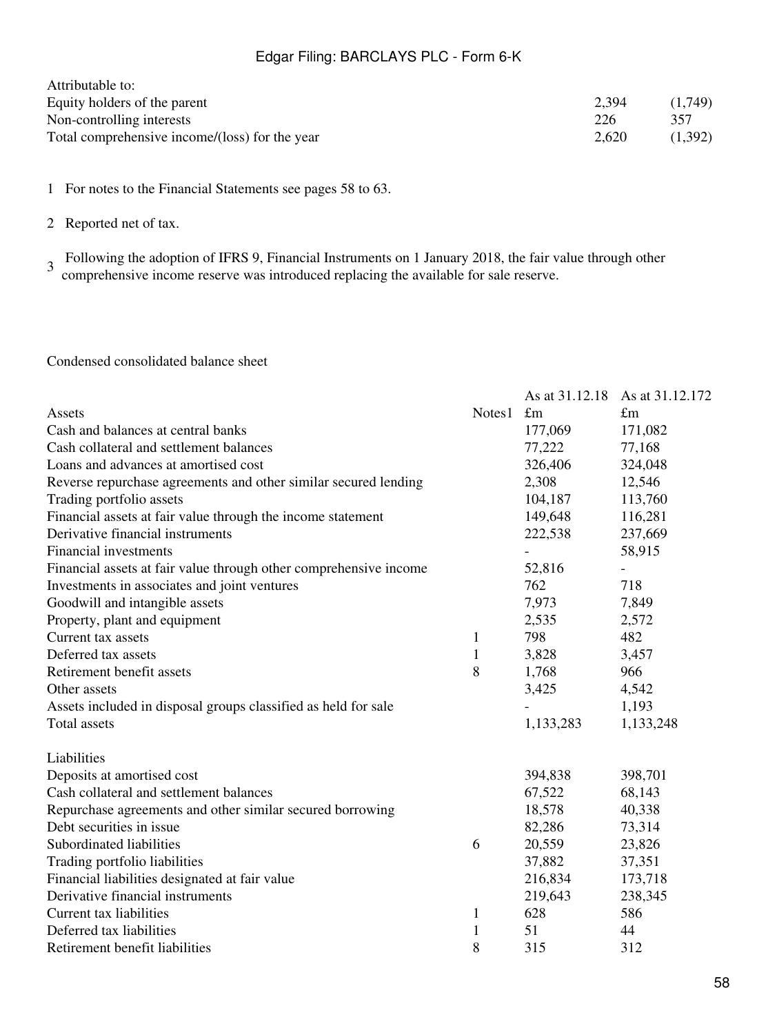| Attributable to: | | |
|---|---|---|
| Equity holders of the parent | 2,394 | (1,749) |
| Non-controlling interests | 226 | 357 |
| Total comprehensive income/(loss) for the year | 2,620 | (1,392) |

1 For notes to the Financial Statements see pages 58 to 63.

2 Reported net of tax.

3 Following the adoption of IFRS 9, Financial Instruments on 1 January 2018, the fair value through other comprehensive income reserve was introduced replacing the available for sale reserve.

Condensed consolidated balance sheet

| | | As at 31.12.18 | As at 31.12.17[2] |
|---|---|---|---|
| Assets | Notes[1] | £m | £m |
| Cash and balances at central banks | | 177,069 | 171,082 |
| Cash collateral and settlement balances | | 77,222 | 77,168 |
| Loans and advances at amortised cost | | 326,406 | 324,048 |
| Reverse repurchase agreements and other similar secured lending | | 2,308 | 12,546 |
| Trading portfolio assets | | 104,187 | 113,760 |
| Financial assets at fair value through the income statement | | 149,648 | 116,281 |
| Derivative financial instruments | | 222,538 | 237,669 |
| Financial investments | | - | 58,915 |
| Financial assets at fair value through other comprehensive income | | 52,816 | - |
| Investments in associates and joint ventures | | 762 | 718 |
| Goodwill and intangible assets | | 7,973 | 7,849 |
| Property, plant and equipment | | 2,535 | 2,572 |
| Current tax assets | 1 | 798 | 482 |
| Deferred tax assets | 1 | 3,828 | 3,457 |
| Retirement benefit assets | 8 | 1,768 | 966 |
| Other assets | | 3,425 | 4,542 |
| Assets included in disposal groups classified as held for sale | | - | 1,193 |
| Total assets | | 1,133,283 | 1,133,248 |
| | | | |
| Liabilities | | | |
| Deposits at amortised cost | | 394,838 | 398,701 |
| Cash collateral and settlement balances | | 67,522 | 68,143 |
| Repurchase agreements and other similar secured borrowing | | 18,578 | 40,338 |
| Debt securities in issue | | 82,286 | 73,314 |
| Subordinated liabilities | 6 | 20,559 | 23,826 |
| Trading portfolio liabilities | | 37,882 | 37,351 |
| Financial liabilities designated at fair value | | 216,834 | 173,718 |
| Derivative financial instruments | | 219,643 | 238,345 |
| Current tax liabilities | 1 | 628 | 586 |
| Deferred tax liabilities | 1 | 51 | 44 |
| Retirement benefit liabilities | 8 | 315 | 312 |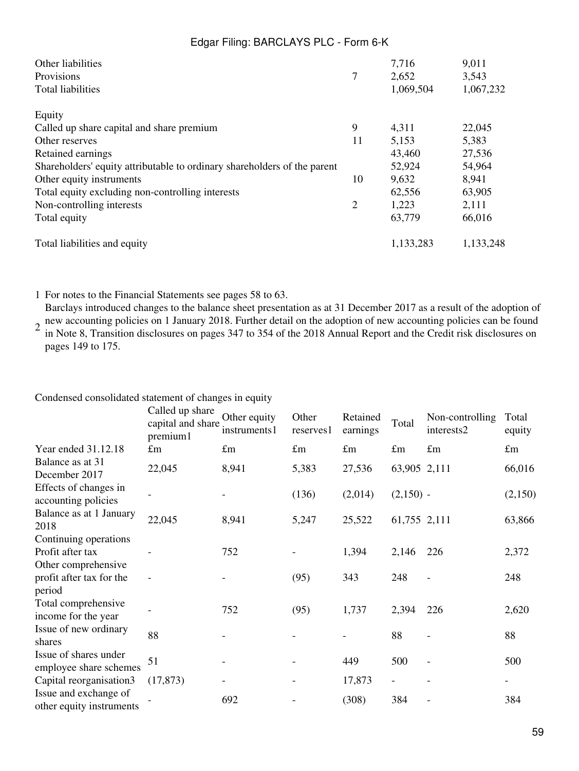| | | | |
|---|---|---|---|
| Other liabilities | | 7,716 | 9,011 |
| Provisions | 7 | 2,652 | 3,543 |
| Total liabilities | | 1,069,504 | 1,067,232 |
| | | | |
| Equity | | | |
| Called up share capital and share premium | 9 | 4,311 | 22,045 |
| Other reserves | 11 | 5,153 | 5,383 |
| Retained earnings | | 43,460 | 27,536 |
| Shareholders' equity attributable to ordinary shareholders of the parent | | 52,924 | 54,964 |
| Other equity instruments | 10 | 9,632 | 8,941 |
| Total equity excluding non-controlling interests | | 62,556 | 63,905 |
| Non-controlling interests | 2 | 1,223 | 2,111 |
| Total equity | | 63,779 | 66,016 |
| | | | |
| Total liabilities and equity | | 1,133,283 | 1,133,248 |

1 For notes to the Financial Statements see pages 58 to 63.

2 Barclays introduced changes to the balance sheet presentation as at 31 December 2017 as a result of the adoption of new accounting policies on 1 January 2018. Further detail on the adoption of new accounting policies can be found in Note 8, Transition disclosures on pages 347 to 354 of the 2018 Annual Report and the Credit risk disclosures on pages 149 to 175.

Condensed consolidated statement of changes in equity

| | Called up share capital and share premium1 | Other equity instruments1 | Other reserves1 | Retained earnings | Total | Non-controlling interests2 | Total equity |
|---|---|---|---|---|---|---|---|
| Year ended 31.12.18 | £m | £m | £m | £m | £m | £m | £m |
| Balance as at 31 December 2017 | 22,045 | 8,941 | 5,383 | 27,536 | 63,905 | 2,111 | 66,016 |
| Effects of changes in accounting policies | - | - | (136) | (2,014) | (2,150) | - | (2,150) |
| Balance as at 1 January 2018 | 22,045 | 8,941 | 5,247 | 25,522 | 61,755 | 2,111 | 63,866 |
| Continuing operations | | | | | | | |
| Profit after tax | - | 752 | - | 1,394 | 2,146 | 226 | 2,372 |
| Other comprehensive profit after tax for the period | - | - | (95) | 343 | 248 | - | 248 |
| Total comprehensive income for the year | - | 752 | (95) | 1,737 | 2,394 | 226 | 2,620 |
| Issue of new ordinary shares | 88 | - | - | - | 88 | - | 88 |
| Issue of shares under employee share schemes | 51 | - | - | 449 | 500 | - | 500 |
| Capital reorganisation3 | (17,873) | - | - | 17,873 | - | - | - |
| Issue and exchange of other equity instruments | - | 692 | - | (308) | 384 | - | 384 |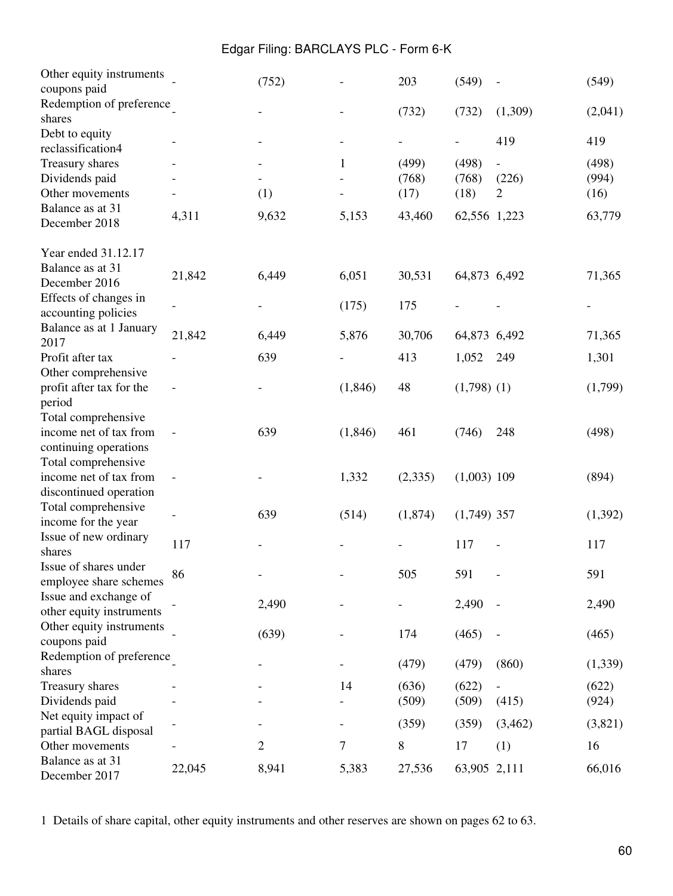| | | | | | | | |
|---|---|---|---|---|---|---|---|
| Other equity instruments coupons paid | - | (752) | - | 203 | (549) | - | (549) |
| Redemption of preference shares | - | - | - | (732) | (732) | (1,309) | (2,041) |
| Debt to equity reclassification4 | - | - | - | - | - | 419 | 419 |
| Treasury shares | - | - | 1 | (499) | (498) | - | (498) |
| Dividends paid | - | - | - | (768) | (768) | (226) | (994) |
| Other movements | - | (1) | - | (17) | (18) | 2 | (16) |
| Balance as at 31 December 2018 | 4,311 | 9,632 | 5,153 | 43,460 | 62,556 | 1,223 | 63,779 |
| | | | | | | | |
| Year ended 31.12.17 | | | | | | | |
| Balance as at 31 December 2016 | 21,842 | 6,449 | 6,051 | 30,531 | 64,873 | 6,492 | 71,365 |
| Effects of changes in accounting policies | - | - | (175) | 175 | - | - | - |
| Balance as at 1 January 2017 | 21,842 | 6,449 | 5,876 | 30,706 | 64,873 | 6,492 | 71,365 |
| Profit after tax | - | 639 | - | 413 | 1,052 | 249 | 1,301 |
| Other comprehensive profit after tax for the period | - | - | (1,846) | 48 | (1,798) | (1) | (1,799) |
| Total comprehensive income net of tax from continuing operations | - | 639 | (1,846) | 461 | (746) | 248 | (498) |
| Total comprehensive income net of tax from discontinued operation | - | - | 1,332 | (2,335) | (1,003) | 109 | (894) |
| Total comprehensive income for the year | - | 639 | (514) | (1,874) | (1,749) | 357 | (1,392) |
| Issue of new ordinary shares | 117 | - | - | - | 117 | - | 117 |
| Issue of shares under employee share schemes | 86 | - | - | 505 | 591 | - | 591 |
| Issue and exchange of other equity instruments | - | 2,490 | - | - | 2,490 | - | 2,490 |
| Other equity instruments coupons paid | - | (639) | - | 174 | (465) | - | (465) |
| Redemption of preference shares | - | - | - | (479) | (479) | (860) | (1,339) |
| Treasury shares | - | - | 14 | (636) | (622) | - | (622) |
| Dividends paid | - | - | - | (509) | (509) | (415) | (924) |
| Net equity impact of partial BAGL disposal | - | - | - | (359) | (359) | (3,462) | (3,821) |
| Other movements | - | 2 | 7 | 8 | 17 | (1) | 16 |
| Balance as at 31 December 2017 | 22,045 | 8,941 | 5,383 | 27,536 | 63,905 | 2,111 | 66,016 |

1 Details of share capital, other equity instruments and other reserves are shown on pages 62 to 63.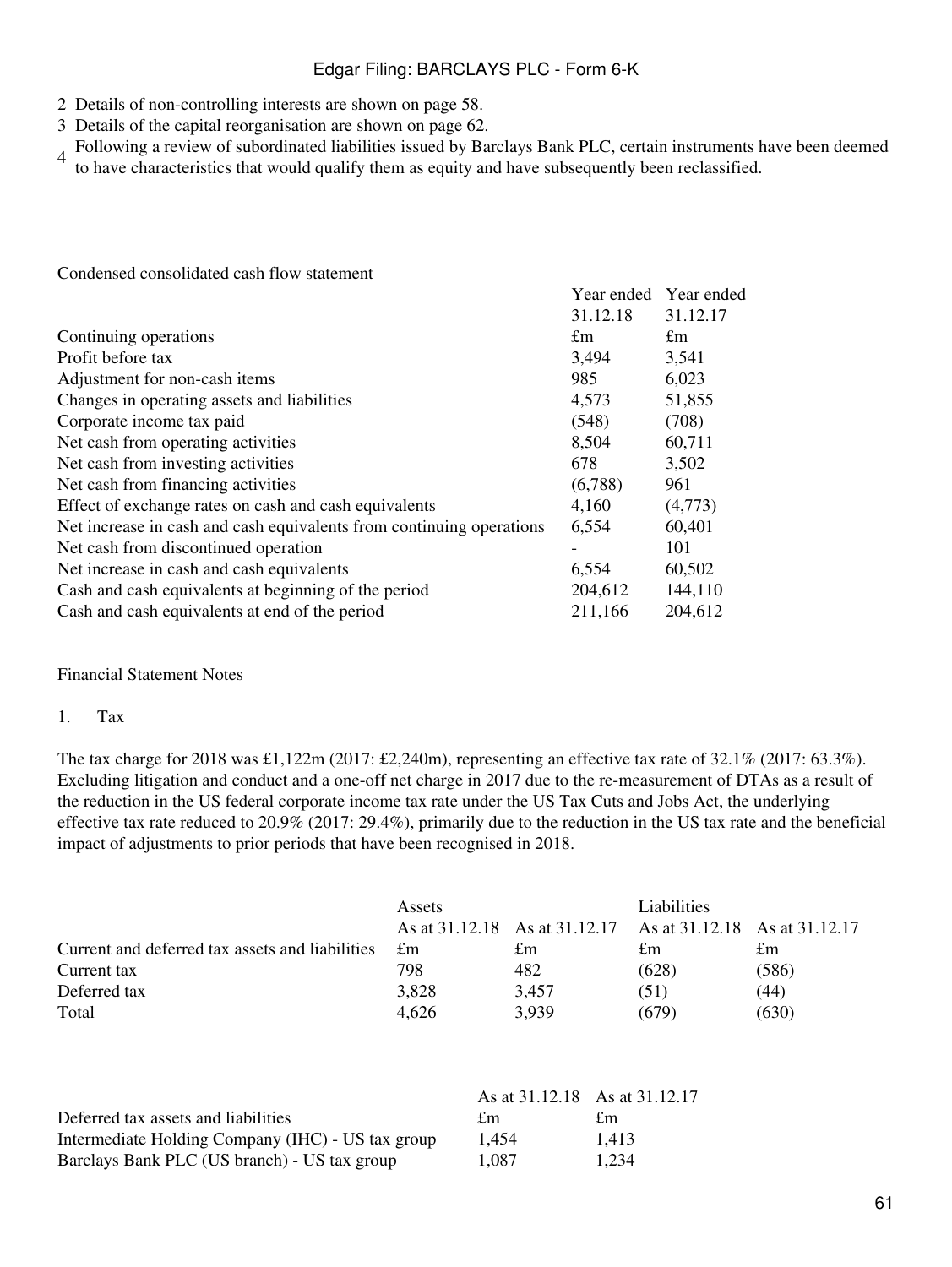2 Details of non-controlling interests are shown on page 58.

3 Details of the capital reorganisation are shown on page 62.

4 Following a review of subordinated liabilities issued by Barclays Bank PLC, certain instruments have been deemed to have characteristics that would qualify them as equity and have subsequently been reclassified.

Condensed consolidated cash flow statement

| | Year ended 31.12.18 | Year ended 31.12.17 |
|---|---|---|
| Continuing operations | £m | £m |
| Profit before tax | 3,494 | 3,541 |
| Adjustment for non-cash items | 985 | 6,023 |
| Changes in operating assets and liabilities | 4,573 | 51,855 |
| Corporate income tax paid | (548) | (708) |
| Net cash from operating activities | 8,504 | 60,711 |
| Net cash from investing activities | 678 | 3,502 |
| Net cash from financing activities | (6,788) | 961 |
| Effect of exchange rates on cash and cash equivalents | 4,160 | (4,773) |
| Net increase in cash and cash equivalents from continuing operations | 6,554 | 60,401 |
| Net cash from discontinued operation | - | 101 |
| Net increase in cash and cash equivalents | 6,554 | 60,502 |
| Cash and cash equivalents at beginning of the period | 204,612 | 144,110 |
| Cash and cash equivalents at end of the period | 211,166 | 204,612 |

Financial Statement Notes

1. Tax

The tax charge for 2018 was £1,122m (2017: £2,240m), representing an effective tax rate of 32.1% (2017: 63.3%). Excluding litigation and conduct and a one-off net charge in 2017 due to the re-measurement of DTAs as a result of the reduction in the US federal corporate income tax rate under the US Tax Cuts and Jobs Act, the underlying effective tax rate reduced to 20.9% (2017: 29.4%), primarily due to the reduction in the US tax rate and the beneficial impact of adjustments to prior periods that have been recognised in 2018.

| | Assets | | Liabilities | |
|---|---|---|---|---|
| | As at 31.12.18 | As at 31.12.17 | As at 31.12.18 | As at 31.12.17 |
| Current and deferred tax assets and liabilities | £m | £m | £m | £m |
| Current tax | 798 | 482 | (628) | (586) |
| Deferred tax | 3,828 | 3,457 | (51) | (44) |
| Total | 4,626 | 3,939 | (679) | (630) |

| | As at 31.12.18 | As at 31.12.17 |
|---|---|---|
| Deferred tax assets and liabilities | £m | £m |
| Intermediate Holding Company (IHC) - US tax group | 1,454 | 1,413 |
| Barclays Bank PLC (US branch) - US tax group | 1,087 | 1,234 |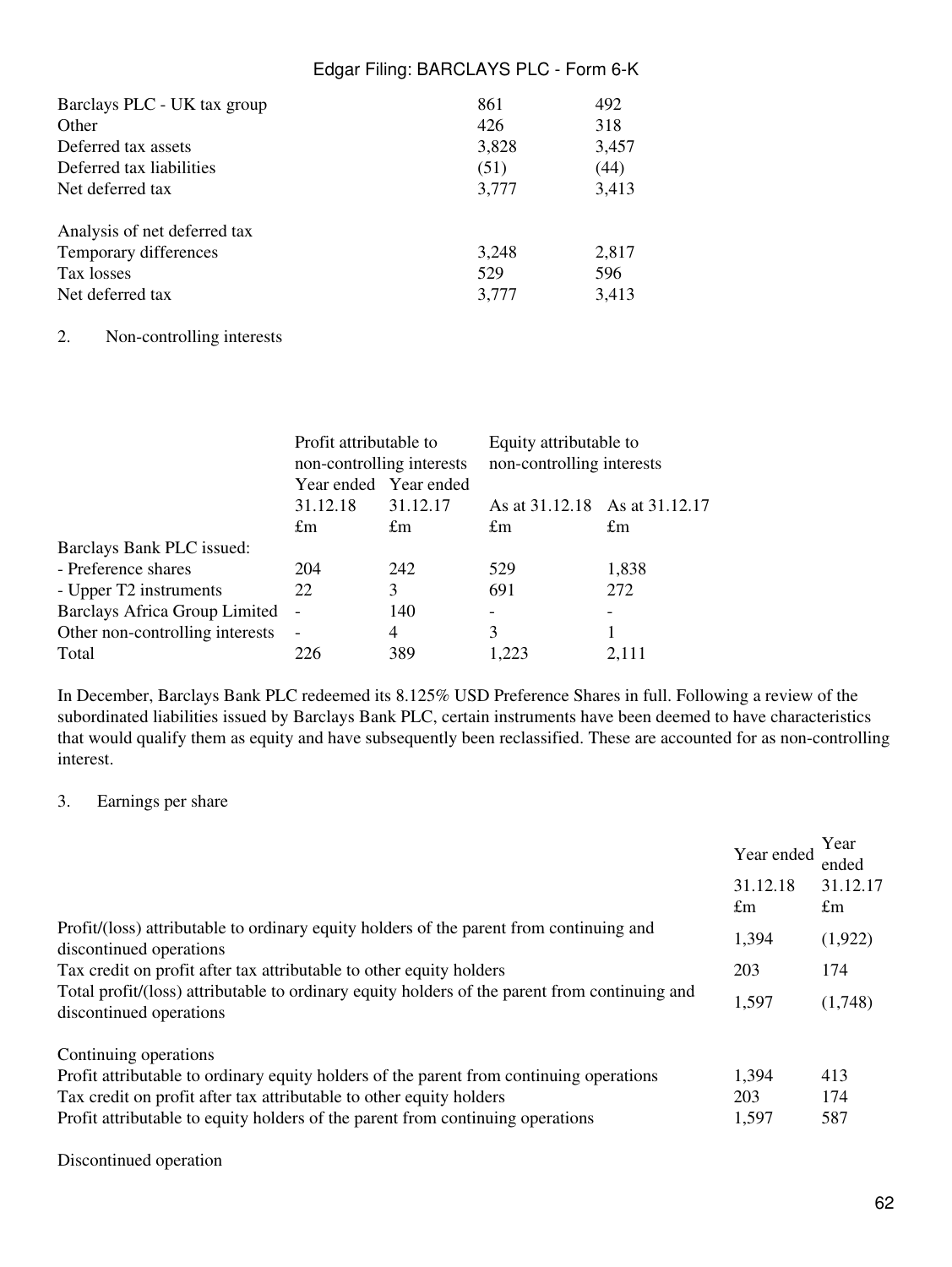| | | |
|---|---|---|
| Barclays PLC - UK tax group | 861 | 492 |
| Other | 426 | 318 |
| Deferred tax assets | 3,828 | 3,457 |
| Deferred tax liabilities | (51) | (44) |
| Net deferred tax | 3,777 | 3,413 |
| | | |
| Analysis of net deferred tax | | |
| Temporary differences | 3,248 | 2,817 |
| Tax losses | 529 | 596 |
| Net deferred tax | 3,777 | 3,413 |

2. Non-controlling interests

| | Profit attributable to non-controlling interests | | Equity attributable to non-controlling interests | |
|---|---|---|---|---|
| | Year ended 31.12.18 £m | Year ended 31.12.17 £m | As at 31.12.18 £m | As at 31.12.17 £m |
| Barclays Bank PLC issued: | | | | |
| - Preference shares | 204 | 242 | 529 | 1,838 |
| - Upper T2 instruments | 22 | 3 | 691 | 272 |
| Barclays Africa Group Limited | - | 140 | - | - |
| Other non-controlling interests | - | 4 | 3 | 1 |
| Total | 226 | 389 | 1,223 | 2,111 |

In December, Barclays Bank PLC redeemed its 8.125% USD Preference Shares in full. Following a review of the subordinated liabilities issued by Barclays Bank PLC, certain instruments have been deemed to have characteristics that would qualify them as equity and have subsequently been reclassified. These are accounted for as non-controlling interest.

3. Earnings per share

| | Year ended 31.12.18 £m | Year ended 31.12.17 £m |
|---|---|---|
| Profit/(loss) attributable to ordinary equity holders of the parent from continuing and discontinued operations | 1,394 | (1,922) |
| Tax credit on profit after tax attributable to other equity holders | 203 | 174 |
| Total profit/(loss) attributable to ordinary equity holders of the parent from continuing and discontinued operations | 1,597 | (1,748) |
| | | |
| Continuing operations | | |
| Profit attributable to ordinary equity holders of the parent from continuing operations | 1,394 | 413 |
| Tax credit on profit after tax attributable to other equity holders | 203 | 174 |
| Profit attributable to equity holders of the parent from continuing operations | 1,597 | 587 |
| | | |
| Discontinued operation | | |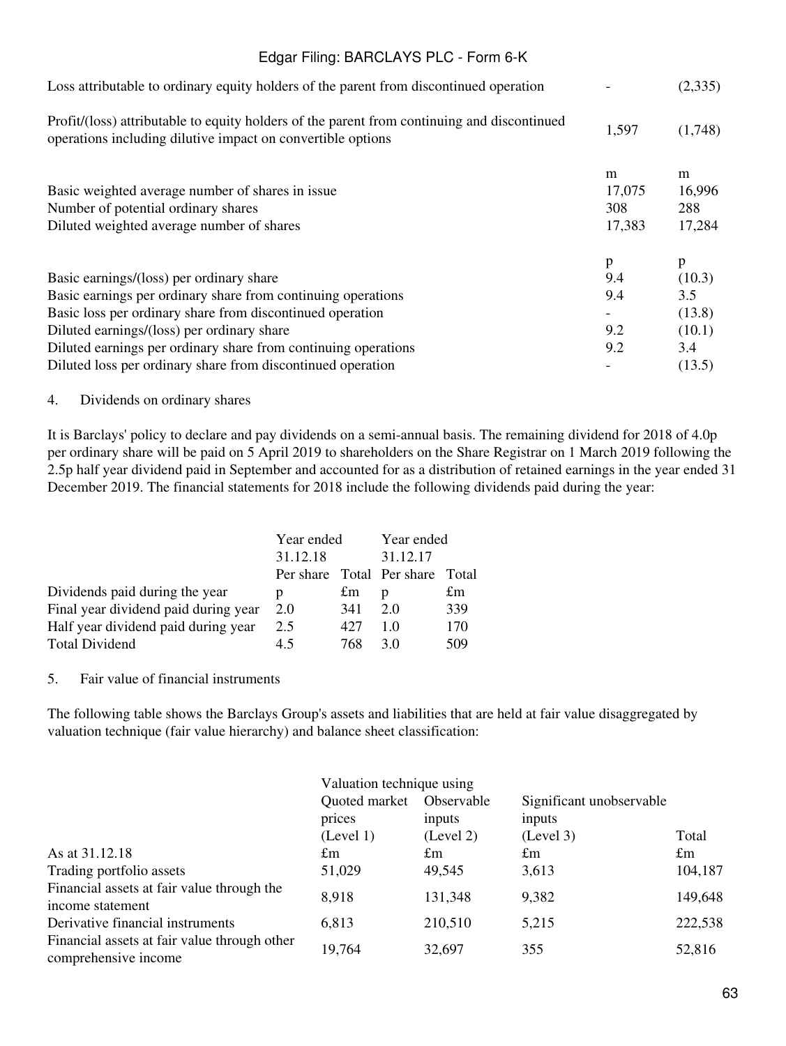| | | |
|---|---|---|
| Loss attributable to ordinary equity holders of the parent from discontinued operation | - | (2,335) |
| Profit/(loss) attributable to equity holders of the parent from continuing and discontinued operations including dilutive impact on convertible options | 1,597 | (1,748) |
| | m | m |
| Basic weighted average number of shares in issue | 17,075 | 16,996 |
| Number of potential ordinary shares | 308 | 288 |
| Diluted weighted average number of shares | 17,383 | 17,284 |
| | p | p |
| Basic earnings/(loss) per ordinary share | 9.4 | (10.3) |
| Basic earnings per ordinary share from continuing operations | 9.4 | 3.5 |
| Basic loss per ordinary share from discontinued operation | - | (13.8) |
| Diluted earnings/(loss) per ordinary share | 9.2 | (10.1) |
| Diluted earnings per ordinary share from continuing operations | 9.2 | 3.4 |
| Diluted loss per ordinary share from discontinued operation | - | (13.5) |

4. Dividends on ordinary shares

It is Barclays' policy to declare and pay dividends on a semi-annual basis. The remaining dividend for 2018 of 4.0p per ordinary share will be paid on 5 April 2019 to shareholders on the Share Registrar on 1 March 2019 following the 2.5p half year dividend paid in September and accounted for as a distribution of retained earnings in the year ended 31 December 2019. The financial statements for 2018 include the following dividends paid during the year:

| | Year ended 31.12.18 | | Year ended 31.12.17 | |
|---|---|---|---|---|
| | Per share | Total | Per share | Total |
| Dividends paid during the year | p | £m | p | £m |
| Final year dividend paid during year | 2.0 | 341 | 2.0 | 339 |
| Half year dividend paid during year | 2.5 | 427 | 1.0 | 170 |
| Total Dividend | 4.5 | 768 | 3.0 | 509 |

5. Fair value of financial instruments

The following table shows the Barclays Group's assets and liabilities that are held at fair value disaggregated by valuation technique (fair value hierarchy) and balance sheet classification:

| | Valuation technique using | | | |
|---|---|---|---|---|
| | Quoted market prices (Level 1) | Observable inputs (Level 2) | Significant unobservable inputs (Level 3) | Total |
| As at 31.12.18 | £m | £m | £m | £m |
| Trading portfolio assets | 51,029 | 49,545 | 3,613 | 104,187 |
| Financial assets at fair value through the income statement | 8,918 | 131,348 | 9,382 | 149,648 |
| Derivative financial instruments | 6,813 | 210,510 | 5,215 | 222,538 |
| Financial assets at fair value through other comprehensive income | 19,764 | 32,697 | 355 | 52,816 |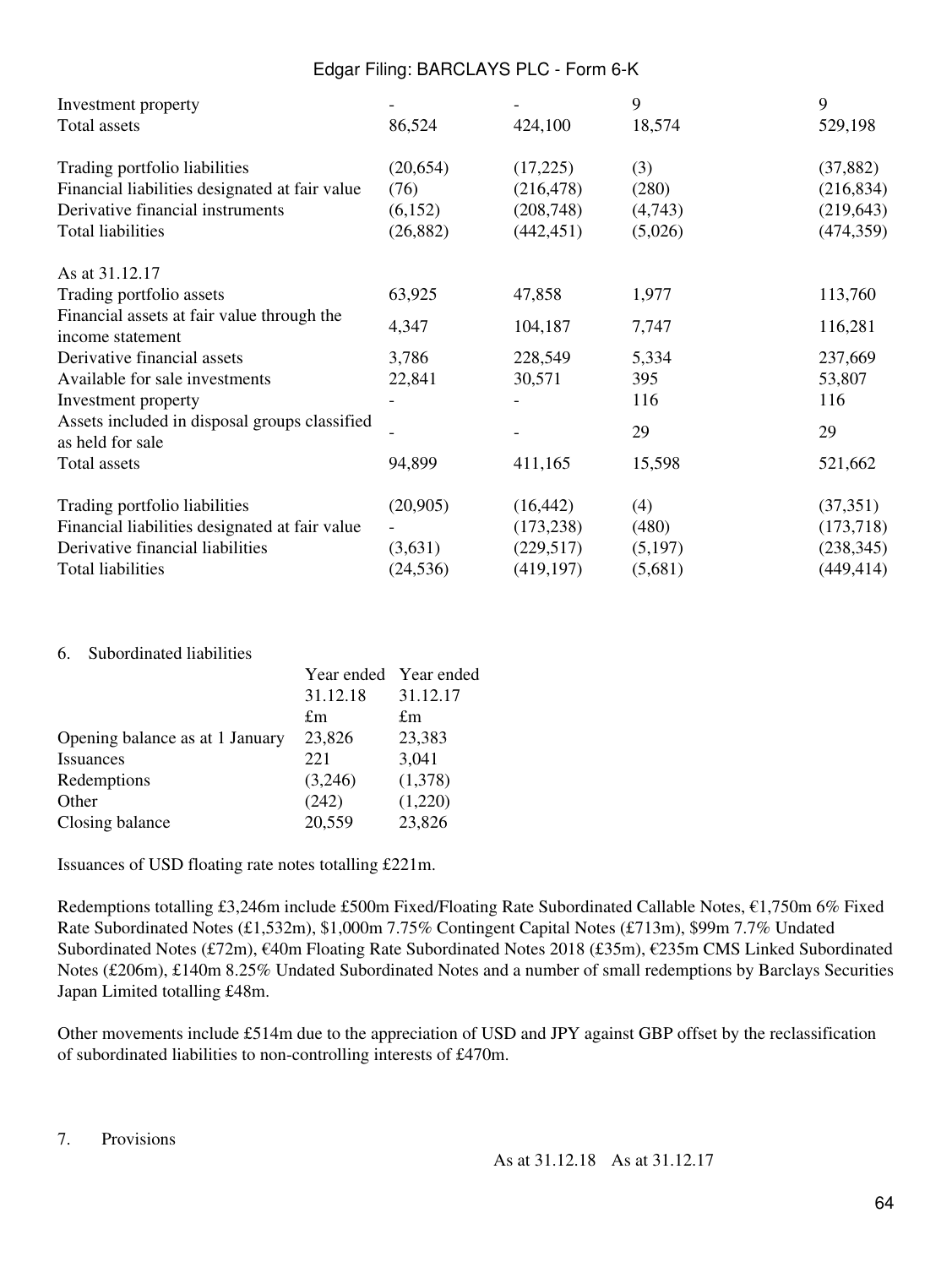| | | | | |
|---|---|---|---|---|
| Investment property | - | - | 9 | 9 |
| Total assets | 86,524 | 424,100 | 18,574 | 529,198 |
| | | | | |
| Trading portfolio liabilities | (20,654) | (17,225) | (3) | (37,882) |
| Financial liabilities designated at fair value | (76) | (216,478) | (280) | (216,834) |
| Derivative financial instruments | (6,152) | (208,748) | (4,743) | (219,643) |
| Total liabilities | (26,882) | (442,451) | (5,026) | (474,359) |
| | | | | |
| As at 31.12.17 | | | | |
| Trading portfolio assets | 63,925 | 47,858 | 1,977 | 113,760 |
| Financial assets at fair value through the income statement | 4,347 | 104,187 | 7,747 | 116,281 |
| Derivative financial assets | 3,786 | 228,549 | 5,334 | 237,669 |
| Available for sale investments | 22,841 | 30,571 | 395 | 53,807 |
| Investment property | - | - | 116 | 116 |
| Assets included in disposal groups classified as held for sale | - | - | 29 | 29 |
| Total assets | 94,899 | 411,165 | 15,598 | 521,662 |
| | | | | |
| Trading portfolio liabilities | (20,905) | (16,442) | (4) | (37,351) |
| Financial liabilities designated at fair value | - | (173,238) | (480) | (173,718) |
| Derivative financial liabilities | (3,631) | (229,517) | (5,197) | (238,345) |
| Total liabilities | (24,536) | (419,197) | (5,681) | (449,414) |

## 6. Subordinated liabilities

| | Year ended 31.12.18 | Year ended 31.12.17 |
|---|---|---|
| | £m | £m |
| Opening balance as at 1 January | 23,826 | 23,383 |
| Issuances | 221 | 3,041 |
| Redemptions | (3,246) | (1,378) |
| Other | (242) | (1,220) |
| Closing balance | 20,559 | 23,826 |

Issuances of USD floating rate notes totalling £221m.

Redemptions totalling £3,246m include £500m Fixed/Floating Rate Subordinated Callable Notes, €1,750m 6% Fixed Rate Subordinated Notes (£1,532m), $1,000m 7.75% Contingent Capital Notes (£713m), $99m 7.7% Undated Subordinated Notes (£72m), €40m Floating Rate Subordinated Notes 2018 (£35m), €235m CMS Linked Subordinated Notes (£206m), £140m 8.25% Undated Subordinated Notes and a number of small redemptions by Barclays Securities Japan Limited totalling £48m.

Other movements include £514m due to the appreciation of USD and JPY against GBP offset by the reclassification of subordinated liabilities to non-controlling interests of £470m.

## 7. Provisions

| | As at 31.12.18 | As at 31.12.17 |
|---|---|---|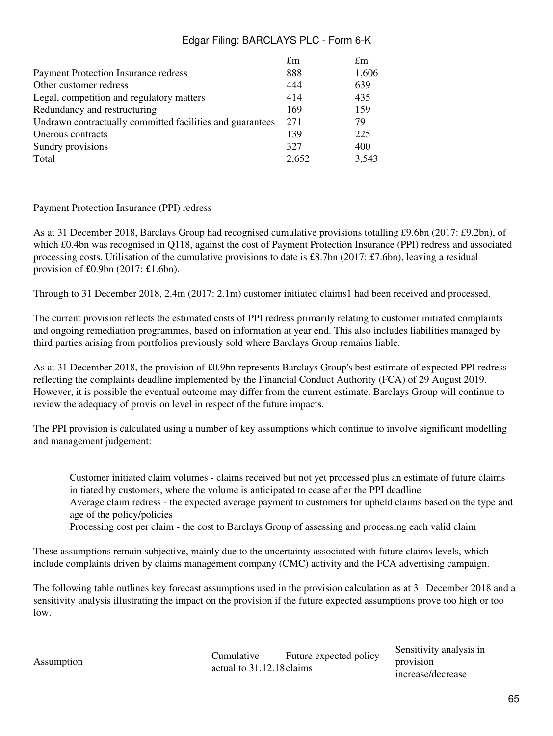| | £m | £m |
|---|---|---|
| Payment Protection Insurance redress | 888 | 1,606 |
| Other customer redress | 444 | 639 |
| Legal, competition and regulatory matters | 414 | 435 |
| Redundancy and restructuring | 169 | 159 |
| Undrawn contractually committed facilities and guarantees | 271 | 79 |
| Onerous contracts | 139 | 225 |
| Sundry provisions | 327 | 400 |
| Total | 2,652 | 3,543 |

Payment Protection Insurance (PPI) redress

As at 31 December 2018, Barclays Group had recognised cumulative provisions totalling £9.6bn (2017: £9.2bn), of which £0.4bn was recognised in Q118, against the cost of Payment Protection Insurance (PPI) redress and associated processing costs. Utilisation of the cumulative provisions to date is £8.7bn (2017: £7.6bn), leaving a residual provision of £0.9bn (2017: £1.6bn).

Through to 31 December 2018, 2.4m (2017: 2.1m) customer initiated claims[1] had been received and processed.

The current provision reflects the estimated costs of PPI redress primarily relating to customer initiated complaints and ongoing remediation programmes, based on information at year end. This also includes liabilities managed by third parties arising from portfolios previously sold where Barclays Group remains liable.

As at 31 December 2018, the provision of £0.9bn represents Barclays Group's best estimate of expected PPI redress reflecting the complaints deadline implemented by the Financial Conduct Authority (FCA) of 29 August 2019. However, it is possible the eventual outcome may differ from the current estimate. Barclays Group will continue to review the adequacy of provision level in respect of the future impacts.

The PPI provision is calculated using a number of key assumptions which continue to involve significant modelling and management judgement:

- Customer initiated claim volumes - claims received but not yet processed plus an estimate of future claims initiated by customers, where the volume is anticipated to cease after the PPI deadline
- Average claim redress - the expected average payment to customers for upheld claims based on the type and age of the policy/policies
- Processing cost per claim - the cost to Barclays Group of assessing and processing each valid claim

These assumptions remain subjective, mainly due to the uncertainty associated with future claims levels, which include complaints driven by claims management company (CMC) activity and the FCA advertising campaign.

The following table outlines key forecast assumptions used in the provision calculation as at 31 December 2018 and a sensitivity analysis illustrating the impact on the provision if the future expected assumptions prove too high or too low.

| Assumption | Cumulative actual to 31.12.18 | Future expected policy claims | Sensitivity analysis in provision increase/decrease |
|---|---|---|---|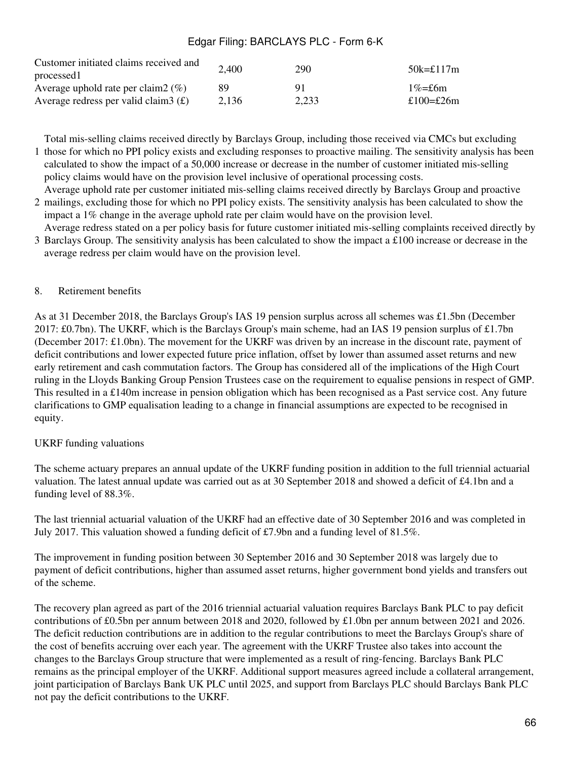| | | | |
|---|---|---|---|
| Customer initiated claims received and processed[1] | 2,400 | 290 | 50k=£117m |
| Average uphold rate per claim[2] (%) | 89 | 91 | 1%=£6m |
| Average redress per valid claim[3] (£) | 2,136 | 2,233 | £100=£26m |

1. Total mis-selling claims received directly by Barclays Group, including those received via CMCs but excluding those for which no PPI policy exists and excluding responses to proactive mailing. The sensitivity analysis has been calculated to show the impact of a 50,000 increase or decrease in the number of customer initiated mis-selling policy claims would have on the provision level inclusive of operational processing costs.
2. Average uphold rate per customer initiated mis-selling claims received directly by Barclays Group and proactive mailings, excluding those for which no PPI policy exists. The sensitivity analysis has been calculated to show the impact a 1% change in the average uphold rate per claim would have on the provision level.
3. Average redress stated on a per policy basis for future customer initiated mis-selling complaints received directly by Barclays Group. The sensitivity analysis has been calculated to show the impact a £100 increase or decrease in the average redress per claim would have on the provision level.

## 8. Retirement benefits

As at 31 December 2018, the Barclays Group's IAS 19 pension surplus across all schemes was £1.5bn (December 2017: £0.7bn). The UKRF, which is the Barclays Group's main scheme, had an IAS 19 pension surplus of £1.7bn (December 2017: £1.0bn). The movement for the UKRF was driven by an increase in the discount rate, payment of deficit contributions and lower expected future price inflation, offset by lower than assumed asset returns and new early retirement and cash commutation factors. The Group has considered all of the implications of the High Court ruling in the Lloyds Banking Group Pension Trustees case on the requirement to equalise pensions in respect of GMP. This resulted in a £140m increase in pension obligation which has been recognised as a Past service cost. Any future clarifications to GMP equalisation leading to a change in financial assumptions are expected to be recognised in equity.

### UKRF funding valuations

The scheme actuary prepares an annual update of the UKRF funding position in addition to the full triennial actuarial valuation. The latest annual update was carried out as at 30 September 2018 and showed a deficit of £4.1bn and a funding level of 88.3%.

The last triennial actuarial valuation of the UKRF had an effective date of 30 September 2016 and was completed in July 2017. This valuation showed a funding deficit of £7.9bn and a funding level of 81.5%.

The improvement in funding position between 30 September 2016 and 30 September 2018 was largely due to payment of deficit contributions, higher than assumed asset returns, higher government bond yields and transfers out of the scheme.

The recovery plan agreed as part of the 2016 triennial actuarial valuation requires Barclays Bank PLC to pay deficit contributions of £0.5bn per annum between 2018 and 2020, followed by £1.0bn per annum between 2021 and 2026. The deficit reduction contributions are in addition to the regular contributions to meet the Barclays Group's share of the cost of benefits accruing over each year. The agreement with the UKRF Trustee also takes into account the changes to the Barclays Group structure that were implemented as a result of ring-fencing. Barclays Bank PLC remains as the principal employer of the UKRF. Additional support measures agreed include a collateral arrangement, joint participation of Barclays Bank UK PLC until 2025, and support from Barclays PLC should Barclays Bank PLC not pay the deficit contributions to the UKRF.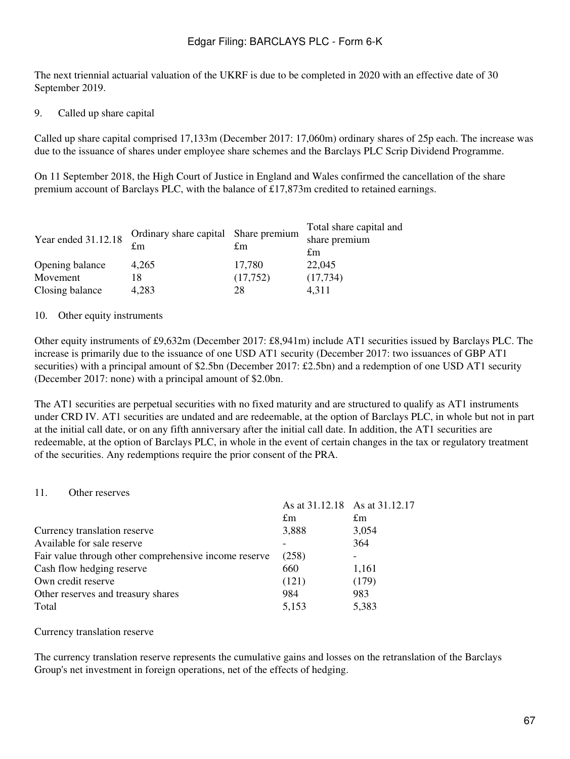The next triennial actuarial valuation of the UKRF is due to be completed in 2020 with an effective date of 30 September 2019.

## 9. Called up share capital

Called up share capital comprised 17,133m (December 2017: 17,060m) ordinary shares of 25p each. The increase was due to the issuance of shares under employee share schemes and the Barclays PLC Scrip Dividend Programme.

On 11 September 2018, the High Court of Justice in England and Wales confirmed the cancellation of the share premium account of Barclays PLC, with the balance of £17,873m credited to retained earnings.

| Year ended 31.12.18 | Ordinary share capital £m | Share premium £m | Total share capital and share premium £m |
|---|---|---|---|
| Opening balance | 4,265 | 17,780 | 22,045 |
| Movement | 18 | (17,752) | (17,734) |
| Closing balance | 4,283 | 28 | 4,311 |

## 10. Other equity instruments

Other equity instruments of £9,632m (December 2017: £8,941m) include AT1 securities issued by Barclays PLC. The increase is primarily due to the issuance of one USD AT1 security (December 2017: two issuances of GBP AT1 securities) with a principal amount of $2.5bn (December 2017: £2.5bn) and a redemption of one USD AT1 security (December 2017: none) with a principal amount of $2.0bn.

The AT1 securities are perpetual securities with no fixed maturity and are structured to qualify as AT1 instruments under CRD IV. AT1 securities are undated and are redeemable, at the option of Barclays PLC, in whole but not in part at the initial call date, or on any fifth anniversary after the initial call date. In addition, the AT1 securities are redeemable, at the option of Barclays PLC, in whole in the event of certain changes in the tax or regulatory treatment of the securities. Any redemptions require the prior consent of the PRA.

## 11. Other reserves

| | As at 31.12.18 £m | As at 31.12.17 £m |
|---|---|---|
| Currency translation reserve | 3,888 | 3,054 |
| Available for sale reserve | - | 364 |
| Fair value through other comprehensive income reserve | (258) | - |
| Cash flow hedging reserve | 660 | 1,161 |
| Own credit reserve | (121) | (179) |
| Other reserves and treasury shares | 984 | 983 |
| Total | 5,153 | 5,383 |

Currency translation reserve

The currency translation reserve represents the cumulative gains and losses on the retranslation of the Barclays Group's net investment in foreign operations, net of the effects of hedging.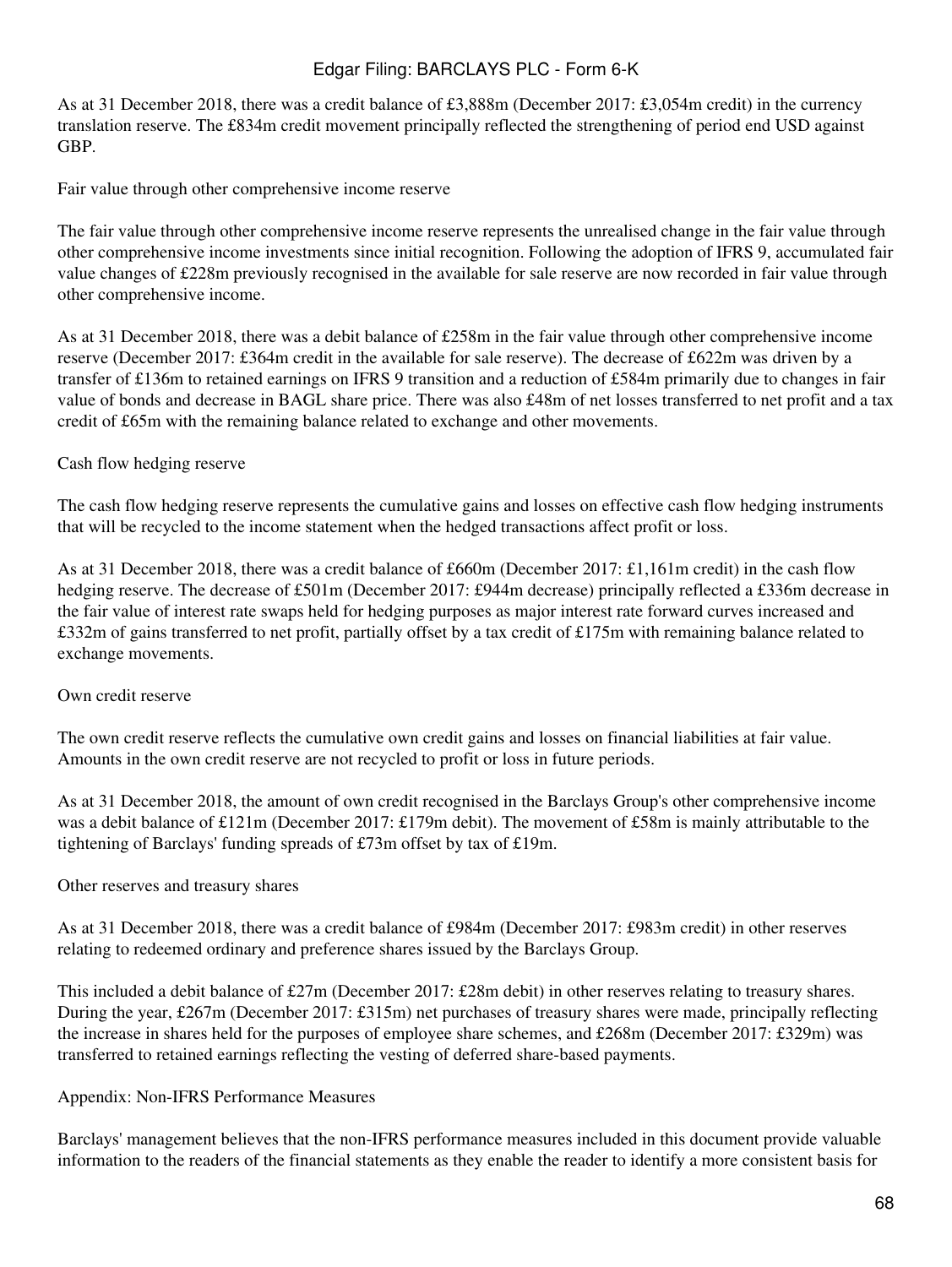As at 31 December 2018, there was a credit balance of £3,888m (December 2017: £3,054m credit) in the currency translation reserve. The £834m credit movement principally reflected the strengthening of period end USD against GBP.

### Fair value through other comprehensive income reserve

The fair value through other comprehensive income reserve represents the unrealised change in the fair value through other comprehensive income investments since initial recognition. Following the adoption of IFRS 9, accumulated fair value changes of £228m previously recognised in the available for sale reserve are now recorded in fair value through other comprehensive income.

As at 31 December 2018, there was a debit balance of £258m in the fair value through other comprehensive income reserve (December 2017: £364m credit in the available for sale reserve). The decrease of £622m was driven by a transfer of £136m to retained earnings on IFRS 9 transition and a reduction of £584m primarily due to changes in fair value of bonds and decrease in BAGL share price. There was also £48m of net losses transferred to net profit and a tax credit of £65m with the remaining balance related to exchange and other movements.

### Cash flow hedging reserve

The cash flow hedging reserve represents the cumulative gains and losses on effective cash flow hedging instruments that will be recycled to the income statement when the hedged transactions affect profit or loss.

As at 31 December 2018, there was a credit balance of £660m (December 2017: £1,161m credit) in the cash flow hedging reserve. The decrease of £501m (December 2017: £944m decrease) principally reflected a £336m decrease in the fair value of interest rate swaps held for hedging purposes as major interest rate forward curves increased and £332m of gains transferred to net profit, partially offset by a tax credit of £175m with remaining balance related to exchange movements.

### Own credit reserve

The own credit reserve reflects the cumulative own credit gains and losses on financial liabilities at fair value. Amounts in the own credit reserve are not recycled to profit or loss in future periods.

As at 31 December 2018, the amount of own credit recognised in the Barclays Group's other comprehensive income was a debit balance of £121m (December 2017: £179m debit). The movement of £58m is mainly attributable to the tightening of Barclays' funding spreads of £73m offset by tax of £19m.

### Other reserves and treasury shares

As at 31 December 2018, there was a credit balance of £984m (December 2017: £983m credit) in other reserves relating to redeemed ordinary and preference shares issued by the Barclays Group.

This included a debit balance of £27m (December 2017: £28m debit) in other reserves relating to treasury shares. During the year, £267m (December 2017: £315m) net purchases of treasury shares were made, principally reflecting the increase in shares held for the purposes of employee share schemes, and £268m (December 2017: £329m) was transferred to retained earnings reflecting the vesting of deferred share-based payments.

## Appendix: Non-IFRS Performance Measures

Barclays' management believes that the non-IFRS performance measures included in this document provide valuable information to the readers of the financial statements as they enable the reader to identify a more consistent basis for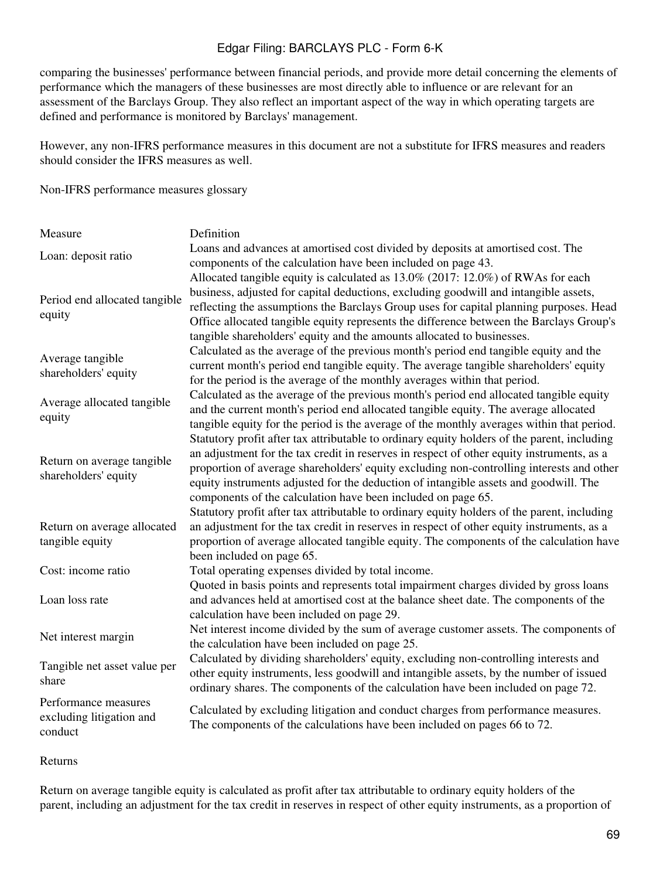comparing the businesses' performance between financial periods, and provide more detail concerning the elements of performance which the managers of these businesses are most directly able to influence or are relevant for an assessment of the Barclays Group. They also reflect an important aspect of the way in which operating targets are defined and performance is monitored by Barclays' management.

However, any non-IFRS performance measures in this document are not a substitute for IFRS measures and readers should consider the IFRS measures as well.

Non-IFRS performance measures glossary

| Measure | Definition |
|---|---|
| Loan: deposit ratio | Loans and advances at amortised cost divided by deposits at amortised cost. The components of the calculation have been included on page 43. |
| Period end allocated tangible equity | Allocated tangible equity is calculated as 13.0% (2017: 12.0%) of RWAs for each business, adjusted for capital deductions, excluding goodwill and intangible assets, reflecting the assumptions the Barclays Group uses for capital planning purposes. Head Office allocated tangible equity represents the difference between the Barclays Group's tangible shareholders' equity and the amounts allocated to businesses. |
| Average tangible shareholders' equity | Calculated as the average of the previous month's period end tangible equity and the current month's period end tangible equity. The average tangible shareholders' equity for the period is the average of the monthly averages within that period. |
| Average allocated tangible equity | Calculated as the average of the previous month's period end allocated tangible equity and the current month's period end allocated tangible equity. The average allocated tangible equity for the period is the average of the monthly averages within that period. |
| Return on average tangible shareholders' equity | Statutory profit after tax attributable to ordinary equity holders of the parent, including an adjustment for the tax credit in reserves in respect of other equity instruments, as a proportion of average shareholders' equity excluding non-controlling interests and other equity instruments adjusted for the deduction of intangible assets and goodwill. The components of the calculation have been included on page 65. |
| Return on average allocated tangible equity | Statutory profit after tax attributable to ordinary equity holders of the parent, including an adjustment for the tax credit in reserves in respect of other equity instruments, as a proportion of average allocated tangible equity. The components of the calculation have been included on page 65. |
| Cost: income ratio | Total operating expenses divided by total income. |
| Loan loss rate | Quoted in basis points and represents total impairment charges divided by gross loans and advances held at amortised cost at the balance sheet date. The components of the calculation have been included on page 29. |
| Net interest margin | Net interest income divided by the sum of average customer assets. The components of the calculation have been included on page 25. |
| Tangible net asset value per share | Calculated by dividing shareholders' equity, excluding non-controlling interests and other equity instruments, less goodwill and intangible assets, by the number of issued ordinary shares. The components of the calculation have been included on page 72. |
| Performance measures excluding litigation and conduct | Calculated by excluding litigation and conduct charges from performance measures. The components of the calculations have been included on pages 66 to 72. |

Returns

Return on average tangible equity is calculated as profit after tax attributable to ordinary equity holders of the parent, including an adjustment for the tax credit in reserves in respect of other equity instruments, as a proportion of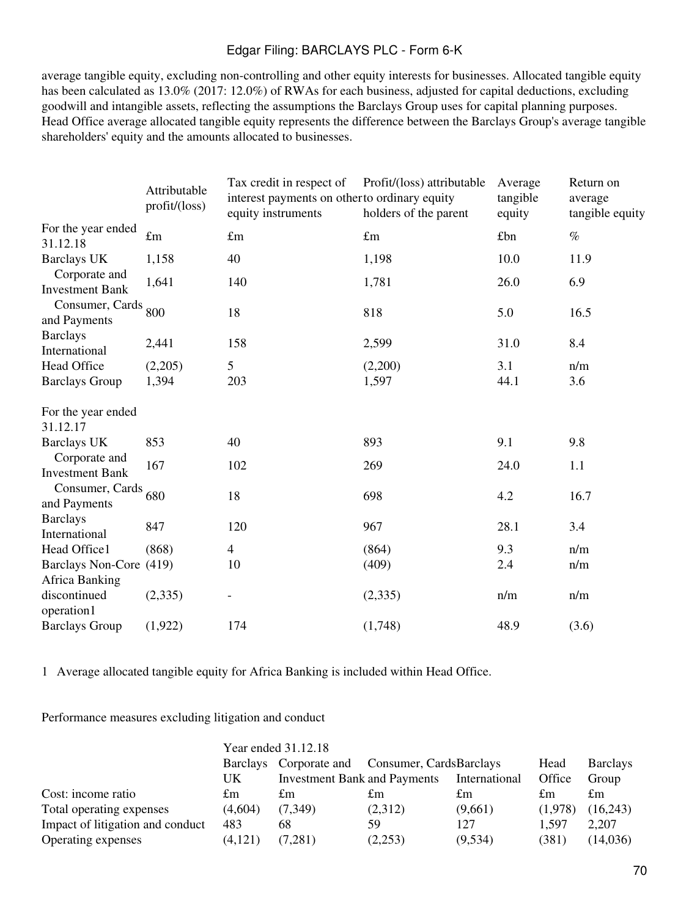average tangible equity, excluding non-controlling and other equity interests for businesses. Allocated tangible equity has been calculated as 13.0% (2017: 12.0%) of RWAs for each business, adjusted for capital deductions, excluding goodwill and intangible assets, reflecting the assumptions the Barclays Group uses for capital planning purposes. Head Office average allocated tangible equity represents the difference between the Barclays Group's average tangible shareholders' equity and the amounts allocated to businesses.

| | Attributable profit/(loss) | Tax credit in respect of interest payments on other equity instruments | Profit/(loss) attributable to ordinary equity holders of the parent | Average tangible equity | Return on average tangible equity |
|---|---|---|---|---|---|
| For the year ended 31.12.18 | £m | £m | £m | £bn | % |
| Barclays UK | 1,158 | 40 | 1,198 | 10.0 | 11.9 |
| Corporate and Investment Bank | 1,641 | 140 | 1,781 | 26.0 | 6.9 |
| Consumer, Cards and Payments | 800 | 18 | 818 | 5.0 | 16.5 |
| Barclays International | 2,441 | 158 | 2,599 | 31.0 | 8.4 |
| Head Office | (2,205) | 5 | (2,200) | 3.1 | n/m |
| Barclays Group | 1,394 | 203 | 1,597 | 44.1 | 3.6 |
| | | | | | |
| For the year ended 31.12.17 | | | | | |
| Barclays UK | 853 | 40 | 893 | 9.1 | 9.8 |
| Corporate and Investment Bank | 167 | 102 | 269 | 24.0 | 1.1 |
| Consumer, Cards and Payments | 680 | 18 | 698 | 4.2 | 16.7 |
| Barclays International | 847 | 120 | 967 | 28.1 | 3.4 |
| Head Office[1] | (868) | 4 | (864) | 9.3 | n/m |
| Barclays Non-Core | (419) | 10 | (409) | 2.4 | n/m |
| Africa Banking discontinued operation[1] | (2,335) | - | (2,335) | n/m | n/m |
| Barclays Group | (1,922) | 174 | (1,748) | 48.9 | (3.6) |

1 Average allocated tangible equity for Africa Banking is included within Head Office.

Performance measures excluding litigation and conduct

| | Year ended 31.12.18 | | | | | |
|---|---|---|---|---|---|---|
| | Barclays UK | Corporate and Investment Bank | Consumer, Cards and Payments | Barclays International | Head Office | Barclays Group |
| Cost: income ratio | £m | £m | £m | £m | £m | £m |
| Total operating expenses | (4,604) | (7,349) | (2,312) | (9,661) | (1,978) | (16,243) |
| Impact of litigation and conduct | 483 | 68 | 59 | 127 | 1,597 | 2,207 |
| Operating expenses | (4,121) | (7,281) | (2,253) | (9,534) | (381) | (14,036) |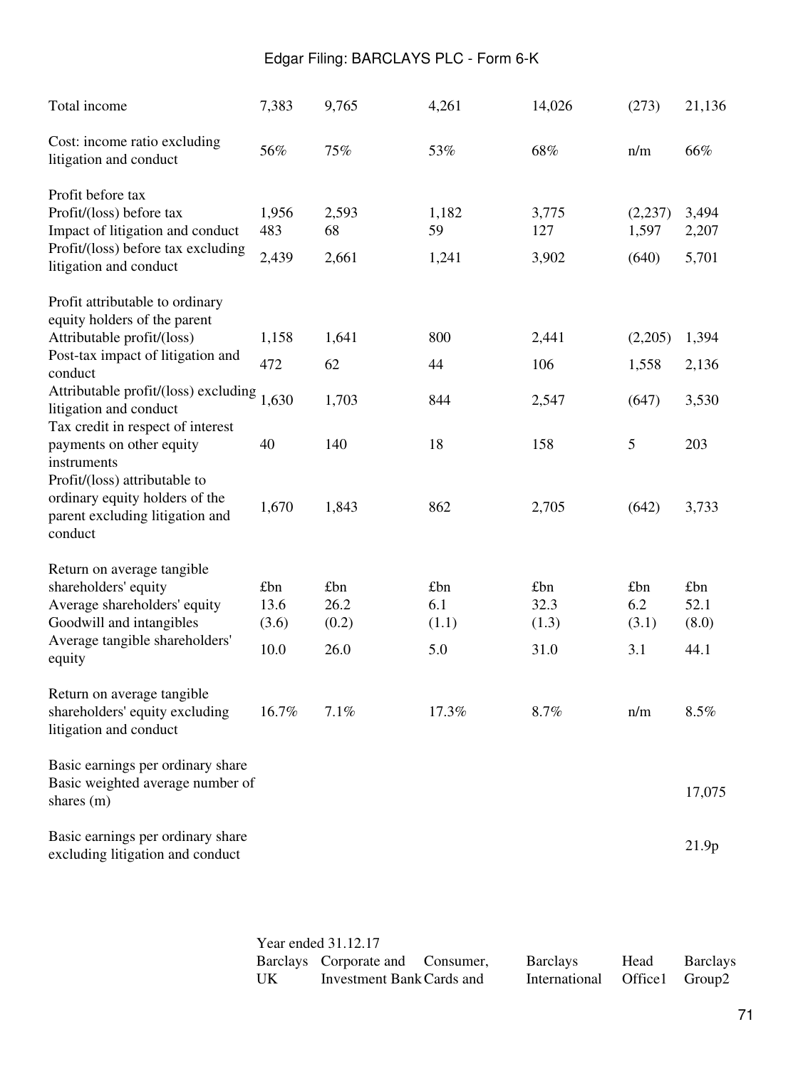| | | | | | | |
|---|---|---|---|---|---|---|
| Total income | 7,383 | 9,765 | 4,261 | 14,026 | (273) | 21,136 |
| Cost: income ratio excluding litigation and conduct | 56% | 75% | 53% | 68% | n/m | 66% |
| Profit before tax | | | | | | |
| Profit/(loss) before tax | 1,956 | 2,593 | 1,182 | 3,775 | (2,237) | 3,494 |
| Impact of litigation and conduct | 483 | 68 | 59 | 127 | 1,597 | 2,207 |
| Profit/(loss) before tax excluding litigation and conduct | 2,439 | 2,661 | 1,241 | 3,902 | (640) | 5,701 |
| Profit attributable to ordinary equity holders of the parent | | | | | | |
| Attributable profit/(loss) | 1,158 | 1,641 | 800 | 2,441 | (2,205) | 1,394 |
| Post-tax impact of litigation and conduct | 472 | 62 | 44 | 106 | 1,558 | 2,136 |
| Attributable profit/(loss) excluding litigation and conduct | 1,630 | 1,703 | 844 | 2,547 | (647) | 3,530 |
| Tax credit in respect of interest payments on other equity instruments | 40 | 140 | 18 | 158 | 5 | 203 |
| Profit/(loss) attributable to ordinary equity holders of the parent excluding litigation and conduct | 1,670 | 1,843 | 862 | 2,705 | (642) | 3,733 |
| Return on average tangible shareholders' equity | £bn | £bn | £bn | £bn | £bn | £bn |
| Average shareholders' equity | 13.6 | 26.2 | 6.1 | 32.3 | 6.2 | 52.1 |
| Goodwill and intangibles | (3.6) | (0.2) | (1.1) | (1.3) | (3.1) | (8.0) |
| Average tangible shareholders' equity | 10.0 | 26.0 | 5.0 | 31.0 | 3.1 | 44.1 |
| Return on average tangible shareholders' equity excluding litigation and conduct | 16.7% | 7.1% | 17.3% | 8.7% | n/m | 8.5% |
| Basic earnings per ordinary share | | | | | | |
| Basic weighted average number of shares (m) | | | | | | 17,075 |
| Basic earnings per ordinary share excluding litigation and conduct | | | | | | 21.9p |

| | Year ended 31.12.17 | | | | | |
|---|---|---|---|---|---|---|
| | Barclays UK | Corporate and Investment Bank | Consumer, Cards and | Barclays International | Head Office1 | Barclays Group2 |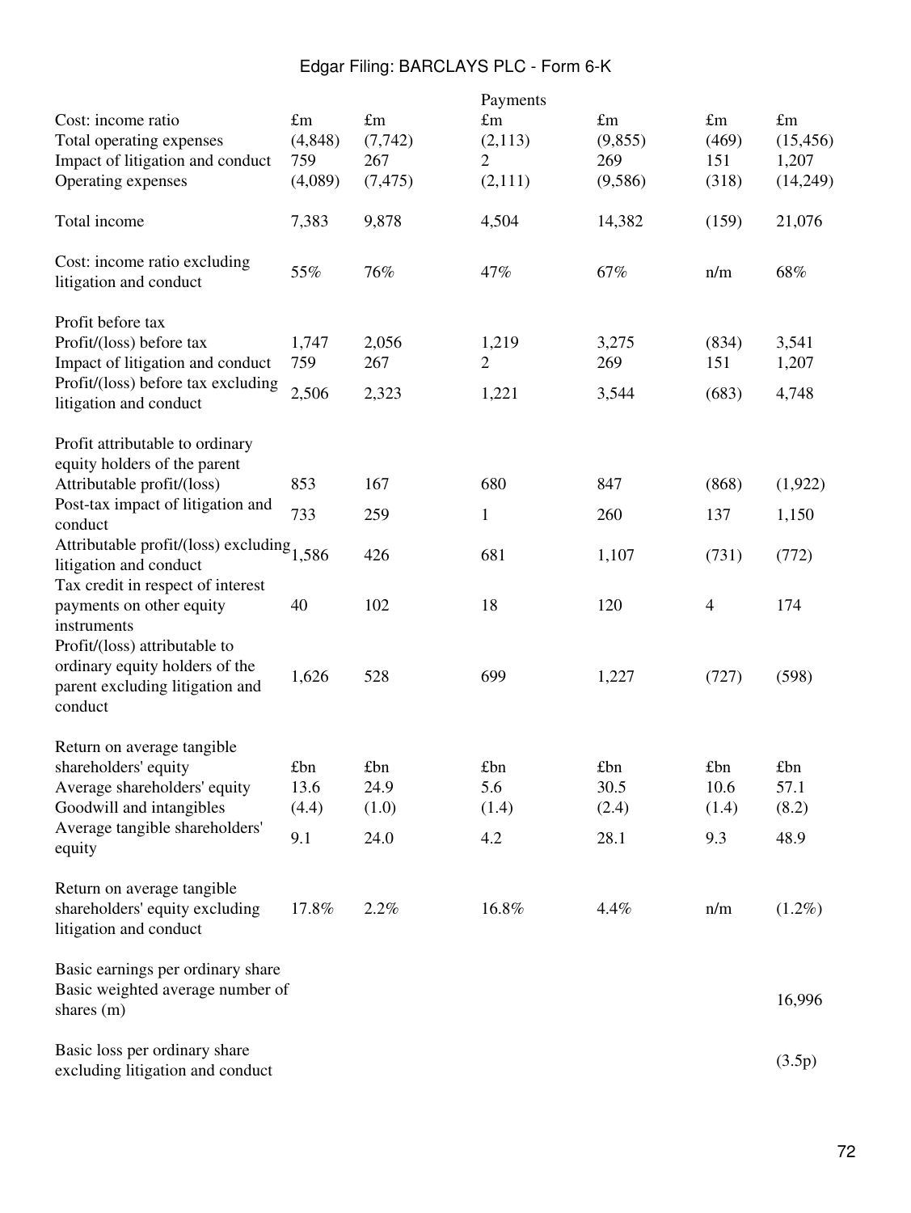| | | | Payments | | | |
|---|---|---|---|---|---|---|
| Cost: income ratio | £m | £m | £m | £m | £m | £m |
| Total operating expenses | (4,848) | (7,742) | (2,113) | (9,855) | (469) | (15,456) |
| Impact of litigation and conduct | 759 | 267 | 2 | 269 | 151 | 1,207 |
| Operating expenses | (4,089) | (7,475) | (2,111) | (9,586) | (318) | (14,249) |
| | | | | | | |
| Total income | 7,383 | 9,878 | 4,504 | 14,382 | (159) | 21,076 |
| | | | | | | |
| Cost: income ratio excluding litigation and conduct | 55% | 76% | 47% | 67% | n/m | 68% |
| | | | | | | |
| Profit before tax | | | | | | |
| Profit/(loss) before tax | 1,747 | 2,056 | 1,219 | 3,275 | (834) | 3,541 |
| Impact of litigation and conduct | 759 | 267 | 2 | 269 | 151 | 1,207 |
| Profit/(loss) before tax excluding litigation and conduct | 2,506 | 2,323 | 1,221 | 3,544 | (683) | 4,748 |
| | | | | | | |
| Profit attributable to ordinary equity holders of the parent | | | | | | |
| Attributable profit/(loss) | 853 | 167 | 680 | 847 | (868) | (1,922) |
| Post-tax impact of litigation and conduct | 733 | 259 | 1 | 260 | 137 | 1,150 |
| Attributable profit/(loss) excluding litigation and conduct | 1,586 | 426 | 681 | 1,107 | (731) | (772) |
| Tax credit in respect of interest payments on other equity instruments | 40 | 102 | 18 | 120 | 4 | 174 |
| Profit/(loss) attributable to ordinary equity holders of the parent excluding litigation and conduct | 1,626 | 528 | 699 | 1,227 | (727) | (598) |
| | | | | | | |
| Return on average tangible shareholders' equity | £bn | £bn | £bn | £bn | £bn | £bn |
| Average shareholders' equity | 13.6 | 24.9 | 5.6 | 30.5 | 10.6 | 57.1 |
| Goodwill and intangibles | (4.4) | (1.0) | (1.4) | (2.4) | (1.4) | (8.2) |
| Average tangible shareholders' equity | 9.1 | 24.0 | 4.2 | 28.1 | 9.3 | 48.9 |
| | | | | | | |
| Return on average tangible shareholders' equity excluding litigation and conduct | 17.8% | 2.2% | 16.8% | 4.4% | n/m | (1.2%) |
| | | | | | | |
| Basic earnings per ordinary share | | | | | | |
| Basic weighted average number of shares (m) | | | | | | 16,996 |
| | | | | | | |
| Basic loss per ordinary share excluding litigation and conduct | | | | | | (3.5p) |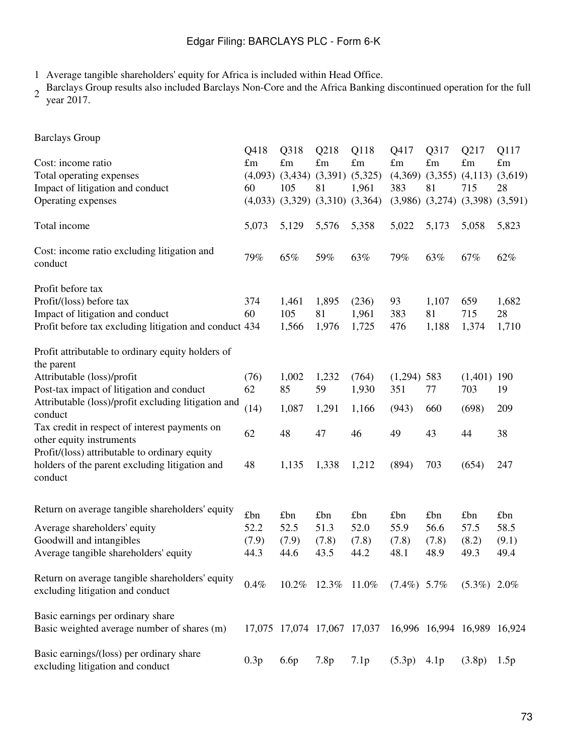1 Average tangible shareholders' equity for Africa is included within Head Office.

2 Barclays Group results also included Barclays Non-Core and the Africa Banking discontinued operation for the full year 2017.

Barclays Group

| | Q418 | Q318 | Q218 | Q118 | Q417 | Q317 | Q217 | Q117 |
|---|---|---|---|---|---|---|---|---|
| Cost: income ratio | £m | £m | £m | £m | £m | £m | £m | £m |
| Total operating expenses | (4,093) | (3,434) | (3,391) | (5,325) | (4,369) | (3,355) | (4,113) | (3,619) |
| Impact of litigation and conduct | 60 | 105 | 81 | 1,961 | 383 | 81 | 715 | 28 |
| Operating expenses | (4,033) | (3,329) | (3,310) | (3,364) | (3,986) | (3,274) | (3,398) | (3,591) |
| | | | | | | | | |
| Total income | 5,073 | 5,129 | 5,576 | 5,358 | 5,022 | 5,173 | 5,058 | 5,823 |
| | | | | | | | | |
| Cost: income ratio excluding litigation and conduct | 79% | 65% | 59% | 63% | 79% | 63% | 67% | 62% |
| | | | | | | | | |
| Profit before tax | | | | | | | | |
| Profit/(loss) before tax | 374 | 1,461 | 1,895 | (236) | 93 | 1,107 | 659 | 1,682 |
| Impact of litigation and conduct | 60 | 105 | 81 | 1,961 | 383 | 81 | 715 | 28 |
| Profit before tax excluding litigation and conduct | 434 | 1,566 | 1,976 | 1,725 | 476 | 1,188 | 1,374 | 1,710 |
| | | | | | | | | |
| Profit attributable to ordinary equity holders of the parent | | | | | | | | |
| Attributable (loss)/profit | (76) | 1,002 | 1,232 | (764) | (1,294) | 583 | (1,401) | 190 |
| Post-tax impact of litigation and conduct | 62 | 85 | 59 | 1,930 | 351 | 77 | 703 | 19 |
| Attributable (loss)/profit excluding litigation and conduct | (14) | 1,087 | 1,291 | 1,166 | (943) | 660 | (698) | 209 |
| Tax credit in respect of interest payments on other equity instruments | 62 | 48 | 47 | 46 | 49 | 43 | 44 | 38 |
| Profit/(loss) attributable to ordinary equity holders of the parent excluding litigation and conduct | 48 | 1,135 | 1,338 | 1,212 | (894) | 703 | (654) | 247 |
| | | | | | | | | |
| Return on average tangible shareholders' equity | £bn | £bn | £bn | £bn | £bn | £bn | £bn | £bn |
| Average shareholders' equity | 52.2 | 52.5 | 51.3 | 52.0 | 55.9 | 56.6 | 57.5 | 58.5 |
| Goodwill and intangibles | (7.9) | (7.9) | (7.8) | (7.8) | (7.8) | (7.8) | (8.2) | (9.1) |
| Average tangible shareholders' equity | 44.3 | 44.6 | 43.5 | 44.2 | 48.1 | 48.9 | 49.3 | 49.4 |
| | | | | | | | | |
| Return on average tangible shareholders' equity excluding litigation and conduct | 0.4% | 10.2% | 12.3% | 11.0% | (7.4%) | 5.7% | (5.3%) | 2.0% |
| | | | | | | | | |
| Basic earnings per ordinary share | | | | | | | | |
| Basic weighted average number of shares (m) | 17,075 | 17,074 | 17,067 | 17,037 | 16,996 | 16,994 | 16,989 | 16,924 |
| | | | | | | | | |
| Basic earnings/(loss) per ordinary share excluding litigation and conduct | 0.3p | 6.6p | 7.8p | 7.1p | (5.3p) | 4.1p | (3.8p) | 1.5p |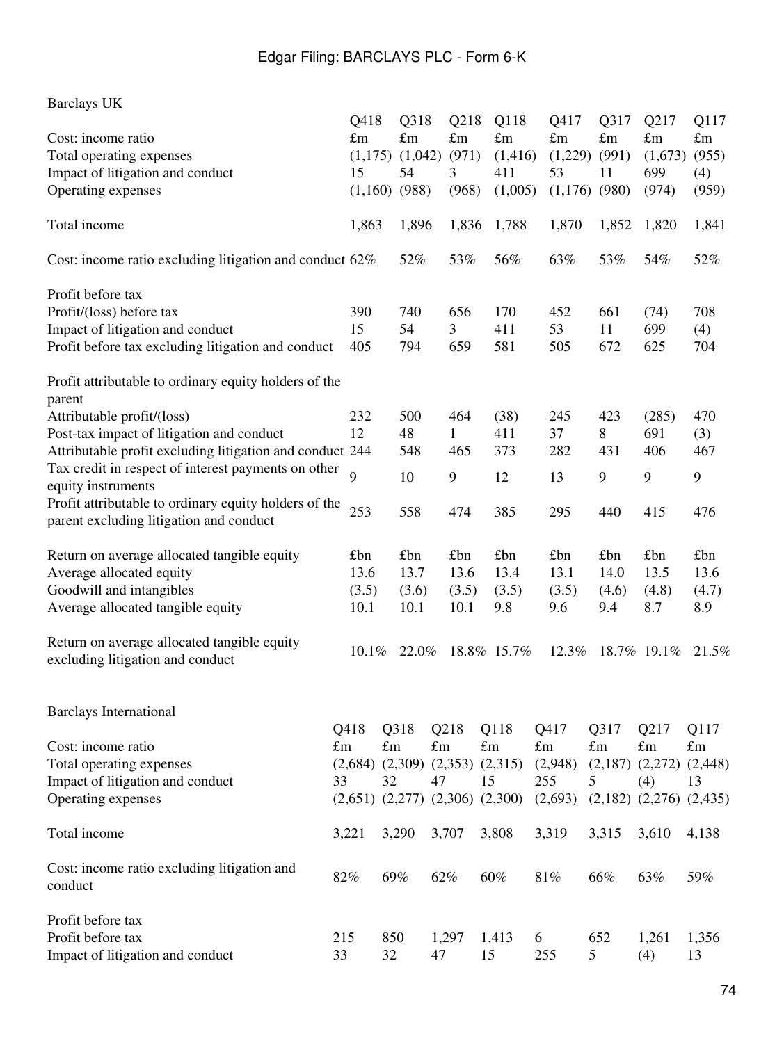## Barclays UK

| Cost: income ratio | Q418 £m | Q318 £m | Q218 £m | Q118 £m | Q417 £m | Q317 £m | Q217 £m | Q117 £m |
|---|---|---|---|---|---|---|---|---|
| Total operating expenses | (1,175) | (1,042) | (971) | (1,416) | (1,229) | (991) | (1,673) | (955) |
| Impact of litigation and conduct | 15 | 54 | 3 | 411 | 53 | 11 | 699 | (4) |
| Operating expenses | (1,160) | (988) | (968) | (1,005) | (1,176) | (980) | (974) | (959) |
| | | | | | | | | |
| Total income | 1,863 | 1,896 | 1,836 | 1,788 | 1,870 | 1,852 | 1,820 | 1,841 |
| | | | | | | | | |
| Cost: income ratio excluding litigation and conduct | 62% | 52% | 53% | 56% | 63% | 53% | 54% | 52% |
| | | | | | | | | |
| **Profit before tax** | | | | | | | | |
| Profit/(loss) before tax | 390 | 740 | 656 | 170 | 452 | 661 | (74) | 708 |
| Impact of litigation and conduct | 15 | 54 | 3 | 411 | 53 | 11 | 699 | (4) |
| Profit before tax excluding litigation and conduct | 405 | 794 | 659 | 581 | 505 | 672 | 625 | 704 |
| | | | | | | | | |
| **Profit attributable to ordinary equity holders of the parent** | | | | | | | | |
| Attributable profit/(loss) | 232 | 500 | 464 | (38) | 245 | 423 | (285) | 470 |
| Post-tax impact of litigation and conduct | 12 | 48 | 1 | 411 | 37 | 8 | 691 | (3) |
| Attributable profit excluding litigation and conduct | 244 | 548 | 465 | 373 | 282 | 431 | 406 | 467 |
| Tax credit in respect of interest payments on other equity instruments | 9 | 10 | 9 | 12 | 13 | 9 | 9 | 9 |
| Profit attributable to ordinary equity holders of the parent excluding litigation and conduct | 253 | 558 | 474 | 385 | 295 | 440 | 415 | 476 |
| | | | | | | | | |
| **Return on average allocated tangible equity** | £bn | £bn | £bn | £bn | £bn | £bn | £bn | £bn |
| Average allocated equity | 13.6 | 13.7 | 13.6 | 13.4 | 13.1 | 14.0 | 13.5 | 13.6 |
| Goodwill and intangibles | (3.5) | (3.6) | (3.5) | (3.5) | (3.5) | (4.6) | (4.8) | (4.7) |
| Average allocated tangible equity | 10.1 | 10.1 | 10.1 | 9.8 | 9.6 | 9.4 | 8.7 | 8.9 |
| | | | | | | | | |
| Return on average allocated tangible equity excluding litigation and conduct | 10.1% | 22.0% | 18.8% | 15.7% | 12.3% | 18.7% | 19.1% | 21.5% |

## Barclays International

| Cost: income ratio | Q418 £m | Q318 £m | Q218 £m | Q118 £m | Q417 £m | Q317 £m | Q217 £m | Q117 £m |
|---|---|---|---|---|---|---|---|---|
| Total operating expenses | (2,684) | (2,309) | (2,353) | (2,315) | (2,948) | (2,187) | (2,272) | (2,448) |
| Impact of litigation and conduct | 33 | 32 | 47 | 15 | 255 | 5 | (4) | 13 |
| Operating expenses | (2,651) | (2,277) | (2,306) | (2,300) | (2,693) | (2,182) | (2,276) | (2,435) |
| | | | | | | | | |
| Total income | 3,221 | 3,290 | 3,707 | 3,808 | 3,319 | 3,315 | 3,610 | 4,138 |
| | | | | | | | | |
| Cost: income ratio excluding litigation and conduct | 82% | 69% | 62% | 60% | 81% | 66% | 63% | 59% |
| | | | | | | | | |
| **Profit before tax** | | | | | | | | |
| Profit before tax | 215 | 850 | 1,297 | 1,413 | 6 | 652 | 1,261 | 1,356 |
| Impact of litigation and conduct | 33 | 32 | 47 | 15 | 255 | 5 | (4) | 13 |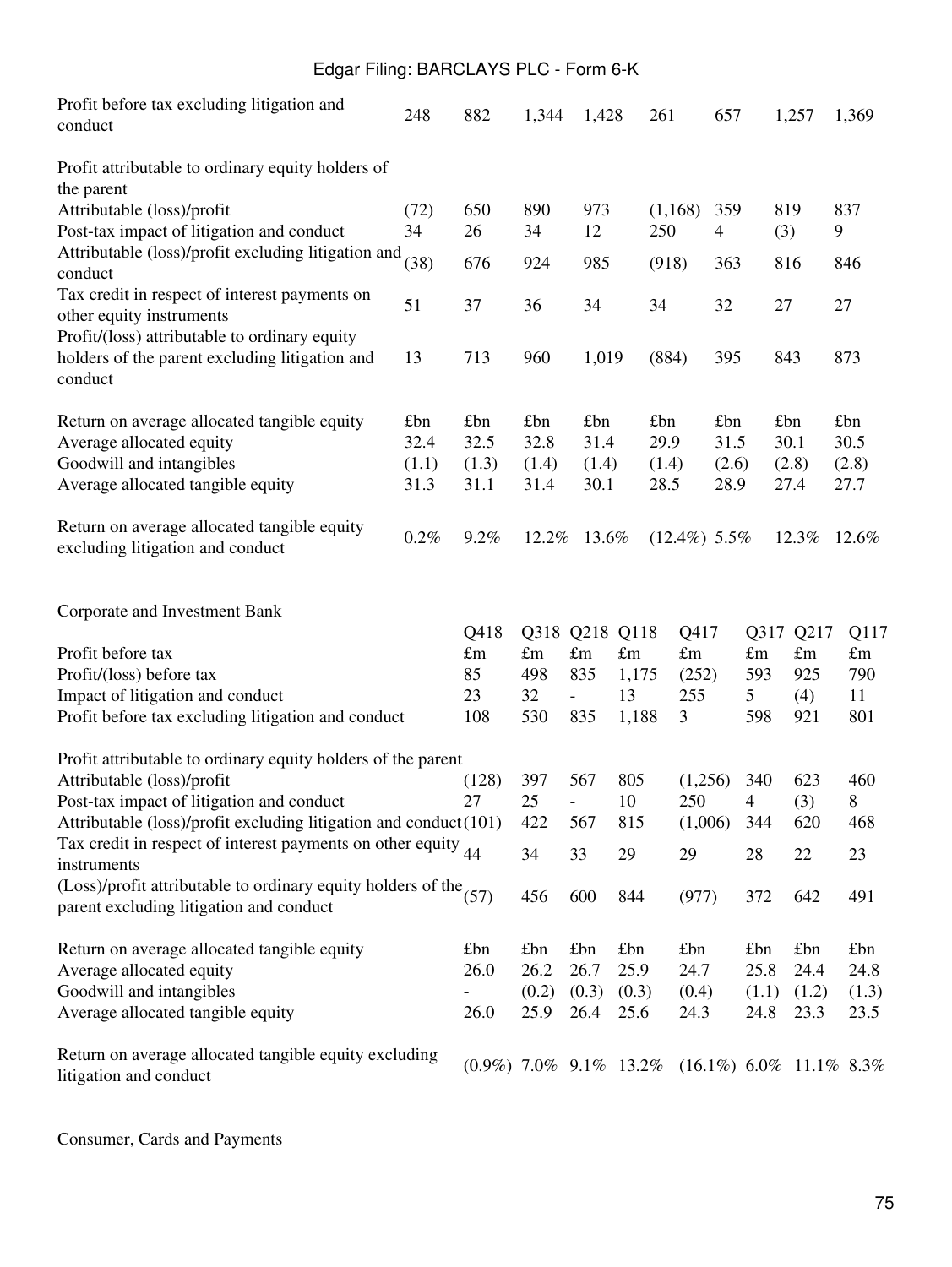| | | | | | | | | |
|---|---|---|---|---|---|---|---|---|
| Profit before tax excluding litigation and conduct | 248 | 882 | 1,344 | 1,428 | 261 | 657 | 1,257 | 1,369 |
| | | | | | | | | |
| Profit attributable to ordinary equity holders of the parent | | | | | | | | |
| Attributable (loss)/profit | (72) | 650 | 890 | 973 | (1,168) | 359 | 819 | 837 |
| Post-tax impact of litigation and conduct | 34 | 26 | 34 | 12 | 250 | 4 | (3) | 9 |
| Attributable (loss)/profit excluding litigation and conduct | (38) | 676 | 924 | 985 | (918) | 363 | 816 | 846 |
| Tax credit in respect of interest payments on other equity instruments | 51 | 37 | 36 | 34 | 34 | 32 | 27 | 27 |
| Profit/(loss) attributable to ordinary equity holders of the parent excluding litigation and conduct | 13 | 713 | 960 | 1,019 | (884) | 395 | 843 | 873 |
| | | | | | | | | |
| Return on average allocated tangible equity | £bn | £bn | £bn | £bn | £bn | £bn | £bn | £bn |
| Average allocated equity | 32.4 | 32.5 | 32.8 | 31.4 | 29.9 | 31.5 | 30.1 | 30.5 |
| Goodwill and intangibles | (1.1) | (1.3) | (1.4) | (1.4) | (1.4) | (2.6) | (2.8) | (2.8) |
| Average allocated tangible equity | 31.3 | 31.1 | 31.4 | 30.1 | 28.5 | 28.9 | 27.4 | 27.7 |
| | | | | | | | | |
| Return on average allocated tangible equity excluding litigation and conduct | 0.2% | 9.2% | 12.2% | 13.6% | (12.4%) | 5.5% | 12.3% | 12.6% |

Corporate and Investment Bank

| | Q418 | Q318 | Q218 | Q118 | Q417 | Q317 | Q217 | Q117 |
|---|---|---|---|---|---|---|---|---|
| Profit before tax | £m | £m | £m | £m | £m | £m | £m | £m |
| Profit/(loss) before tax | 85 | 498 | 835 | 1,175 | (252) | 593 | 925 | 790 |
| Impact of litigation and conduct | 23 | 32 | - | 13 | 255 | 5 | (4) | 11 |
| Profit before tax excluding litigation and conduct | 108 | 530 | 835 | 1,188 | 3 | 598 | 921 | 801 |
| | | | | | | | | |
| Profit attributable to ordinary equity holders of the parent | | | | | | | | |
| Attributable (loss)/profit | (128) | 397 | 567 | 805 | (1,256) | 340 | 623 | 460 |
| Post-tax impact of litigation and conduct | 27 | 25 | - | 10 | 250 | 4 | (3) | 8 |
| Attributable (loss)/profit excluding litigation and conduct | (101) | 422 | 567 | 815 | (1,006) | 344 | 620 | 468 |
| Tax credit in respect of interest payments on other equity instruments | 44 | 34 | 33 | 29 | 29 | 28 | 22 | 23 |
| (Loss)/profit attributable to ordinary equity holders of the parent excluding litigation and conduct | (57) | 456 | 600 | 844 | (977) | 372 | 642 | 491 |
| | | | | | | | | |
| Return on average allocated tangible equity | £bn | £bn | £bn | £bn | £bn | £bn | £bn | £bn |
| Average allocated equity | 26.0 | 26.2 | 26.7 | 25.9 | 24.7 | 25.8 | 24.4 | 24.8 |
| Goodwill and intangibles | - | (0.2) | (0.3) | (0.3) | (0.4) | (1.1) | (1.2) | (1.3) |
| Average allocated tangible equity | 26.0 | 25.9 | 26.4 | 25.6 | 24.3 | 24.8 | 23.3 | 23.5 |
| | | | | | | | | |
| Return on average allocated tangible equity excluding litigation and conduct | (0.9%) | 7.0% | 9.1% | 13.2% | (16.1%) | 6.0% | 11.1% | 8.3% |

Consumer, Cards and Payments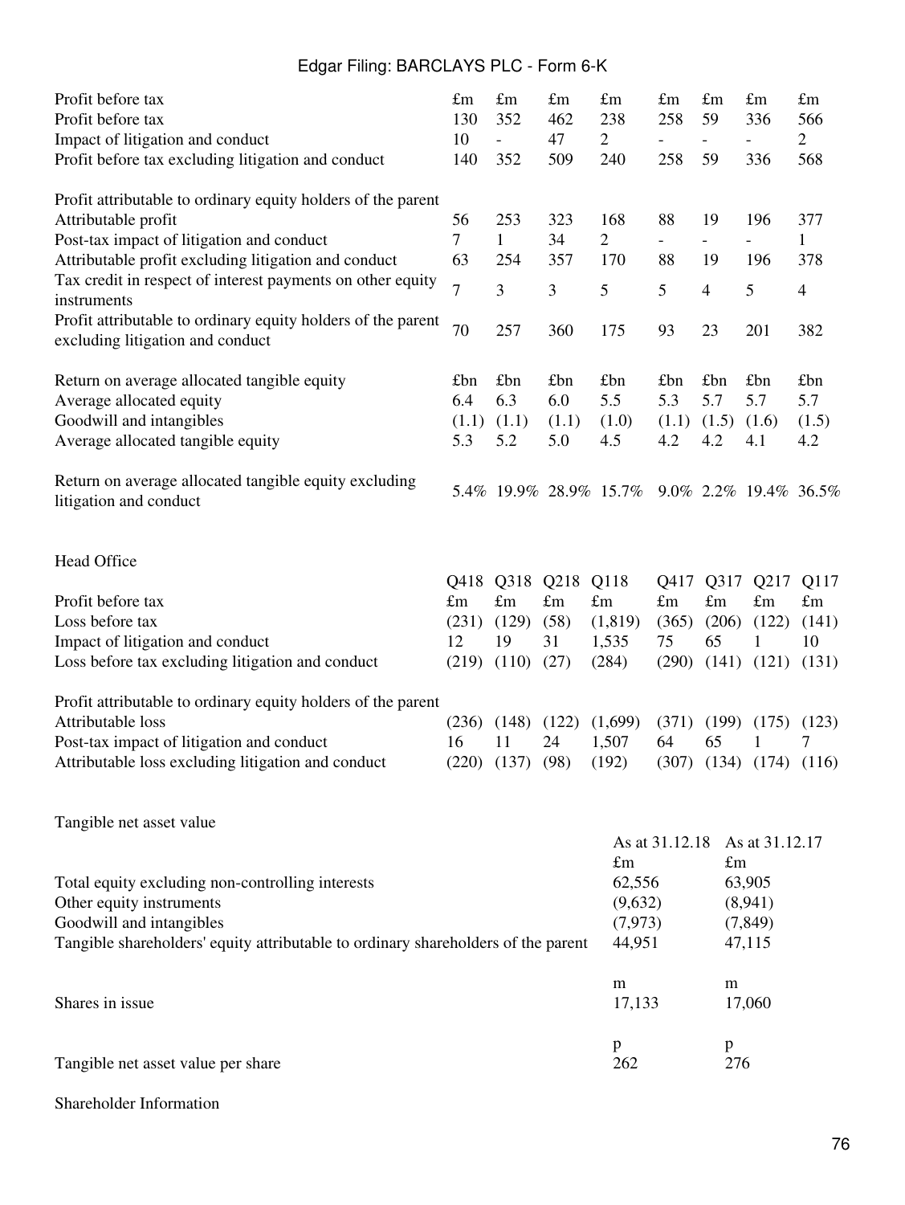| Profit before tax | £m | £m | £m | £m | £m | £m | £m | £m |
|---|---|---|---|---|---|---|---|---|
| Profit before tax | 130 | 352 | 462 | 238 | 258 | 59 | 336 | 566 |
| Impact of litigation and conduct | 10 | - | 47 | 2 | - | - | - | 2 |
| Profit before tax excluding litigation and conduct | 140 | 352 | 509 | 240 | 258 | 59 | 336 | 568 |
| | | | | | | | | |
| Profit attributable to ordinary equity holders of the parent | | | | | | | | |
| Attributable profit | 56 | 253 | 323 | 168 | 88 | 19 | 196 | 377 |
| Post-tax impact of litigation and conduct | 7 | 1 | 34 | 2 | - | - | - | 1 |
| Attributable profit excluding litigation and conduct | 63 | 254 | 357 | 170 | 88 | 19 | 196 | 378 |
| Tax credit in respect of interest payments on other equity instruments | 7 | 3 | 3 | 5 | 5 | 4 | 5 | 4 |
| Profit attributable to ordinary equity holders of the parent excluding litigation and conduct | 70 | 257 | 360 | 175 | 93 | 23 | 201 | 382 |
| | | | | | | | | |
| Return on average allocated tangible equity | £bn | £bn | £bn | £bn | £bn | £bn | £bn | £bn |
| Average allocated equity | 6.4 | 6.3 | 6.0 | 5.5 | 5.3 | 5.7 | 5.7 | 5.7 |
| Goodwill and intangibles | (1.1) | (1.1) | (1.1) | (1.0) | (1.1) | (1.5) | (1.6) | (1.5) |
| Average allocated tangible equity | 5.3 | 5.2 | 5.0 | 4.5 | 4.2 | 4.2 | 4.1 | 4.2 |
| | | | | | | | | |
| Return on average allocated tangible equity excluding litigation and conduct | 5.4% | 19.9% | 28.9% | 15.7% | 9.0% | 2.2% | 19.4% | 36.5% |

Head Office

| | Q418 | Q318 | Q218 | Q118 | Q417 | Q317 | Q217 | Q117 |
|---|---|---|---|---|---|---|---|---|
| Profit before tax | £m | £m | £m | £m | £m | £m | £m | £m |
| Loss before tax | (231) | (129) | (58) | (1,819) | (365) | (206) | (122) | (141) |
| Impact of litigation and conduct | 12 | 19 | 31 | 1,535 | 75 | 65 | 1 | 10 |
| Loss before tax excluding litigation and conduct | (219) | (110) | (27) | (284) | (290) | (141) | (121) | (131) |
| | | | | | | | | |
| Profit attributable to ordinary equity holders of the parent | | | | | | | | |
| Attributable loss | (236) | (148) | (122) | (1,699) | (371) | (199) | (175) | (123) |
| Post-tax impact of litigation and conduct | 16 | 11 | 24 | 1,507 | 64 | 65 | 1 | 7 |
| Attributable loss excluding litigation and conduct | (220) | (137) | (98) | (192) | (307) | (134) | (174) | (116) |

Tangible net asset value

| | As at 31.12.18 | As at 31.12.17 |
|---|---|---|
| | £m | £m |
| Total equity excluding non-controlling interests | 62,556 | 63,905 |
| Other equity instruments | (9,632) | (8,941) |
| Goodwill and intangibles | (7,973) | (7,849) |
| Tangible shareholders' equity attributable to ordinary shareholders of the parent | 44,951 | 47,115 |
| | | |
| | m | m |
| Shares in issue | 17,133 | 17,060 |
| | | |
| | p | p |
| Tangible net asset value per share | 262 | 276 |

Shareholder Information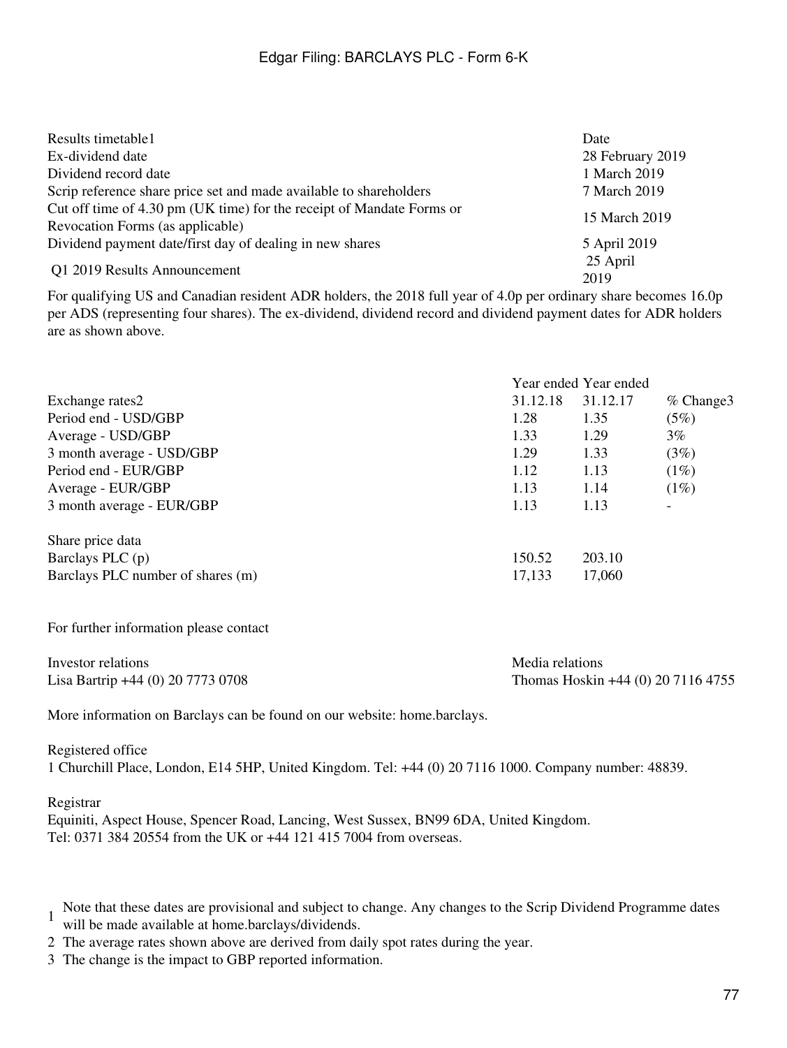| Results timetable[1] | Date |
|---|---|
| Ex-dividend date | 28 February 2019 |
| Dividend record date | 1 March 2019 |
| Scrip reference share price set and made available to shareholders | 7 March 2019 |
| Cut off time of 4.30 pm (UK time) for the receipt of Mandate Forms or Revocation Forms (as applicable) | 15 March 2019 |
| Dividend payment date/first day of dealing in new shares | 5 April 2019 |
| Q1 2019 Results Announcement | 25 April 2019 |

For qualifying US and Canadian resident ADR holders, the 2018 full year of 4.0p per ordinary share becomes 16.0p per ADS (representing four shares). The ex-dividend, dividend record and dividend payment dates for ADR holders are as shown above.

| | Year ended | Year ended | |
|---|---|---|---|
| Exchange rates[2] | 31.12.18 | 31.12.17 | % Change[3] |
| Period end - USD/GBP | 1.28 | 1.35 | (5%) |
| Average - USD/GBP | 1.33 | 1.29 | 3% |
| 3 month average - USD/GBP | 1.29 | 1.33 | (3%) |
| Period end - EUR/GBP | 1.12 | 1.13 | (1%) |
| Average - EUR/GBP | 1.13 | 1.14 | (1%) |
| 3 month average - EUR/GBP | 1.13 | 1.13 | - |
| | | | |
| Share price data | | | |
| Barclays PLC (p) | 150.52 | 203.10 | |
| Barclays PLC number of shares (m) | 17,133 | 17,060 | |

For further information please contact

| Investor relations | Media relations |
|---|---|
| Lisa Bartrip +44 (0) 20 7773 0708 | Thomas Hoskin +44 (0) 20 7116 4755 |

More information on Barclays can be found on our website: home.barclays.

Registered office
1 Churchill Place, London, E14 5HP, United Kingdom. Tel: +44 (0) 20 7116 1000. Company number: 48839.

Registrar
Equiniti, Aspect House, Spencer Road, Lancing, West Sussex, BN99 6DA, United Kingdom.
Tel: 0371 384 20554 from the UK or +44 121 415 7004 from overseas.

1 Note that these dates are provisional and subject to change. Any changes to the Scrip Dividend Programme dates will be made available at home.barclays/dividends.

2 The average rates shown above are derived from daily spot rates during the year.

3 The change is the impact to GBP reported information.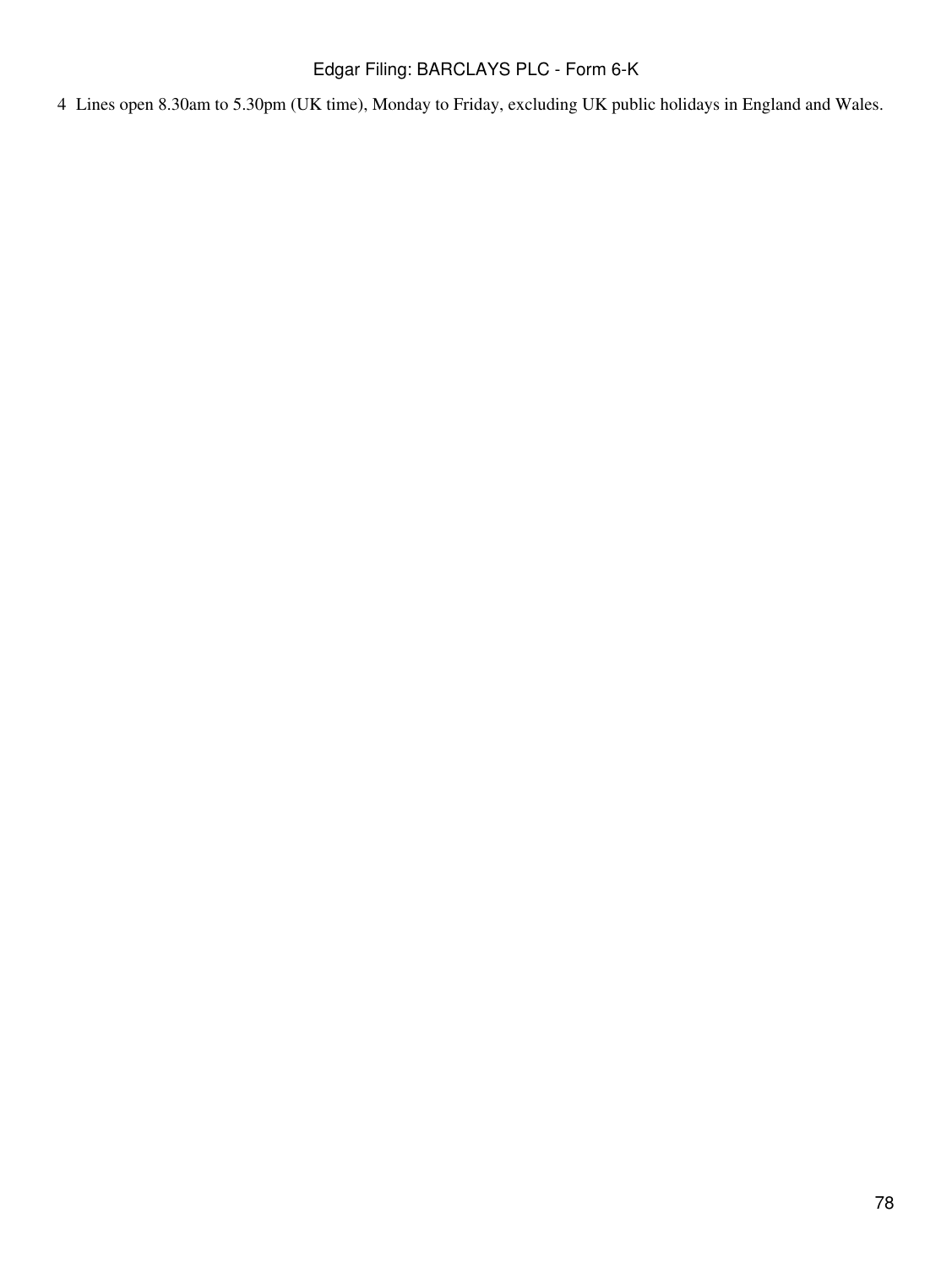4 Lines open 8.30am to 5.30pm (UK time), Monday to Friday, excluding UK public holidays in England and Wales.